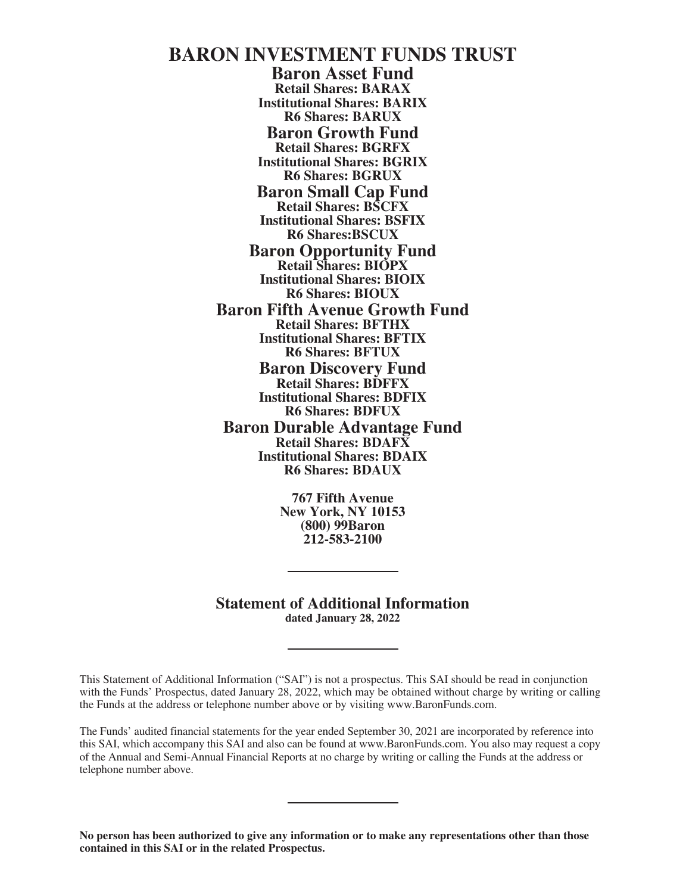# BARON INVESTMENT FUNDS TRUST

## Baron Asset Fund

**Retail Shares: BARAX**
**Institutional Shares: BARIX**
**R6 Shares: BARUX**

## Baron Growth Fund

**Retail Shares: BGRFX**
**Institutional Shares: BGRIX**
**R6 Shares: BGRUX**

## Baron Small Cap Fund

**Retail Shares: BSCFX**
**Institutional Shares: BSFIX**
**R6 Shares:BSCUX**

## Baron Opportunity Fund

**Retail Shares: BIOPX**
**Institutional Shares: BIOIX**
**R6 Shares: BIOUX**

## Baron Fifth Avenue Growth Fund

**Retail Shares: BFTHX**
**Institutional Shares: BFTIX**
**R6 Shares: BFTUX**

## Baron Discovery Fund

**Retail Shares: BDFFX**
**Institutional Shares: BDFIX**
**R6 Shares: BDFUX**

## Baron Durable Advantage Fund

**Retail Shares: BDAFX**
**Institutional Shares: BDAIX**
**R6 Shares: BDAUX**

**767 Fifth Avenue**
**New York, NY 10153**
**(800) 99Baron**
**212-583-2100**

---

## Statement of Additional Information

**dated January 28, 2022**

---

This Statement of Additional Information ("SAI") is not a prospectus. This SAI should be read in conjunction with the Funds' Prospectus, dated January 28, 2022, which may be obtained without charge by writing or calling the Funds at the address or telephone number above or by visiting www.BaronFunds.com.

The Funds' audited financial statements for the year ended September 30, 2021 are incorporated by reference into this SAI, which accompany this SAI and also can be found at www.BaronFunds.com. You also may request a copy of the Annual and Semi-Annual Financial Reports at no charge by writing or calling the Funds at the address or telephone number above.

---

**No person has been authorized to give any information or to make any representations other than those contained in this SAI or in the related Prospectus.**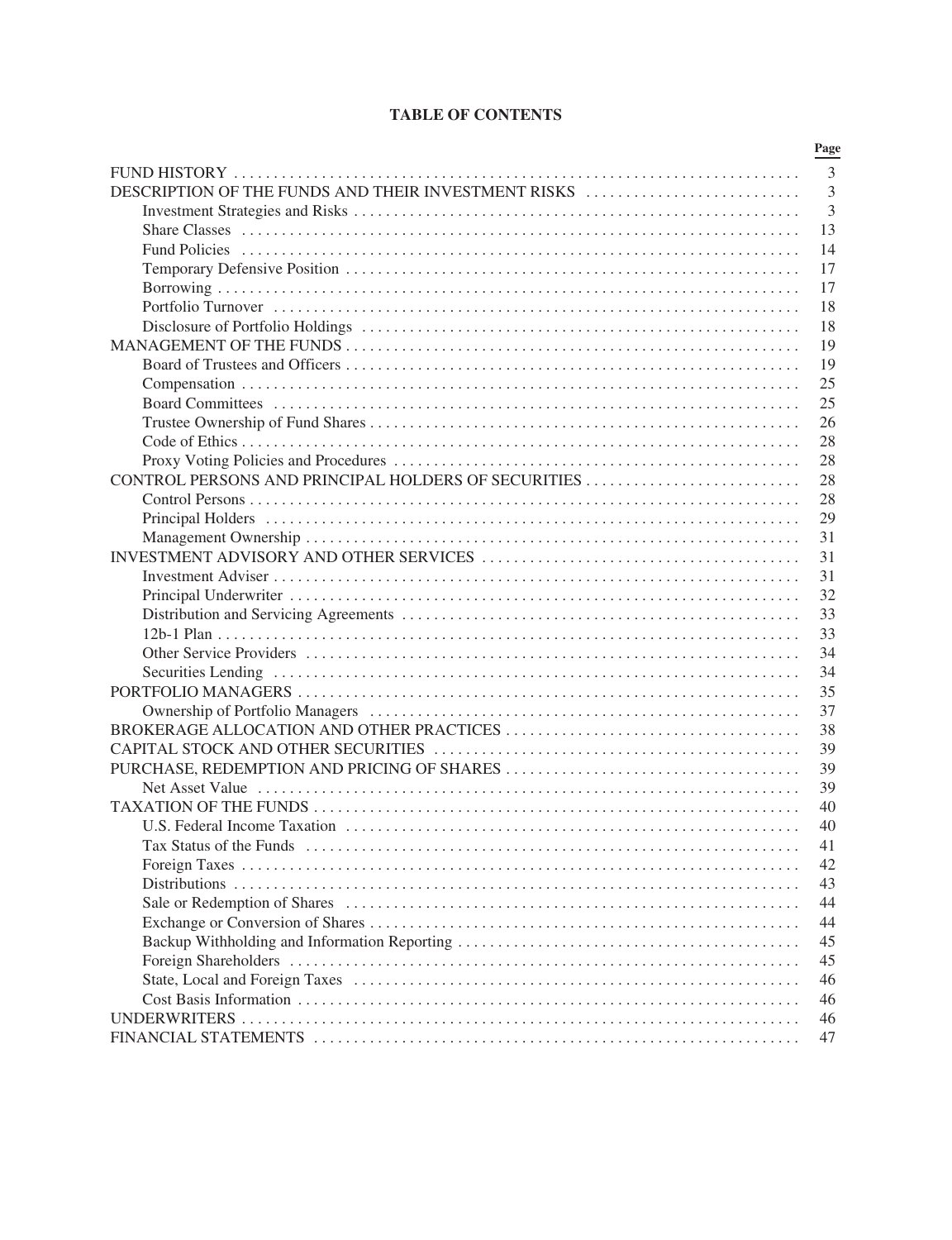# TABLE OF CONTENTS

| | Page |
|---|---|
| FUND HISTORY | 3 |
| DESCRIPTION OF THE FUNDS AND THEIR INVESTMENT RISKS | 3 |
| Investment Strategies and Risks | 3 |
| Share Classes | 13 |
| Fund Policies | 14 |
| Temporary Defensive Position | 17 |
| Borrowing | 17 |
| Portfolio Turnover | 18 |
| Disclosure of Portfolio Holdings | 18 |
| MANAGEMENT OF THE FUNDS | 19 |
| Board of Trustees and Officers | 19 |
| Compensation | 25 |
| Board Committees | 25 |
| Trustee Ownership of Fund Shares | 26 |
| Code of Ethics | 28 |
| Proxy Voting Policies and Procedures | 28 |
| CONTROL PERSONS AND PRINCIPAL HOLDERS OF SECURITIES | 28 |
| Control Persons | 28 |
| Principal Holders | 29 |
| Management Ownership | 31 |
| INVESTMENT ADVISORY AND OTHER SERVICES | 31 |
| Investment Adviser | 31 |
| Principal Underwriter | 32 |
| Distribution and Servicing Agreements | 33 |
| 12b-1 Plan | 33 |
| Other Service Providers | 34 |
| Securities Lending | 34 |
| PORTFOLIO MANAGERS | 35 |
| Ownership of Portfolio Managers | 37 |
| BROKERAGE ALLOCATION AND OTHER PRACTICES | 38 |
| CAPITAL STOCK AND OTHER SECURITIES | 39 |
| PURCHASE, REDEMPTION AND PRICING OF SHARES | 39 |
| Net Asset Value | 39 |
| TAXATION OF THE FUNDS | 40 |
| U.S. Federal Income Taxation | 40 |
| Tax Status of the Funds | 41 |
| Foreign Taxes | 42 |
| Distributions | 43 |
| Sale or Redemption of Shares | 44 |
| Exchange or Conversion of Shares | 44 |
| Backup Withholding and Information Reporting | 45 |
| Foreign Shareholders | 45 |
| State, Local and Foreign Taxes | 46 |
| Cost Basis Information | 46 |
| UNDERWRITERS | 46 |
| FINANCIAL STATEMENTS | 47 |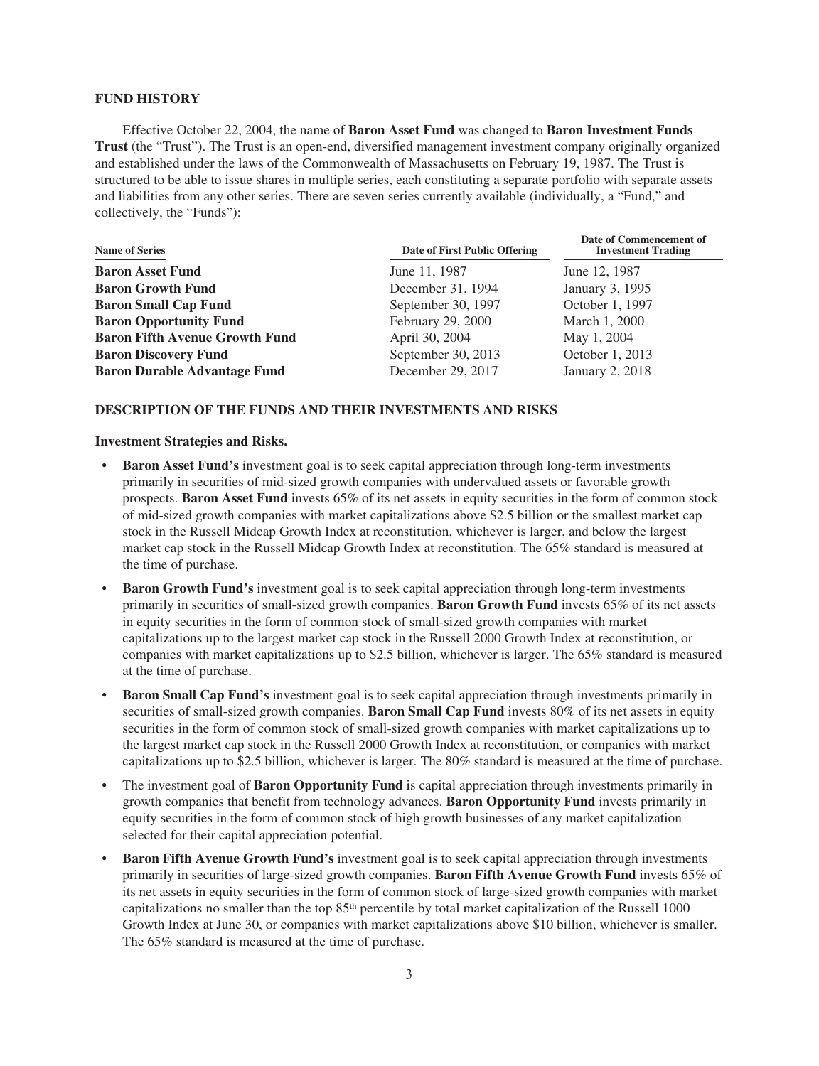## FUND HISTORY

Effective October 22, 2004, the name of **Baron Asset Fund** was changed to **Baron Investment Funds Trust** (the "Trust"). The Trust is an open-end, diversified management investment company originally organized and established under the laws of the Commonwealth of Massachusetts on February 19, 1987. The Trust is structured to be able to issue shares in multiple series, each constituting a separate portfolio with separate assets and liabilities from any other series. There are seven series currently available (individually, a "Fund," and collectively, the "Funds"):

| Name of Series | Date of First Public Offering | Date of Commencement of Investment Trading |
|---|---|---|
| **Baron Asset Fund** | June 11, 1987 | June 12, 1987 |
| **Baron Growth Fund** | December 31, 1994 | January 3, 1995 |
| **Baron Small Cap Fund** | September 30, 1997 | October 1, 1997 |
| **Baron Opportunity Fund** | February 29, 2000 | March 1, 2000 |
| **Baron Fifth Avenue Growth Fund** | April 30, 2004 | May 1, 2004 |
| **Baron Discovery Fund** | September 30, 2013 | October 1, 2013 |
| **Baron Durable Advantage Fund** | December 29, 2017 | January 2, 2018 |

## DESCRIPTION OF THE FUNDS AND THEIR INVESTMENTS AND RISKS

**Investment Strategies and Risks.**

- **Baron Asset Fund's** investment goal is to seek capital appreciation through long-term investments primarily in securities of mid-sized growth companies with undervalued assets or favorable growth prospects. **Baron Asset Fund** invests 65% of its net assets in equity securities in the form of common stock of mid-sized growth companies with market capitalizations above $2.5 billion or the smallest market cap stock in the Russell Midcap Growth Index at reconstitution, whichever is larger, and below the largest market cap stock in the Russell Midcap Growth Index at reconstitution. The 65% standard is measured at the time of purchase.
- **Baron Growth Fund's** investment goal is to seek capital appreciation through long-term investments primarily in securities of small-sized growth companies. **Baron Growth Fund** invests 65% of its net assets in equity securities in the form of common stock of small-sized growth companies with market capitalizations up to the largest market cap stock in the Russell 2000 Growth Index at reconstitution, or companies with market capitalizations up to $2.5 billion, whichever is larger. The 65% standard is measured at the time of purchase.
- **Baron Small Cap Fund's** investment goal is to seek capital appreciation through investments primarily in securities of small-sized growth companies. **Baron Small Cap Fund** invests 80% of its net assets in equity securities in the form of common stock of small-sized growth companies with market capitalizations up to the largest market cap stock in the Russell 2000 Growth Index at reconstitution, or companies with market capitalizations up to $2.5 billion, whichever is larger. The 80% standard is measured at the time of purchase.
- The investment goal of **Baron Opportunity Fund** is capital appreciation through investments primarily in growth companies that benefit from technology advances. **Baron Opportunity Fund** invests primarily in equity securities in the form of common stock of high growth businesses of any market capitalization selected for their capital appreciation potential.
- **Baron Fifth Avenue Growth Fund's** investment goal is to seek capital appreciation through investments primarily in securities of large-sized growth companies. **Baron Fifth Avenue Growth Fund** invests 65% of its net assets in equity securities in the form of common stock of large-sized growth companies with market capitalizations no smaller than the top 85th percentile by total market capitalization of the Russell 1000 Growth Index at June 30, or companies with market capitalizations above $10 billion, whichever is smaller. The 65% standard is measured at the time of purchase.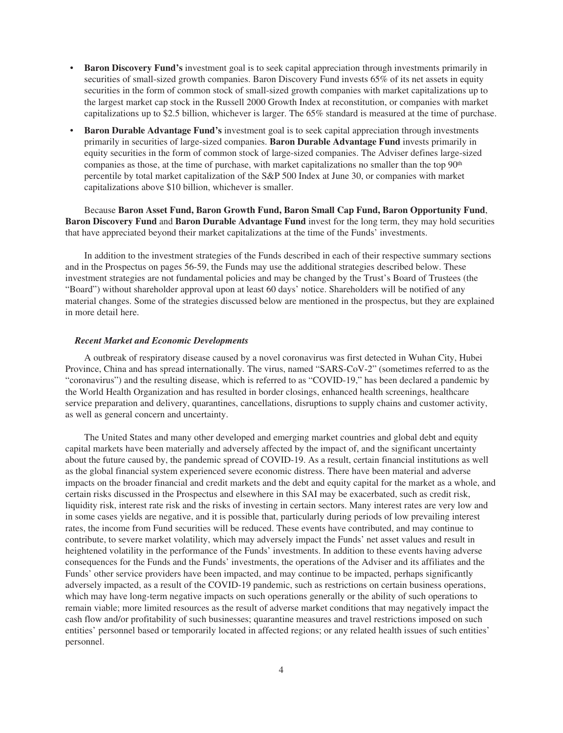- **Baron Discovery Fund's** investment goal is to seek capital appreciation through investments primarily in securities of small-sized growth companies. Baron Discovery Fund invests 65% of its net assets in equity securities in the form of common stock of small-sized growth companies with market capitalizations up to the largest market cap stock in the Russell 2000 Growth Index at reconstitution, or companies with market capitalizations up to $2.5 billion, whichever is larger. The 65% standard is measured at the time of purchase.
- **Baron Durable Advantage Fund's** investment goal is to seek capital appreciation through investments primarily in securities of large-sized companies. **Baron Durable Advantage Fund** invests primarily in equity securities in the form of common stock of large-sized companies. The Adviser defines large-sized companies as those, at the time of purchase, with market capitalizations no smaller than the top 90th percentile by total market capitalization of the S&P 500 Index at June 30, or companies with market capitalizations above $10 billion, whichever is smaller.

Because **Baron Asset Fund, Baron Growth Fund, Baron Small Cap Fund, Baron Opportunity Fund**, **Baron Discovery Fund** and **Baron Durable Advantage Fund** invest for the long term, they may hold securities that have appreciated beyond their market capitalizations at the time of the Funds' investments.

In addition to the investment strategies of the Funds described in each of their respective summary sections and in the Prospectus on pages 56-59, the Funds may use the additional strategies described below. These investment strategies are not fundamental policies and may be changed by the Trust's Board of Trustees (the "Board") without shareholder approval upon at least 60 days' notice. Shareholders will be notified of any material changes. Some of the strategies discussed below are mentioned in the prospectus, but they are explained in more detail here.

***Recent Market and Economic Developments***

A outbreak of respiratory disease caused by a novel coronavirus was first detected in Wuhan City, Hubei Province, China and has spread internationally. The virus, named "SARS-CoV-2" (sometimes referred to as the "coronavirus") and the resulting disease, which is referred to as "COVID-19," has been declared a pandemic by the World Health Organization and has resulted in border closings, enhanced health screenings, healthcare service preparation and delivery, quarantines, cancellations, disruptions to supply chains and customer activity, as well as general concern and uncertainty.

The United States and many other developed and emerging market countries and global debt and equity capital markets have been materially and adversely affected by the impact of, and the significant uncertainty about the future caused by, the pandemic spread of COVID-19. As a result, certain financial institutions as well as the global financial system experienced severe economic distress. There have been material and adverse impacts on the broader financial and credit markets and the debt and equity capital for the market as a whole, and certain risks discussed in the Prospectus and elsewhere in this SAI may be exacerbated, such as credit risk, liquidity risk, interest rate risk and the risks of investing in certain sectors. Many interest rates are very low and in some cases yields are negative, and it is possible that, particularly during periods of low prevailing interest rates, the income from Fund securities will be reduced. These events have contributed, and may continue to contribute, to severe market volatility, which may adversely impact the Funds' net asset values and result in heightened volatility in the performance of the Funds' investments. In addition to these events having adverse consequences for the Funds and the Funds' investments, the operations of the Adviser and its affiliates and the Funds' other service providers have been impacted, and may continue to be impacted, perhaps significantly adversely impacted, as a result of the COVID-19 pandemic, such as restrictions on certain business operations, which may have long-term negative impacts on such operations generally or the ability of such operations to remain viable; more limited resources as the result of adverse market conditions that may negatively impact the cash flow and/or profitability of such businesses; quarantine measures and travel restrictions imposed on such entities' personnel based or temporarily located in affected regions; or any related health issues of such entities' personnel.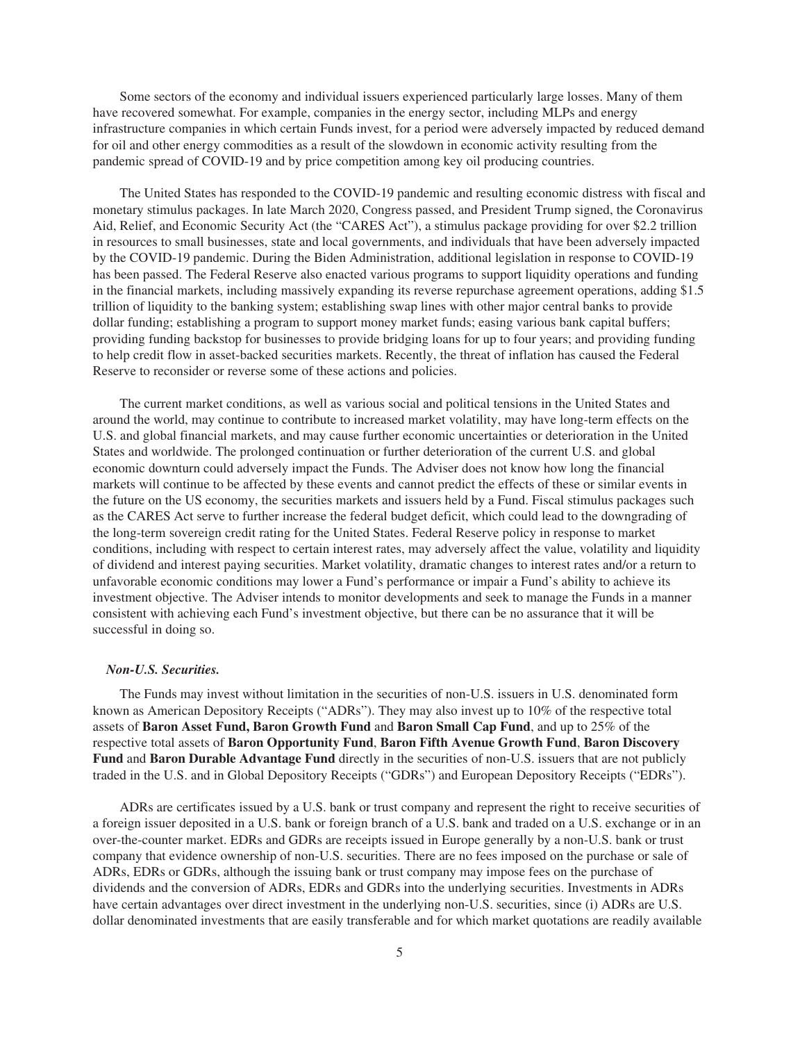Some sectors of the economy and individual issuers experienced particularly large losses. Many of them have recovered somewhat. For example, companies in the energy sector, including MLPs and energy infrastructure companies in which certain Funds invest, for a period were adversely impacted by reduced demand for oil and other energy commodities as a result of the slowdown in economic activity resulting from the pandemic spread of COVID-19 and by price competition among key oil producing countries.

The United States has responded to the COVID-19 pandemic and resulting economic distress with fiscal and monetary stimulus packages. In late March 2020, Congress passed, and President Trump signed, the Coronavirus Aid, Relief, and Economic Security Act (the "CARES Act"), a stimulus package providing for over $2.2 trillion in resources to small businesses, state and local governments, and individuals that have been adversely impacted by the COVID-19 pandemic. During the Biden Administration, additional legislation in response to COVID-19 has been passed. The Federal Reserve also enacted various programs to support liquidity operations and funding in the financial markets, including massively expanding its reverse repurchase agreement operations, adding $1.5 trillion of liquidity to the banking system; establishing swap lines with other major central banks to provide dollar funding; establishing a program to support money market funds; easing various bank capital buffers; providing funding backstop for businesses to provide bridging loans for up to four years; and providing funding to help credit flow in asset-backed securities markets. Recently, the threat of inflation has caused the Federal Reserve to reconsider or reverse some of these actions and policies.

The current market conditions, as well as various social and political tensions in the United States and around the world, may continue to contribute to increased market volatility, may have long-term effects on the U.S. and global financial markets, and may cause further economic uncertainties or deterioration in the United States and worldwide. The prolonged continuation or further deterioration of the current U.S. and global economic downturn could adversely impact the Funds. The Adviser does not know how long the financial markets will continue to be affected by these events and cannot predict the effects of these or similar events in the future on the US economy, the securities markets and issuers held by a Fund. Fiscal stimulus packages such as the CARES Act serve to further increase the federal budget deficit, which could lead to the downgrading of the long-term sovereign credit rating for the United States. Federal Reserve policy in response to market conditions, including with respect to certain interest rates, may adversely affect the value, volatility and liquidity of dividend and interest paying securities. Market volatility, dramatic changes to interest rates and/or a return to unfavorable economic conditions may lower a Fund's performance or impair a Fund's ability to achieve its investment objective. The Adviser intends to monitor developments and seek to manage the Funds in a manner consistent with achieving each Fund's investment objective, but there can be no assurance that it will be successful in doing so.

***Non-U.S. Securities.***

The Funds may invest without limitation in the securities of non-U.S. issuers in U.S. denominated form known as American Depository Receipts ("ADRs"). They may also invest up to 10% of the respective total assets of **Baron Asset Fund, Baron Growth Fund** and **Baron Small Cap Fund**, and up to 25% of the respective total assets of **Baron Opportunity Fund**, **Baron Fifth Avenue Growth Fund**, **Baron Discovery Fund** and **Baron Durable Advantage Fund** directly in the securities of non-U.S. issuers that are not publicly traded in the U.S. and in Global Depository Receipts ("GDRs") and European Depository Receipts ("EDRs").

ADRs are certificates issued by a U.S. bank or trust company and represent the right to receive securities of a foreign issuer deposited in a U.S. bank or foreign branch of a U.S. bank and traded on a U.S. exchange or in an over-the-counter market. EDRs and GDRs are receipts issued in Europe generally by a non-U.S. bank or trust company that evidence ownership of non-U.S. securities. There are no fees imposed on the purchase or sale of ADRs, EDRs or GDRs, although the issuing bank or trust company may impose fees on the purchase of dividends and the conversion of ADRs, EDRs and GDRs into the underlying securities. Investments in ADRs have certain advantages over direct investment in the underlying non-U.S. securities, since (i) ADRs are U.S. dollar denominated investments that are easily transferable and for which market quotations are readily available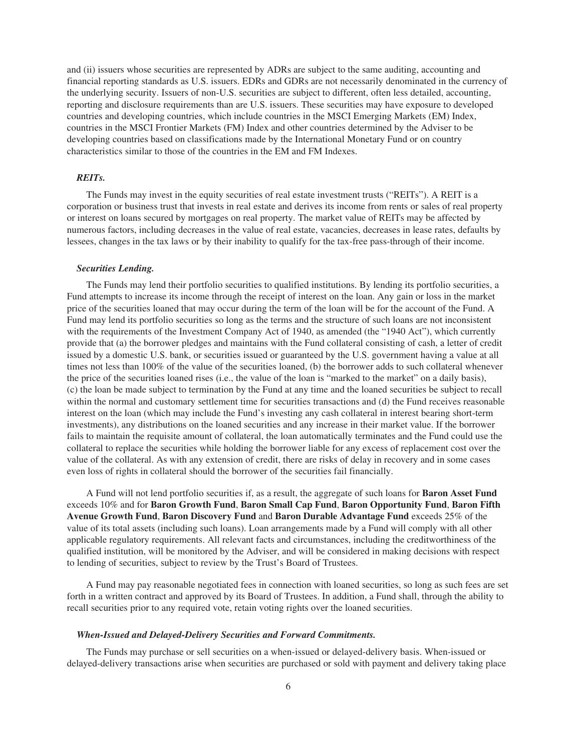and (ii) issuers whose securities are represented by ADRs are subject to the same auditing, accounting and financial reporting standards as U.S. issuers. EDRs and GDRs are not necessarily denominated in the currency of the underlying security. Issuers of non-U.S. securities are subject to different, often less detailed, accounting, reporting and disclosure requirements than are U.S. issuers. These securities may have exposure to developed countries and developing countries, which include countries in the MSCI Emerging Markets (EM) Index, countries in the MSCI Frontier Markets (FM) Index and other countries determined by the Adviser to be developing countries based on classifications made by the International Monetary Fund or on country characteristics similar to those of the countries in the EM and FM Indexes.

***REITs.***

The Funds may invest in the equity securities of real estate investment trusts ("REITs"). A REIT is a corporation or business trust that invests in real estate and derives its income from rents or sales of real property or interest on loans secured by mortgages on real property. The market value of REITs may be affected by numerous factors, including decreases in the value of real estate, vacancies, decreases in lease rates, defaults by lessees, changes in the tax laws or by their inability to qualify for the tax-free pass-through of their income.

***Securities Lending.***

The Funds may lend their portfolio securities to qualified institutions. By lending its portfolio securities, a Fund attempts to increase its income through the receipt of interest on the loan. Any gain or loss in the market price of the securities loaned that may occur during the term of the loan will be for the account of the Fund. A Fund may lend its portfolio securities so long as the terms and the structure of such loans are not inconsistent with the requirements of the Investment Company Act of 1940, as amended (the "1940 Act"), which currently provide that (a) the borrower pledges and maintains with the Fund collateral consisting of cash, a letter of credit issued by a domestic U.S. bank, or securities issued or guaranteed by the U.S. government having a value at all times not less than 100% of the value of the securities loaned, (b) the borrower adds to such collateral whenever the price of the securities loaned rises (i.e., the value of the loan is "marked to the market" on a daily basis), (c) the loan be made subject to termination by the Fund at any time and the loaned securities be subject to recall within the normal and customary settlement time for securities transactions and (d) the Fund receives reasonable interest on the loan (which may include the Fund's investing any cash collateral in interest bearing short-term investments), any distributions on the loaned securities and any increase in their market value. If the borrower fails to maintain the requisite amount of collateral, the loan automatically terminates and the Fund could use the collateral to replace the securities while holding the borrower liable for any excess of replacement cost over the value of the collateral. As with any extension of credit, there are risks of delay in recovery and in some cases even loss of rights in collateral should the borrower of the securities fail financially.

A Fund will not lend portfolio securities if, as a result, the aggregate of such loans for **Baron Asset Fund** exceeds 10% and for **Baron Growth Fund**, **Baron Small Cap Fund**, **Baron Opportunity Fund**, **Baron Fifth Avenue Growth Fund**, **Baron Discovery Fund** and **Baron Durable Advantage Fund** exceeds 25% of the value of its total assets (including such loans). Loan arrangements made by a Fund will comply with all other applicable regulatory requirements. All relevant facts and circumstances, including the creditworthiness of the qualified institution, will be monitored by the Adviser, and will be considered in making decisions with respect to lending of securities, subject to review by the Trust's Board of Trustees.

A Fund may pay reasonable negotiated fees in connection with loaned securities, so long as such fees are set forth in a written contract and approved by its Board of Trustees. In addition, a Fund shall, through the ability to recall securities prior to any required vote, retain voting rights over the loaned securities.

***When-Issued and Delayed-Delivery Securities and Forward Commitments.***

The Funds may purchase or sell securities on a when-issued or delayed-delivery basis. When-issued or delayed-delivery transactions arise when securities are purchased or sold with payment and delivery taking place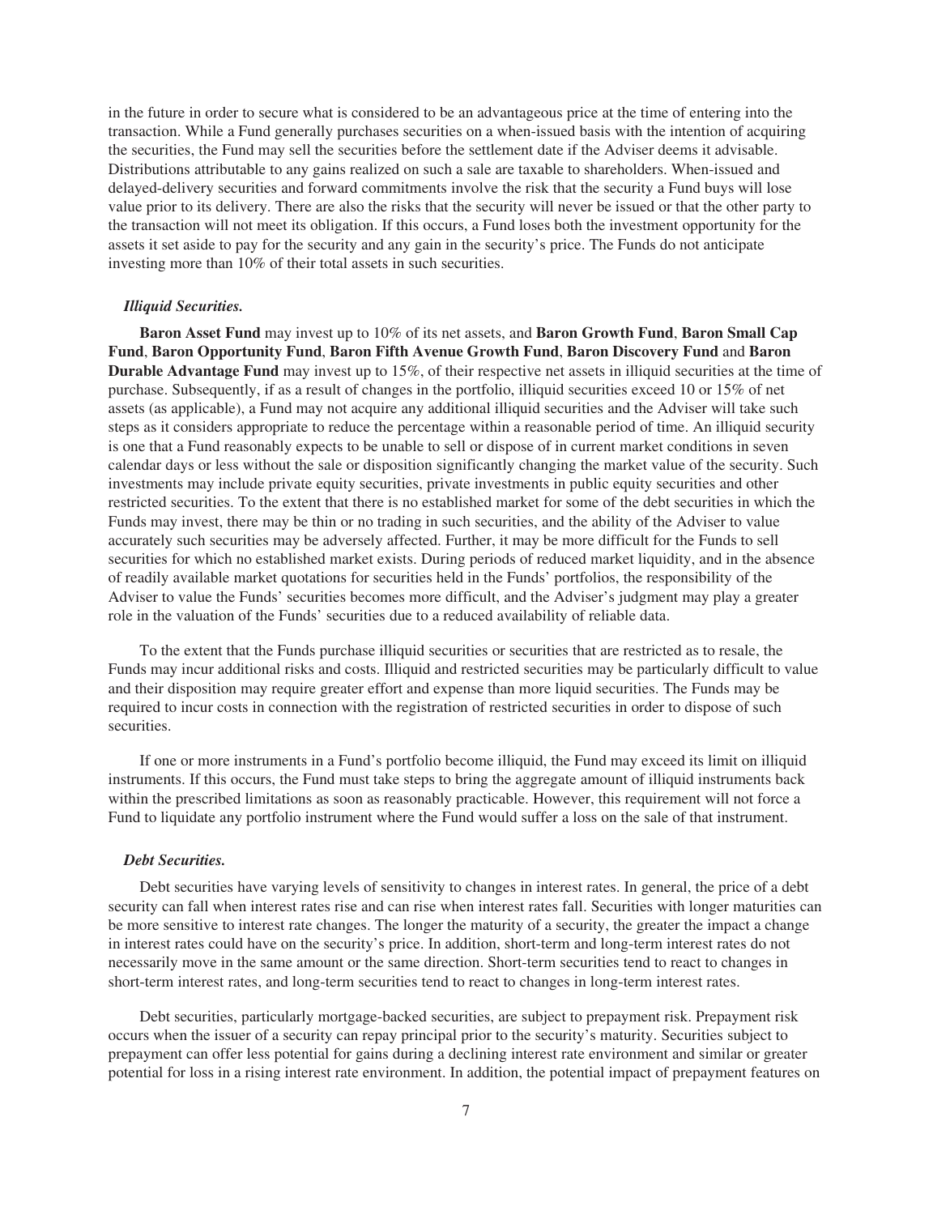in the future in order to secure what is considered to be an advantageous price at the time of entering into the transaction. While a Fund generally purchases securities on a when-issued basis with the intention of acquiring the securities, the Fund may sell the securities before the settlement date if the Adviser deems it advisable. Distributions attributable to any gains realized on such a sale are taxable to shareholders. When-issued and delayed-delivery securities and forward commitments involve the risk that the security a Fund buys will lose value prior to its delivery. There are also the risks that the security will never be issued or that the other party to the transaction will not meet its obligation. If this occurs, a Fund loses both the investment opportunity for the assets it set aside to pay for the security and any gain in the security's price. The Funds do not anticipate investing more than 10% of their total assets in such securities.

***Illiquid Securities.***

**Baron Asset Fund** may invest up to 10% of its net assets, and **Baron Growth Fund**, **Baron Small Cap Fund**, **Baron Opportunity Fund**, **Baron Fifth Avenue Growth Fund**, **Baron Discovery Fund** and **Baron Durable Advantage Fund** may invest up to 15%, of their respective net assets in illiquid securities at the time of purchase. Subsequently, if as a result of changes in the portfolio, illiquid securities exceed 10 or 15% of net assets (as applicable), a Fund may not acquire any additional illiquid securities and the Adviser will take such steps as it considers appropriate to reduce the percentage within a reasonable period of time. An illiquid security is one that a Fund reasonably expects to be unable to sell or dispose of in current market conditions in seven calendar days or less without the sale or disposition significantly changing the market value of the security. Such investments may include private equity securities, private investments in public equity securities and other restricted securities. To the extent that there is no established market for some of the debt securities in which the Funds may invest, there may be thin or no trading in such securities, and the ability of the Adviser to value accurately such securities may be adversely affected. Further, it may be more difficult for the Funds to sell securities for which no established market exists. During periods of reduced market liquidity, and in the absence of readily available market quotations for securities held in the Funds' portfolios, the responsibility of the Adviser to value the Funds' securities becomes more difficult, and the Adviser's judgment may play a greater role in the valuation of the Funds' securities due to a reduced availability of reliable data.

To the extent that the Funds purchase illiquid securities or securities that are restricted as to resale, the Funds may incur additional risks and costs. Illiquid and restricted securities may be particularly difficult to value and their disposition may require greater effort and expense than more liquid securities. The Funds may be required to incur costs in connection with the registration of restricted securities in order to dispose of such securities.

If one or more instruments in a Fund's portfolio become illiquid, the Fund may exceed its limit on illiquid instruments. If this occurs, the Fund must take steps to bring the aggregate amount of illiquid instruments back within the prescribed limitations as soon as reasonably practicable. However, this requirement will not force a Fund to liquidate any portfolio instrument where the Fund would suffer a loss on the sale of that instrument.

***Debt Securities.***

Debt securities have varying levels of sensitivity to changes in interest rates. In general, the price of a debt security can fall when interest rates rise and can rise when interest rates fall. Securities with longer maturities can be more sensitive to interest rate changes. The longer the maturity of a security, the greater the impact a change in interest rates could have on the security's price. In addition, short-term and long-term interest rates do not necessarily move in the same amount or the same direction. Short-term securities tend to react to changes in short-term interest rates, and long-term securities tend to react to changes in long-term interest rates.

Debt securities, particularly mortgage-backed securities, are subject to prepayment risk. Prepayment risk occurs when the issuer of a security can repay principal prior to the security's maturity. Securities subject to prepayment can offer less potential for gains during a declining interest rate environment and similar or greater potential for loss in a rising interest rate environment. In addition, the potential impact of prepayment features on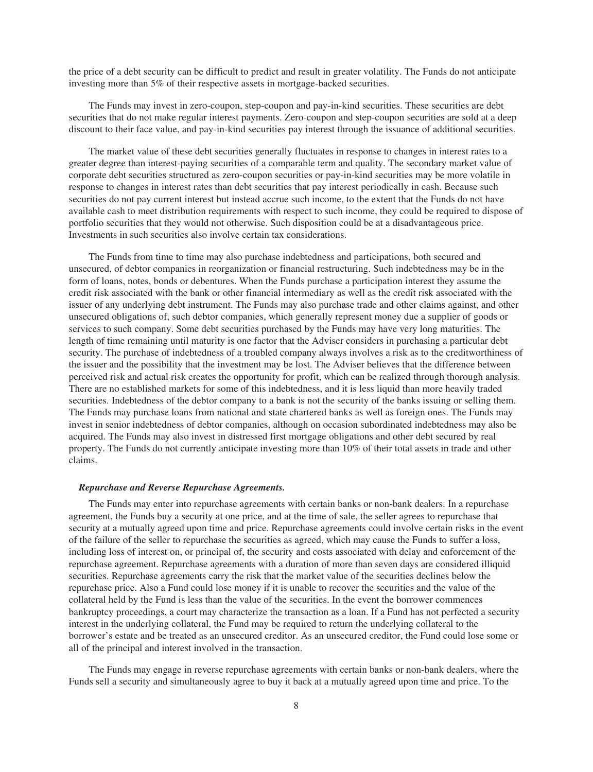the price of a debt security can be difficult to predict and result in greater volatility. The Funds do not anticipate investing more than 5% of their respective assets in mortgage-backed securities.

The Funds may invest in zero-coupon, step-coupon and pay-in-kind securities. These securities are debt securities that do not make regular interest payments. Zero-coupon and step-coupon securities are sold at a deep discount to their face value, and pay-in-kind securities pay interest through the issuance of additional securities.

The market value of these debt securities generally fluctuates in response to changes in interest rates to a greater degree than interest-paying securities of a comparable term and quality. The secondary market value of corporate debt securities structured as zero-coupon securities or pay-in-kind securities may be more volatile in response to changes in interest rates than debt securities that pay interest periodically in cash. Because such securities do not pay current interest but instead accrue such income, to the extent that the Funds do not have available cash to meet distribution requirements with respect to such income, they could be required to dispose of portfolio securities that they would not otherwise. Such disposition could be at a disadvantageous price. Investments in such securities also involve certain tax considerations.

The Funds from time to time may also purchase indebtedness and participations, both secured and unsecured, of debtor companies in reorganization or financial restructuring. Such indebtedness may be in the form of loans, notes, bonds or debentures. When the Funds purchase a participation interest they assume the credit risk associated with the bank or other financial intermediary as well as the credit risk associated with the issuer of any underlying debt instrument. The Funds may also purchase trade and other claims against, and other unsecured obligations of, such debtor companies, which generally represent money due a supplier of goods or services to such company. Some debt securities purchased by the Funds may have very long maturities. The length of time remaining until maturity is one factor that the Adviser considers in purchasing a particular debt security. The purchase of indebtedness of a troubled company always involves a risk as to the creditworthiness of the issuer and the possibility that the investment may be lost. The Adviser believes that the difference between perceived risk and actual risk creates the opportunity for profit, which can be realized through thorough analysis. There are no established markets for some of this indebtedness, and it is less liquid than more heavily traded securities. Indebtedness of the debtor company to a bank is not the security of the banks issuing or selling them. The Funds may purchase loans from national and state chartered banks as well as foreign ones. The Funds may invest in senior indebtedness of debtor companies, although on occasion subordinated indebtedness may also be acquired. The Funds may also invest in distressed first mortgage obligations and other debt secured by real property. The Funds do not currently anticipate investing more than 10% of their total assets in trade and other claims.

***Repurchase and Reverse Repurchase Agreements.***

The Funds may enter into repurchase agreements with certain banks or non-bank dealers. In a repurchase agreement, the Funds buy a security at one price, and at the time of sale, the seller agrees to repurchase that security at a mutually agreed upon time and price. Repurchase agreements could involve certain risks in the event of the failure of the seller to repurchase the securities as agreed, which may cause the Funds to suffer a loss, including loss of interest on, or principal of, the security and costs associated with delay and enforcement of the repurchase agreement. Repurchase agreements with a duration of more than seven days are considered illiquid securities. Repurchase agreements carry the risk that the market value of the securities declines below the repurchase price. Also a Fund could lose money if it is unable to recover the securities and the value of the collateral held by the Fund is less than the value of the securities. In the event the borrower commences bankruptcy proceedings, a court may characterize the transaction as a loan. If a Fund has not perfected a security interest in the underlying collateral, the Fund may be required to return the underlying collateral to the borrower's estate and be treated as an unsecured creditor. As an unsecured creditor, the Fund could lose some or all of the principal and interest involved in the transaction.

The Funds may engage in reverse repurchase agreements with certain banks or non-bank dealers, where the Funds sell a security and simultaneously agree to buy it back at a mutually agreed upon time and price. To the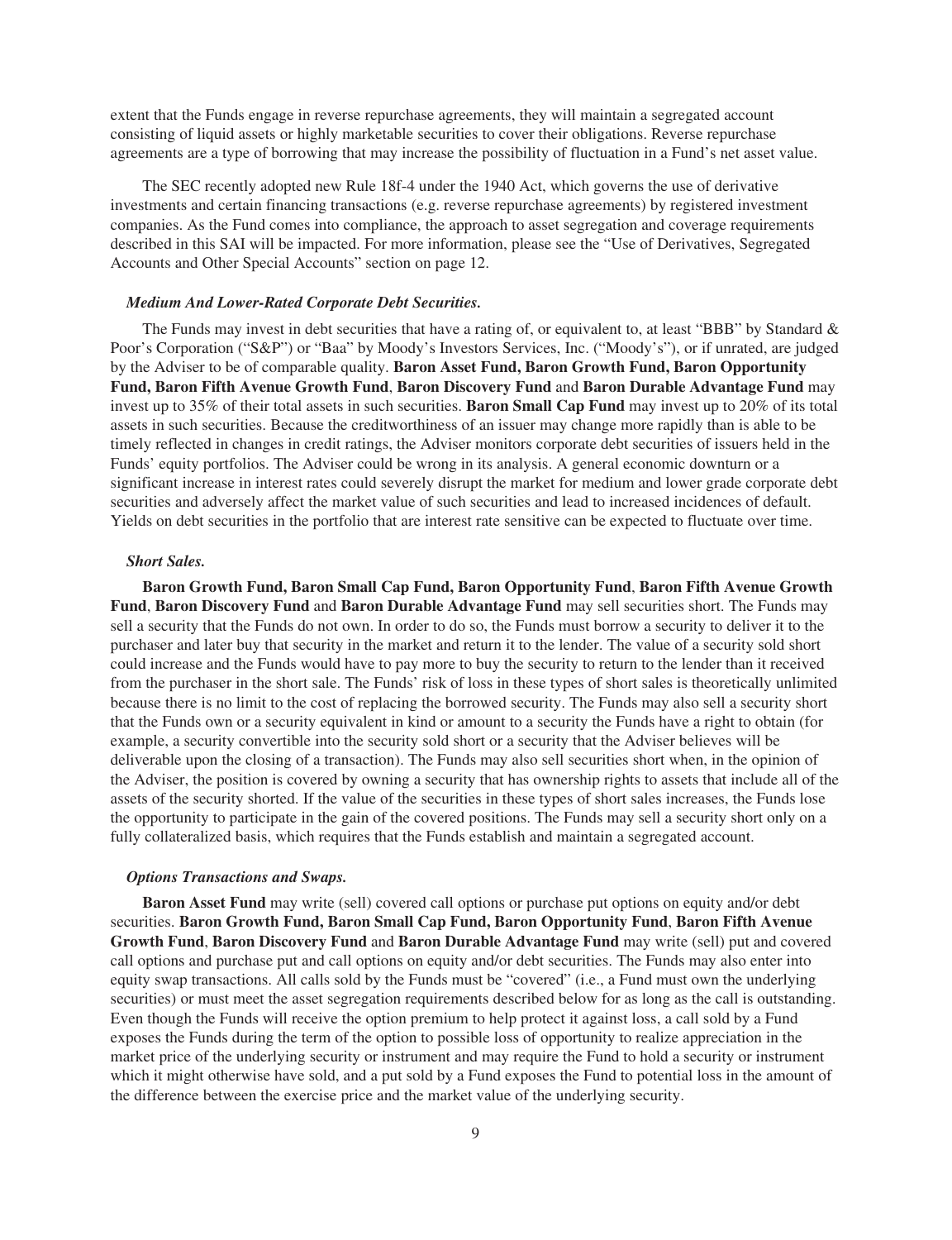extent that the Funds engage in reverse repurchase agreements, they will maintain a segregated account consisting of liquid assets or highly marketable securities to cover their obligations. Reverse repurchase agreements are a type of borrowing that may increase the possibility of fluctuation in a Fund's net asset value.

The SEC recently adopted new Rule 18f-4 under the 1940 Act, which governs the use of derivative investments and certain financing transactions (e.g. reverse repurchase agreements) by registered investment companies. As the Fund comes into compliance, the approach to asset segregation and coverage requirements described in this SAI will be impacted. For more information, please see the "Use of Derivatives, Segregated Accounts and Other Special Accounts" section on page 12.

***Medium And Lower-Rated Corporate Debt Securities.***

The Funds may invest in debt securities that have a rating of, or equivalent to, at least "BBB" by Standard & Poor's Corporation ("S&P") or "Baa" by Moody's Investors Services, Inc. ("Moody's"), or if unrated, are judged by the Adviser to be of comparable quality. **Baron Asset Fund, Baron Growth Fund, Baron Opportunity Fund, Baron Fifth Avenue Growth Fund**, **Baron Discovery Fund** and **Baron Durable Advantage Fund** may invest up to 35% of their total assets in such securities. **Baron Small Cap Fund** may invest up to 20% of its total assets in such securities. Because the creditworthiness of an issuer may change more rapidly than is able to be timely reflected in changes in credit ratings, the Adviser monitors corporate debt securities of issuers held in the Funds' equity portfolios. The Adviser could be wrong in its analysis. A general economic downturn or a significant increase in interest rates could severely disrupt the market for medium and lower grade corporate debt securities and adversely affect the market value of such securities and lead to increased incidences of default. Yields on debt securities in the portfolio that are interest rate sensitive can be expected to fluctuate over time.

***Short Sales.***

**Baron Growth Fund, Baron Small Cap Fund, Baron Opportunity Fund**, **Baron Fifth Avenue Growth Fund**, **Baron Discovery Fund** and **Baron Durable Advantage Fund** may sell securities short. The Funds may sell a security that the Funds do not own. In order to do so, the Funds must borrow a security to deliver it to the purchaser and later buy that security in the market and return it to the lender. The value of a security sold short could increase and the Funds would have to pay more to buy the security to return to the lender than it received from the purchaser in the short sale. The Funds' risk of loss in these types of short sales is theoretically unlimited because there is no limit to the cost of replacing the borrowed security. The Funds may also sell a security short that the Funds own or a security equivalent in kind or amount to a security the Funds have a right to obtain (for example, a security convertible into the security sold short or a security that the Adviser believes will be deliverable upon the closing of a transaction). The Funds may also sell securities short when, in the opinion of the Adviser, the position is covered by owning a security that has ownership rights to assets that include all of the assets of the security shorted. If the value of the securities in these types of short sales increases, the Funds lose the opportunity to participate in the gain of the covered positions. The Funds may sell a security short only on a fully collateralized basis, which requires that the Funds establish and maintain a segregated account.

***Options Transactions and Swaps.***

**Baron Asset Fund** may write (sell) covered call options or purchase put options on equity and/or debt securities. **Baron Growth Fund, Baron Small Cap Fund, Baron Opportunity Fund**, **Baron Fifth Avenue Growth Fund**, **Baron Discovery Fund** and **Baron Durable Advantage Fund** may write (sell) put and covered call options and purchase put and call options on equity and/or debt securities. The Funds may also enter into equity swap transactions. All calls sold by the Funds must be "covered" (i.e., a Fund must own the underlying securities) or must meet the asset segregation requirements described below for as long as the call is outstanding. Even though the Funds will receive the option premium to help protect it against loss, a call sold by a Fund exposes the Funds during the term of the option to possible loss of opportunity to realize appreciation in the market price of the underlying security or instrument and may require the Fund to hold a security or instrument which it might otherwise have sold, and a put sold by a Fund exposes the Fund to potential loss in the amount of the difference between the exercise price and the market value of the underlying security.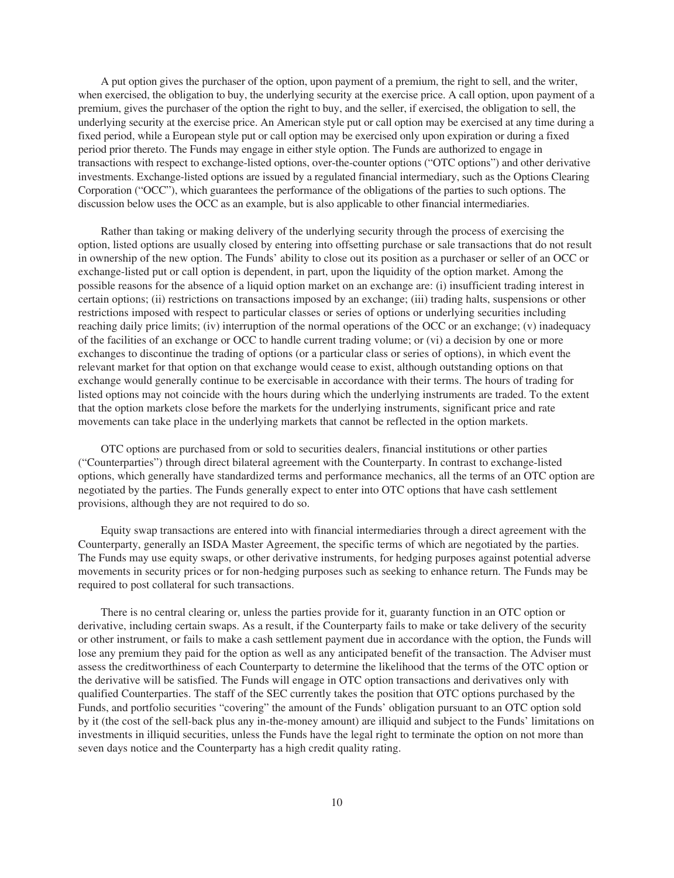A put option gives the purchaser of the option, upon payment of a premium, the right to sell, and the writer, when exercised, the obligation to buy, the underlying security at the exercise price. A call option, upon payment of a premium, gives the purchaser of the option the right to buy, and the seller, if exercised, the obligation to sell, the underlying security at the exercise price. An American style put or call option may be exercised at any time during a fixed period, while a European style put or call option may be exercised only upon expiration or during a fixed period prior thereto. The Funds may engage in either style option. The Funds are authorized to engage in transactions with respect to exchange-listed options, over-the-counter options ("OTC options") and other derivative investments. Exchange-listed options are issued by a regulated financial intermediary, such as the Options Clearing Corporation ("OCC"), which guarantees the performance of the obligations of the parties to such options. The discussion below uses the OCC as an example, but is also applicable to other financial intermediaries.

Rather than taking or making delivery of the underlying security through the process of exercising the option, listed options are usually closed by entering into offsetting purchase or sale transactions that do not result in ownership of the new option. The Funds' ability to close out its position as a purchaser or seller of an OCC or exchange-listed put or call option is dependent, in part, upon the liquidity of the option market. Among the possible reasons for the absence of a liquid option market on an exchange are: (i) insufficient trading interest in certain options; (ii) restrictions on transactions imposed by an exchange; (iii) trading halts, suspensions or other restrictions imposed with respect to particular classes or series of options or underlying securities including reaching daily price limits; (iv) interruption of the normal operations of the OCC or an exchange; (v) inadequacy of the facilities of an exchange or OCC to handle current trading volume; or (vi) a decision by one or more exchanges to discontinue the trading of options (or a particular class or series of options), in which event the relevant market for that option on that exchange would cease to exist, although outstanding options on that exchange would generally continue to be exercisable in accordance with their terms. The hours of trading for listed options may not coincide with the hours during which the underlying instruments are traded. To the extent that the option markets close before the markets for the underlying instruments, significant price and rate movements can take place in the underlying markets that cannot be reflected in the option markets.

OTC options are purchased from or sold to securities dealers, financial institutions or other parties ("Counterparties") through direct bilateral agreement with the Counterparty. In contrast to exchange-listed options, which generally have standardized terms and performance mechanics, all the terms of an OTC option are negotiated by the parties. The Funds generally expect to enter into OTC options that have cash settlement provisions, although they are not required to do so.

Equity swap transactions are entered into with financial intermediaries through a direct agreement with the Counterparty, generally an ISDA Master Agreement, the specific terms of which are negotiated by the parties. The Funds may use equity swaps, or other derivative instruments, for hedging purposes against potential adverse movements in security prices or for non-hedging purposes such as seeking to enhance return. The Funds may be required to post collateral for such transactions.

There is no central clearing or, unless the parties provide for it, guaranty function in an OTC option or derivative, including certain swaps. As a result, if the Counterparty fails to make or take delivery of the security or other instrument, or fails to make a cash settlement payment due in accordance with the option, the Funds will lose any premium they paid for the option as well as any anticipated benefit of the transaction. The Adviser must assess the creditworthiness of each Counterparty to determine the likelihood that the terms of the OTC option or the derivative will be satisfied. The Funds will engage in OTC option transactions and derivatives only with qualified Counterparties. The staff of the SEC currently takes the position that OTC options purchased by the Funds, and portfolio securities "covering" the amount of the Funds' obligation pursuant to an OTC option sold by it (the cost of the sell-back plus any in-the-money amount) are illiquid and subject to the Funds' limitations on investments in illiquid securities, unless the Funds have the legal right to terminate the option on not more than seven days notice and the Counterparty has a high credit quality rating.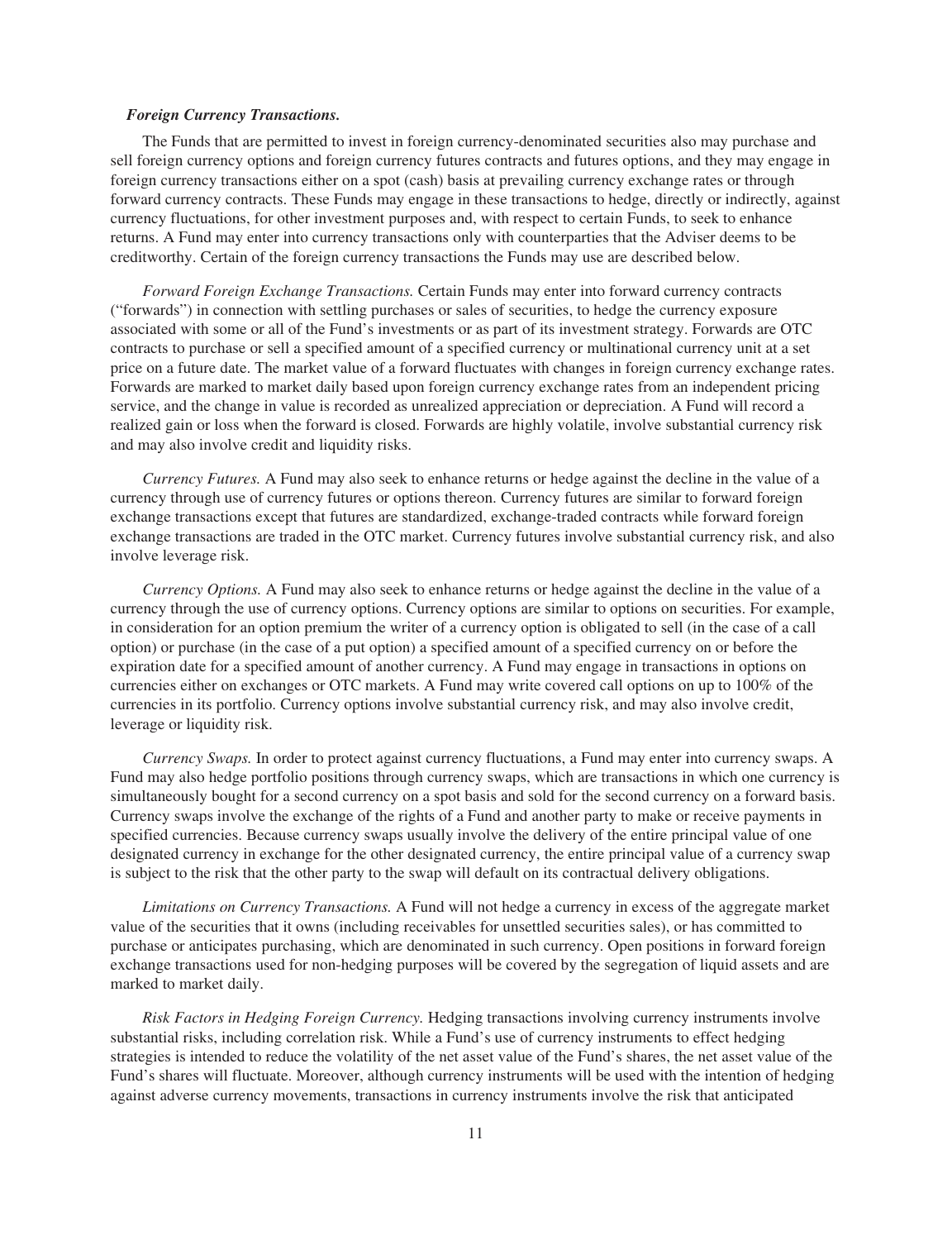***Foreign Currency Transactions.***

The Funds that are permitted to invest in foreign currency-denominated securities also may purchase and sell foreign currency options and foreign currency futures contracts and futures options, and they may engage in foreign currency transactions either on a spot (cash) basis at prevailing currency exchange rates or through forward currency contracts. These Funds may engage in these transactions to hedge, directly or indirectly, against currency fluctuations, for other investment purposes and, with respect to certain Funds, to seek to enhance returns. A Fund may enter into currency transactions only with counterparties that the Adviser deems to be creditworthy. Certain of the foreign currency transactions the Funds may use are described below.

*Forward Foreign Exchange Transactions.* Certain Funds may enter into forward currency contracts ("forwards") in connection with settling purchases or sales of securities, to hedge the currency exposure associated with some or all of the Fund's investments or as part of its investment strategy. Forwards are OTC contracts to purchase or sell a specified amount of a specified currency or multinational currency unit at a set price on a future date. The market value of a forward fluctuates with changes in foreign currency exchange rates. Forwards are marked to market daily based upon foreign currency exchange rates from an independent pricing service, and the change in value is recorded as unrealized appreciation or depreciation. A Fund will record a realized gain or loss when the forward is closed. Forwards are highly volatile, involve substantial currency risk and may also involve credit and liquidity risks.

*Currency Futures.* A Fund may also seek to enhance returns or hedge against the decline in the value of a currency through use of currency futures or options thereon. Currency futures are similar to forward foreign exchange transactions except that futures are standardized, exchange-traded contracts while forward foreign exchange transactions are traded in the OTC market. Currency futures involve substantial currency risk, and also involve leverage risk.

*Currency Options.* A Fund may also seek to enhance returns or hedge against the decline in the value of a currency through the use of currency options. Currency options are similar to options on securities. For example, in consideration for an option premium the writer of a currency option is obligated to sell (in the case of a call option) or purchase (in the case of a put option) a specified amount of a specified currency on or before the expiration date for a specified amount of another currency. A Fund may engage in transactions in options on currencies either on exchanges or OTC markets. A Fund may write covered call options on up to 100% of the currencies in its portfolio. Currency options involve substantial currency risk, and may also involve credit, leverage or liquidity risk.

*Currency Swaps.* In order to protect against currency fluctuations, a Fund may enter into currency swaps. A Fund may also hedge portfolio positions through currency swaps, which are transactions in which one currency is simultaneously bought for a second currency on a spot basis and sold for the second currency on a forward basis. Currency swaps involve the exchange of the rights of a Fund and another party to make or receive payments in specified currencies. Because currency swaps usually involve the delivery of the entire principal value of one designated currency in exchange for the other designated currency, the entire principal value of a currency swap is subject to the risk that the other party to the swap will default on its contractual delivery obligations.

*Limitations on Currency Transactions.* A Fund will not hedge a currency in excess of the aggregate market value of the securities that it owns (including receivables for unsettled securities sales), or has committed to purchase or anticipates purchasing, which are denominated in such currency. Open positions in forward foreign exchange transactions used for non-hedging purposes will be covered by the segregation of liquid assets and are marked to market daily.

*Risk Factors in Hedging Foreign Currency.* Hedging transactions involving currency instruments involve substantial risks, including correlation risk. While a Fund's use of currency instruments to effect hedging strategies is intended to reduce the volatility of the net asset value of the Fund's shares, the net asset value of the Fund's shares will fluctuate. Moreover, although currency instruments will be used with the intention of hedging against adverse currency movements, transactions in currency instruments involve the risk that anticipated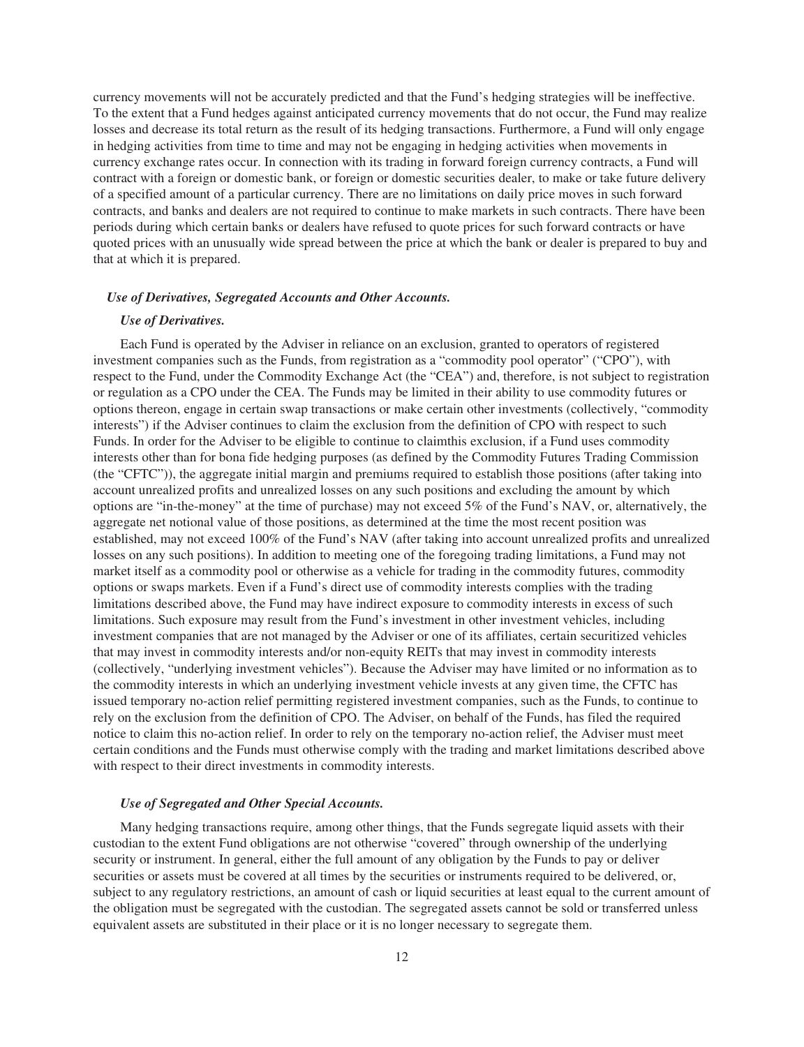currency movements will not be accurately predicted and that the Fund's hedging strategies will be ineffective. To the extent that a Fund hedges against anticipated currency movements that do not occur, the Fund may realize losses and decrease its total return as the result of its hedging transactions. Furthermore, a Fund will only engage in hedging activities from time to time and may not be engaging in hedging activities when movements in currency exchange rates occur. In connection with its trading in forward foreign currency contracts, a Fund will contract with a foreign or domestic bank, or foreign or domestic securities dealer, to make or take future delivery of a specified amount of a particular currency. There are no limitations on daily price moves in such forward contracts, and banks and dealers are not required to continue to make markets in such contracts. There have been periods during which certain banks or dealers have refused to quote prices for such forward contracts or have quoted prices with an unusually wide spread between the price at which the bank or dealer is prepared to buy and that at which it is prepared.

### *Use of Derivatives, Segregated Accounts and Other Accounts.*

#### *Use of Derivatives.*

Each Fund is operated by the Adviser in reliance on an exclusion, granted to operators of registered investment companies such as the Funds, from registration as a "commodity pool operator" ("CPO"), with respect to the Fund, under the Commodity Exchange Act (the "CEA") and, therefore, is not subject to registration or regulation as a CPO under the CEA. The Funds may be limited in their ability to use commodity futures or options thereon, engage in certain swap transactions or make certain other investments (collectively, "commodity interests") if the Adviser continues to claim the exclusion from the definition of CPO with respect to such Funds. In order for the Adviser to be eligible to continue to claimthis exclusion, if a Fund uses commodity interests other than for bona fide hedging purposes (as defined by the Commodity Futures Trading Commission (the "CFTC")), the aggregate initial margin and premiums required to establish those positions (after taking into account unrealized profits and unrealized losses on any such positions and excluding the amount by which options are "in-the-money" at the time of purchase) may not exceed 5% of the Fund's NAV, or, alternatively, the aggregate net notional value of those positions, as determined at the time the most recent position was established, may not exceed 100% of the Fund's NAV (after taking into account unrealized profits and unrealized losses on any such positions). In addition to meeting one of the foregoing trading limitations, a Fund may not market itself as a commodity pool or otherwise as a vehicle for trading in the commodity futures, commodity options or swaps markets. Even if a Fund's direct use of commodity interests complies with the trading limitations described above, the Fund may have indirect exposure to commodity interests in excess of such limitations. Such exposure may result from the Fund's investment in other investment vehicles, including investment companies that are not managed by the Adviser or one of its affiliates, certain securitized vehicles that may invest in commodity interests and/or non-equity REITs that may invest in commodity interests (collectively, "underlying investment vehicles"). Because the Adviser may have limited or no information as to the commodity interests in which an underlying investment vehicle invests at any given time, the CFTC has issued temporary no-action relief permitting registered investment companies, such as the Funds, to continue to rely on the exclusion from the definition of CPO. The Adviser, on behalf of the Funds, has filed the required notice to claim this no-action relief. In order to rely on the temporary no-action relief, the Adviser must meet certain conditions and the Funds must otherwise comply with the trading and market limitations described above with respect to their direct investments in commodity interests.

#### *Use of Segregated and Other Special Accounts.*

Many hedging transactions require, among other things, that the Funds segregate liquid assets with their custodian to the extent Fund obligations are not otherwise "covered" through ownership of the underlying security or instrument. In general, either the full amount of any obligation by the Funds to pay or deliver securities or assets must be covered at all times by the securities or instruments required to be delivered, or, subject to any regulatory restrictions, an amount of cash or liquid securities at least equal to the current amount of the obligation must be segregated with the custodian. The segregated assets cannot be sold or transferred unless equivalent assets are substituted in their place or it is no longer necessary to segregate them.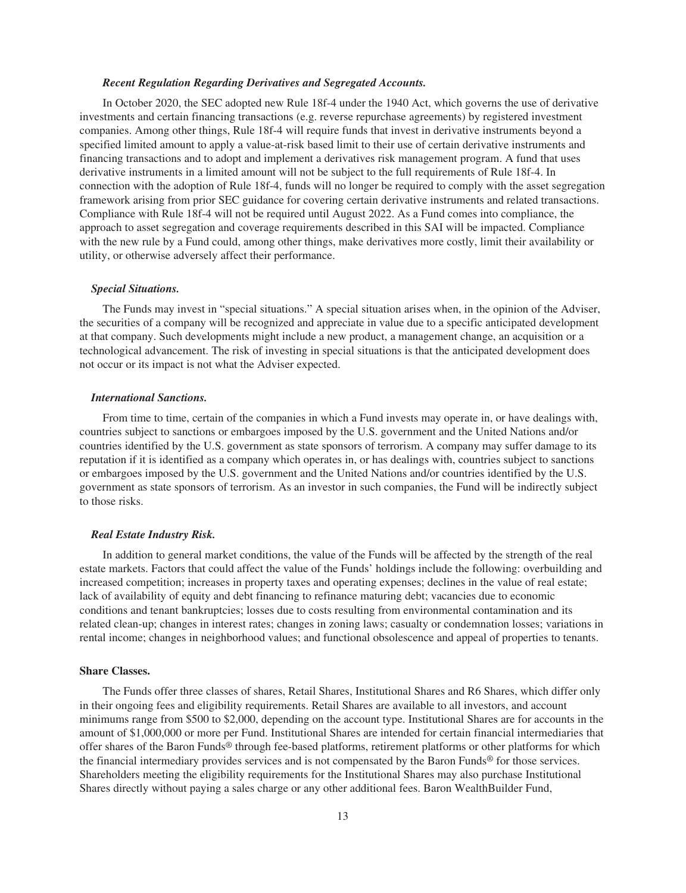*Recent Regulation Regarding Derivatives and Segregated Accounts.*

In October 2020, the SEC adopted new Rule 18f-4 under the 1940 Act, which governs the use of derivative investments and certain financing transactions (e.g. reverse repurchase agreements) by registered investment companies. Among other things, Rule 18f-4 will require funds that invest in derivative instruments beyond a specified limited amount to apply a value-at-risk based limit to their use of certain derivative instruments and financing transactions and to adopt and implement a derivatives risk management program. A fund that uses derivative instruments in a limited amount will not be subject to the full requirements of Rule 18f-4. In connection with the adoption of Rule 18f-4, funds will no longer be required to comply with the asset segregation framework arising from prior SEC guidance for covering certain derivative instruments and related transactions. Compliance with Rule 18f-4 will not be required until August 2022. As a Fund comes into compliance, the approach to asset segregation and coverage requirements described in this SAI will be impacted. Compliance with the new rule by a Fund could, among other things, make derivatives more costly, limit their availability or utility, or otherwise adversely affect their performance.

*Special Situations.*

The Funds may invest in "special situations." A special situation arises when, in the opinion of the Adviser, the securities of a company will be recognized and appreciate in value due to a specific anticipated development at that company. Such developments might include a new product, a management change, an acquisition or a technological advancement. The risk of investing in special situations is that the anticipated development does not occur or its impact is not what the Adviser expected.

*International Sanctions.*

From time to time, certain of the companies in which a Fund invests may operate in, or have dealings with, countries subject to sanctions or embargoes imposed by the U.S. government and the United Nations and/or countries identified by the U.S. government as state sponsors of terrorism. A company may suffer damage to its reputation if it is identified as a company which operates in, or has dealings with, countries subject to sanctions or embargoes imposed by the U.S. government and the United Nations and/or countries identified by the U.S. government as state sponsors of terrorism. As an investor in such companies, the Fund will be indirectly subject to those risks.

*Real Estate Industry Risk.*

In addition to general market conditions, the value of the Funds will be affected by the strength of the real estate markets. Factors that could affect the value of the Funds' holdings include the following: overbuilding and increased competition; increases in property taxes and operating expenses; declines in the value of real estate; lack of availability of equity and debt financing to refinance maturing debt; vacancies due to economic conditions and tenant bankruptcies; losses due to costs resulting from environmental contamination and its related clean-up; changes in interest rates; changes in zoning laws; casualty or condemnation losses; variations in rental income; changes in neighborhood values; and functional obsolescence and appeal of properties to tenants.

**Share Classes.**

The Funds offer three classes of shares, Retail Shares, Institutional Shares and R6 Shares, which differ only in their ongoing fees and eligibility requirements. Retail Shares are available to all investors, and account minimums range from $500 to $2,000, depending on the account type. Institutional Shares are for accounts in the amount of $1,000,000 or more per Fund. Institutional Shares are intended for certain financial intermediaries that offer shares of the Baron Funds® through fee-based platforms, retirement platforms or other platforms for which the financial intermediary provides services and is not compensated by the Baron Funds® for those services. Shareholders meeting the eligibility requirements for the Institutional Shares may also purchase Institutional Shares directly without paying a sales charge or any other additional fees. Baron WealthBuilder Fund,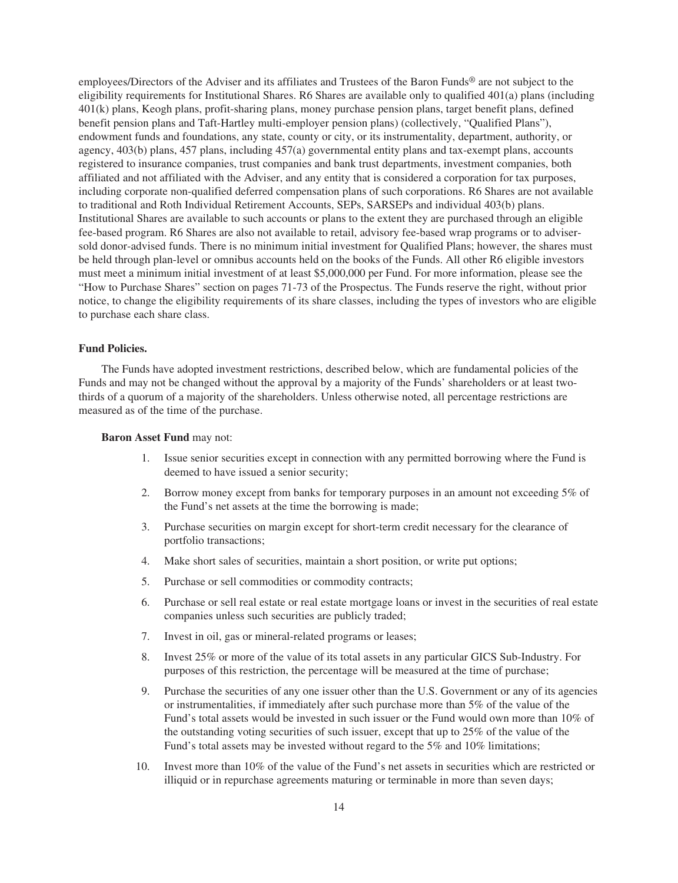employees/Directors of the Adviser and its affiliates and Trustees of the Baron Funds® are not subject to the eligibility requirements for Institutional Shares. R6 Shares are available only to qualified 401(a) plans (including 401(k) plans, Keogh plans, profit-sharing plans, money purchase pension plans, target benefit plans, defined benefit pension plans and Taft-Hartley multi-employer pension plans) (collectively, "Qualified Plans"), endowment funds and foundations, any state, county or city, or its instrumentality, department, authority, or agency, 403(b) plans, 457 plans, including 457(a) governmental entity plans and tax-exempt plans, accounts registered to insurance companies, trust companies and bank trust departments, investment companies, both affiliated and not affiliated with the Adviser, and any entity that is considered a corporation for tax purposes, including corporate non-qualified deferred compensation plans of such corporations. R6 Shares are not available to traditional and Roth Individual Retirement Accounts, SEPs, SARSEPs and individual 403(b) plans. Institutional Shares are available to such accounts or plans to the extent they are purchased through an eligible fee-based program. R6 Shares are also not available to retail, advisory fee-based wrap programs or to adviser-sold donor-advised funds. There is no minimum initial investment for Qualified Plans; however, the shares must be held through plan-level or omnibus accounts held on the books of the Funds. All other R6 eligible investors must meet a minimum initial investment of at least $5,000,000 per Fund. For more information, please see the "How to Purchase Shares" section on pages 71-73 of the Prospectus. The Funds reserve the right, without prior notice, to change the eligibility requirements of its share classes, including the types of investors who are eligible to purchase each share class.

**Fund Policies.**

The Funds have adopted investment restrictions, described below, which are fundamental policies of the Funds and may not be changed without the approval by a majority of the Funds' shareholders or at least two-thirds of a quorum of a majority of the shareholders. Unless otherwise noted, all percentage restrictions are measured as of the time of the purchase.

**Baron Asset Fund** may not:

1. Issue senior securities except in connection with any permitted borrowing where the Fund is deemed to have issued a senior security;
2. Borrow money except from banks for temporary purposes in an amount not exceeding 5% of the Fund's net assets at the time the borrowing is made;
3. Purchase securities on margin except for short-term credit necessary for the clearance of portfolio transactions;
4. Make short sales of securities, maintain a short position, or write put options;
5. Purchase or sell commodities or commodity contracts;
6. Purchase or sell real estate or real estate mortgage loans or invest in the securities of real estate companies unless such securities are publicly traded;
7. Invest in oil, gas or mineral-related programs or leases;
8. Invest 25% or more of the value of its total assets in any particular GICS Sub-Industry. For purposes of this restriction, the percentage will be measured at the time of purchase;
9. Purchase the securities of any one issuer other than the U.S. Government or any of its agencies or instrumentalities, if immediately after such purchase more than 5% of the value of the Fund's total assets would be invested in such issuer or the Fund would own more than 10% of the outstanding voting securities of such issuer, except that up to 25% of the value of the Fund's total assets may be invested without regard to the 5% and 10% limitations;
10. Invest more than 10% of the value of the Fund's net assets in securities which are restricted or illiquid or in repurchase agreements maturing or terminable in more than seven days;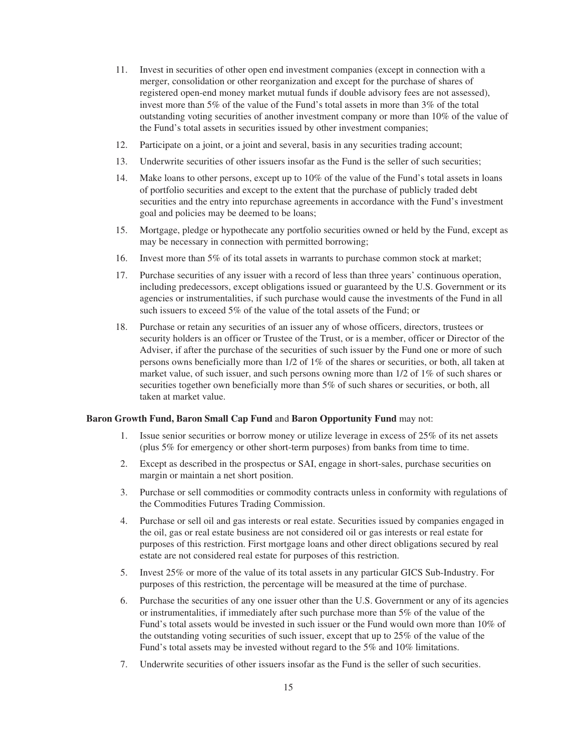11. Invest in securities of other open end investment companies (except in connection with a merger, consolidation or other reorganization and except for the purchase of shares of registered open-end money market mutual funds if double advisory fees are not assessed), invest more than 5% of the value of the Fund's total assets in more than 3% of the total outstanding voting securities of another investment company or more than 10% of the value of the Fund's total assets in securities issued by other investment companies;
12. Participate on a joint, or a joint and several, basis in any securities trading account;
13. Underwrite securities of other issuers insofar as the Fund is the seller of such securities;
14. Make loans to other persons, except up to 10% of the value of the Fund's total assets in loans of portfolio securities and except to the extent that the purchase of publicly traded debt securities and the entry into repurchase agreements in accordance with the Fund's investment goal and policies may be deemed to be loans;
15. Mortgage, pledge or hypothecate any portfolio securities owned or held by the Fund, except as may be necessary in connection with permitted borrowing;
16. Invest more than 5% of its total assets in warrants to purchase common stock at market;
17. Purchase securities of any issuer with a record of less than three years' continuous operation, including predecessors, except obligations issued or guaranteed by the U.S. Government or its agencies or instrumentalities, if such purchase would cause the investments of the Fund in all such issuers to exceed 5% of the value of the total assets of the Fund; or
18. Purchase or retain any securities of an issuer any of whose officers, directors, trustees or security holders is an officer or Trustee of the Trust, or is a member, officer or Director of the Adviser, if after the purchase of the securities of such issuer by the Fund one or more of such persons owns beneficially more than 1/2 of 1% of the shares or securities, or both, all taken at market value, of such issuer, and such persons owning more than 1/2 of 1% of such shares or securities together own beneficially more than 5% of such shares or securities, or both, all taken at market value.

**Baron Growth Fund, Baron Small Cap Fund** and **Baron Opportunity Fund** may not:

1. Issue senior securities or borrow money or utilize leverage in excess of 25% of its net assets (plus 5% for emergency or other short-term purposes) from banks from time to time.
2. Except as described in the prospectus or SAI, engage in short-sales, purchase securities on margin or maintain a net short position.
3. Purchase or sell commodities or commodity contracts unless in conformity with regulations of the Commodities Futures Trading Commission.
4. Purchase or sell oil and gas interests or real estate. Securities issued by companies engaged in the oil, gas or real estate business are not considered oil or gas interests or real estate for purposes of this restriction. First mortgage loans and other direct obligations secured by real estate are not considered real estate for purposes of this restriction.
5. Invest 25% or more of the value of its total assets in any particular GICS Sub-Industry. For purposes of this restriction, the percentage will be measured at the time of purchase.
6. Purchase the securities of any one issuer other than the U.S. Government or any of its agencies or instrumentalities, if immediately after such purchase more than 5% of the value of the Fund's total assets would be invested in such issuer or the Fund would own more than 10% of the outstanding voting securities of such issuer, except that up to 25% of the value of the Fund's total assets may be invested without regard to the 5% and 10% limitations.
7. Underwrite securities of other issuers insofar as the Fund is the seller of such securities.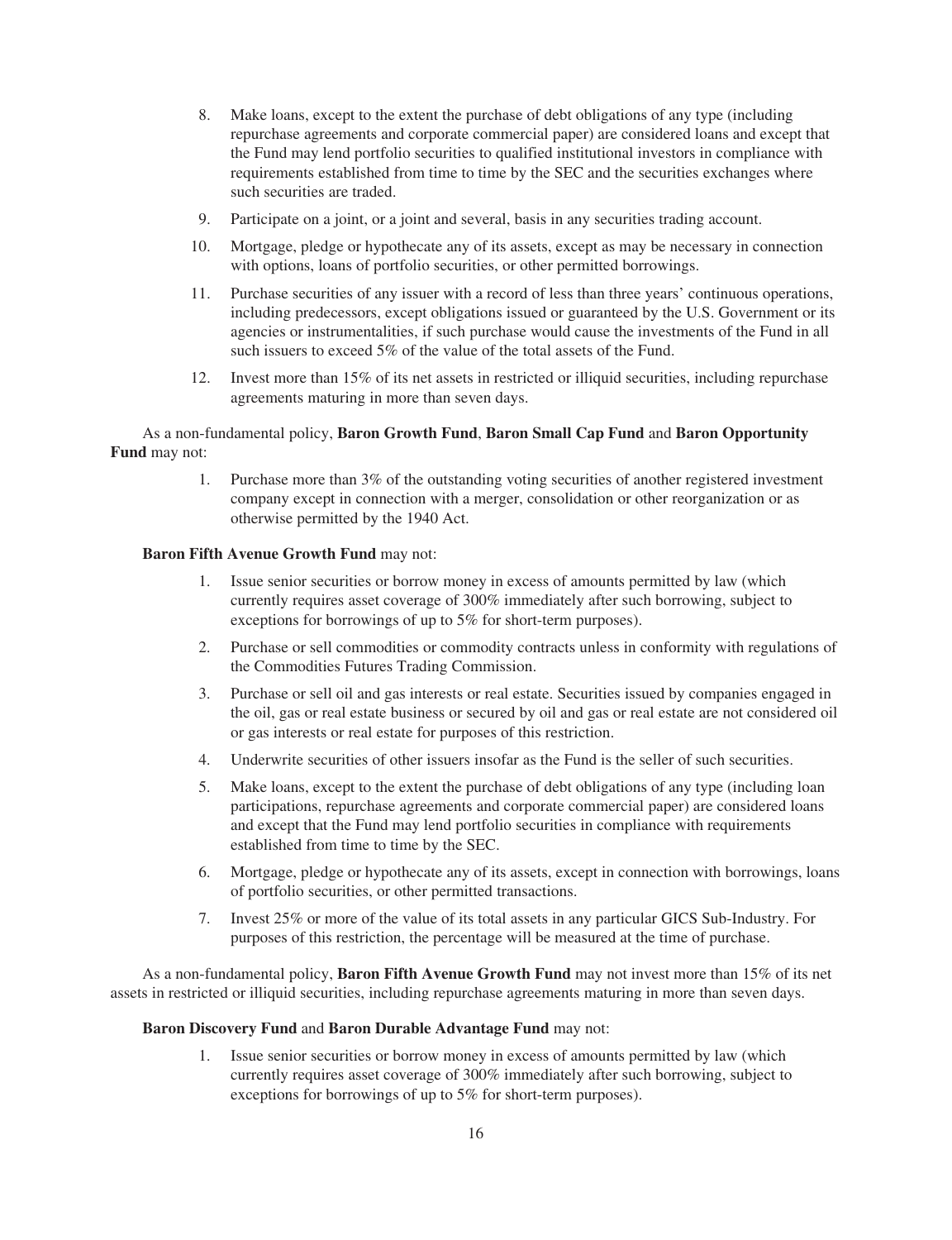8. Make loans, except to the extent the purchase of debt obligations of any type (including repurchase agreements and corporate commercial paper) are considered loans and except that the Fund may lend portfolio securities to qualified institutional investors in compliance with requirements established from time to time by the SEC and the securities exchanges where such securities are traded.
9. Participate on a joint, or a joint and several, basis in any securities trading account.
10. Mortgage, pledge or hypothecate any of its assets, except as may be necessary in connection with options, loans of portfolio securities, or other permitted borrowings.
11. Purchase securities of any issuer with a record of less than three years' continuous operations, including predecessors, except obligations issued or guaranteed by the U.S. Government or its agencies or instrumentalities, if such purchase would cause the investments of the Fund in all such issuers to exceed 5% of the value of the total assets of the Fund.
12. Invest more than 15% of its net assets in restricted or illiquid securities, including repurchase agreements maturing in more than seven days.

As a non-fundamental policy, **Baron Growth Fund**, **Baron Small Cap Fund** and **Baron Opportunity Fund** may not:

1. Purchase more than 3% of the outstanding voting securities of another registered investment company except in connection with a merger, consolidation or other reorganization or as otherwise permitted by the 1940 Act.

**Baron Fifth Avenue Growth Fund** may not:

1. Issue senior securities or borrow money in excess of amounts permitted by law (which currently requires asset coverage of 300% immediately after such borrowing, subject to exceptions for borrowings of up to 5% for short-term purposes).
2. Purchase or sell commodities or commodity contracts unless in conformity with regulations of the Commodities Futures Trading Commission.
3. Purchase or sell oil and gas interests or real estate. Securities issued by companies engaged in the oil, gas or real estate business or secured by oil and gas or real estate are not considered oil or gas interests or real estate for purposes of this restriction.
4. Underwrite securities of other issuers insofar as the Fund is the seller of such securities.
5. Make loans, except to the extent the purchase of debt obligations of any type (including loan participations, repurchase agreements and corporate commercial paper) are considered loans and except that the Fund may lend portfolio securities in compliance with requirements established from time to time by the SEC.
6. Mortgage, pledge or hypothecate any of its assets, except in connection with borrowings, loans of portfolio securities, or other permitted transactions.
7. Invest 25% or more of the value of its total assets in any particular GICS Sub-Industry. For purposes of this restriction, the percentage will be measured at the time of purchase.

As a non-fundamental policy, **Baron Fifth Avenue Growth Fund** may not invest more than 15% of its net assets in restricted or illiquid securities, including repurchase agreements maturing in more than seven days.

**Baron Discovery Fund** and **Baron Durable Advantage Fund** may not:

1. Issue senior securities or borrow money in excess of amounts permitted by law (which currently requires asset coverage of 300% immediately after such borrowing, subject to exceptions for borrowings of up to 5% for short-term purposes).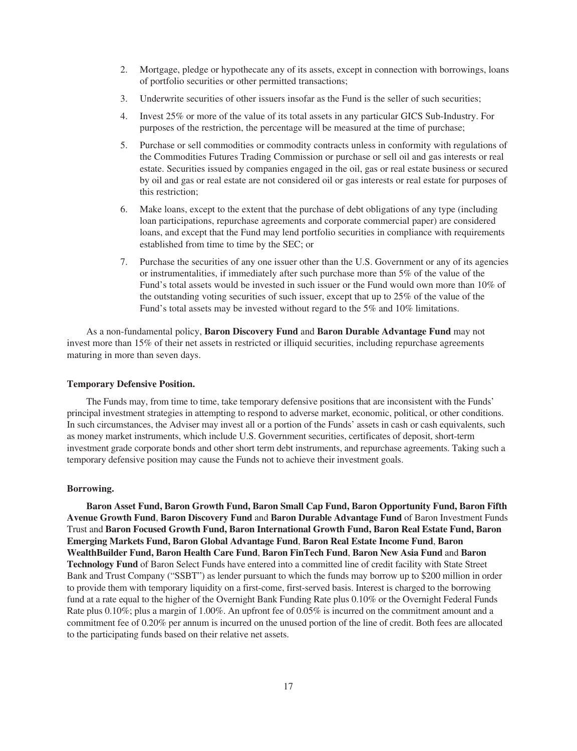2. Mortgage, pledge or hypothecate any of its assets, except in connection with borrowings, loans of portfolio securities or other permitted transactions;
3. Underwrite securities of other issuers insofar as the Fund is the seller of such securities;
4. Invest 25% or more of the value of its total assets in any particular GICS Sub-Industry. For purposes of the restriction, the percentage will be measured at the time of purchase;
5. Purchase or sell commodities or commodity contracts unless in conformity with regulations of the Commodities Futures Trading Commission or purchase or sell oil and gas interests or real estate. Securities issued by companies engaged in the oil, gas or real estate business or secured by oil and gas or real estate are not considered oil or gas interests or real estate for purposes of this restriction;
6. Make loans, except to the extent that the purchase of debt obligations of any type (including loan participations, repurchase agreements and corporate commercial paper) are considered loans, and except that the Fund may lend portfolio securities in compliance with requirements established from time to time by the SEC; or
7. Purchase the securities of any one issuer other than the U.S. Government or any of its agencies or instrumentalities, if immediately after such purchase more than 5% of the value of the Fund's total assets would be invested in such issuer or the Fund would own more than 10% of the outstanding voting securities of such issuer, except that up to 25% of the value of the Fund's total assets may be invested without regard to the 5% and 10% limitations.

As a non-fundamental policy, **Baron Discovery Fund** and **Baron Durable Advantage Fund** may not invest more than 15% of their net assets in restricted or illiquid securities, including repurchase agreements maturing in more than seven days.

**Temporary Defensive Position.**

The Funds may, from time to time, take temporary defensive positions that are inconsistent with the Funds' principal investment strategies in attempting to respond to adverse market, economic, political, or other conditions. In such circumstances, the Adviser may invest all or a portion of the Funds' assets in cash or cash equivalents, such as money market instruments, which include U.S. Government securities, certificates of deposit, short-term investment grade corporate bonds and other short term debt instruments, and repurchase agreements. Taking such a temporary defensive position may cause the Funds not to achieve their investment goals.

**Borrowing.**

**Baron Asset Fund, Baron Growth Fund, Baron Small Cap Fund, Baron Opportunity Fund, Baron Fifth Avenue Growth Fund**, **Baron Discovery Fund** and **Baron Durable Advantage Fund** of Baron Investment Funds Trust and **Baron Focused Growth Fund, Baron International Growth Fund, Baron Real Estate Fund, Baron Emerging Markets Fund, Baron Global Advantage Fund**, **Baron Real Estate Income Fund**, **Baron WealthBuilder Fund, Baron Health Care Fund**, **Baron FinTech Fund**, **Baron New Asia Fund** and **Baron Technology Fund** of Baron Select Funds have entered into a committed line of credit facility with State Street Bank and Trust Company ("SSBT") as lender pursuant to which the funds may borrow up to $200 million in order to provide them with temporary liquidity on a first-come, first-served basis. Interest is charged to the borrowing fund at a rate equal to the higher of the Overnight Bank Funding Rate plus 0.10% or the Overnight Federal Funds Rate plus 0.10%; plus a margin of 1.00%. An upfront fee of 0.05% is incurred on the commitment amount and a commitment fee of 0.20% per annum is incurred on the unused portion of the line of credit. Both fees are allocated to the participating funds based on their relative net assets.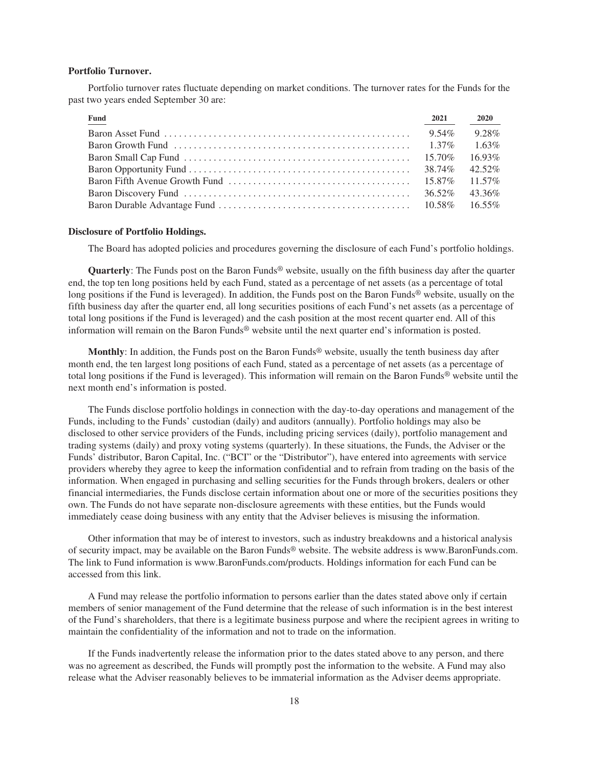**Portfolio Turnover.**

Portfolio turnover rates fluctuate depending on market conditions. The turnover rates for the Funds for the past two years ended September 30 are:

| Fund | 2021 | 2020 |
|---|---|---|
| Baron Asset Fund | 9.54% | 9.28% |
| Baron Growth Fund | 1.37% | 1.63% |
| Baron Small Cap Fund | 15.70% | 16.93% |
| Baron Opportunity Fund | 38.74% | 42.52% |
| Baron Fifth Avenue Growth Fund | 15.87% | 11.57% |
| Baron Discovery Fund | 36.52% | 43.36% |
| Baron Durable Advantage Fund | 10.58% | 16.55% |

**Disclosure of Portfolio Holdings.**

The Board has adopted policies and procedures governing the disclosure of each Fund's portfolio holdings.

**Quarterly**: The Funds post on the Baron Funds® website, usually on the fifth business day after the quarter end, the top ten long positions held by each Fund, stated as a percentage of net assets (as a percentage of total long positions if the Fund is leveraged). In addition, the Funds post on the Baron Funds® website, usually on the fifth business day after the quarter end, all long securities positions of each Fund's net assets (as a percentage of total long positions if the Fund is leveraged) and the cash position at the most recent quarter end. All of this information will remain on the Baron Funds® website until the next quarter end's information is posted.

**Monthly**: In addition, the Funds post on the Baron Funds® website, usually the tenth business day after month end, the ten largest long positions of each Fund, stated as a percentage of net assets (as a percentage of total long positions if the Fund is leveraged). This information will remain on the Baron Funds® website until the next month end's information is posted.

The Funds disclose portfolio holdings in connection with the day-to-day operations and management of the Funds, including to the Funds' custodian (daily) and auditors (annually). Portfolio holdings may also be disclosed to other service providers of the Funds, including pricing services (daily), portfolio management and trading systems (daily) and proxy voting systems (quarterly). In these situations, the Funds, the Adviser or the Funds' distributor, Baron Capital, Inc. ("BCI" or the "Distributor"), have entered into agreements with service providers whereby they agree to keep the information confidential and to refrain from trading on the basis of the information. When engaged in purchasing and selling securities for the Funds through brokers, dealers or other financial intermediaries, the Funds disclose certain information about one or more of the securities positions they own. The Funds do not have separate non-disclosure agreements with these entities, but the Funds would immediately cease doing business with any entity that the Adviser believes is misusing the information.

Other information that may be of interest to investors, such as industry breakdowns and a historical analysis of security impact, may be available on the Baron Funds® website. The website address is www.BaronFunds.com. The link to Fund information is www.BaronFunds.com/products. Holdings information for each Fund can be accessed from this link.

A Fund may release the portfolio information to persons earlier than the dates stated above only if certain members of senior management of the Fund determine that the release of such information is in the best interest of the Fund's shareholders, that there is a legitimate business purpose and where the recipient agrees in writing to maintain the confidentiality of the information and not to trade on the information.

If the Funds inadvertently release the information prior to the dates stated above to any person, and there was no agreement as described, the Funds will promptly post the information to the website. A Fund may also release what the Adviser reasonably believes to be immaterial information as the Adviser deems appropriate.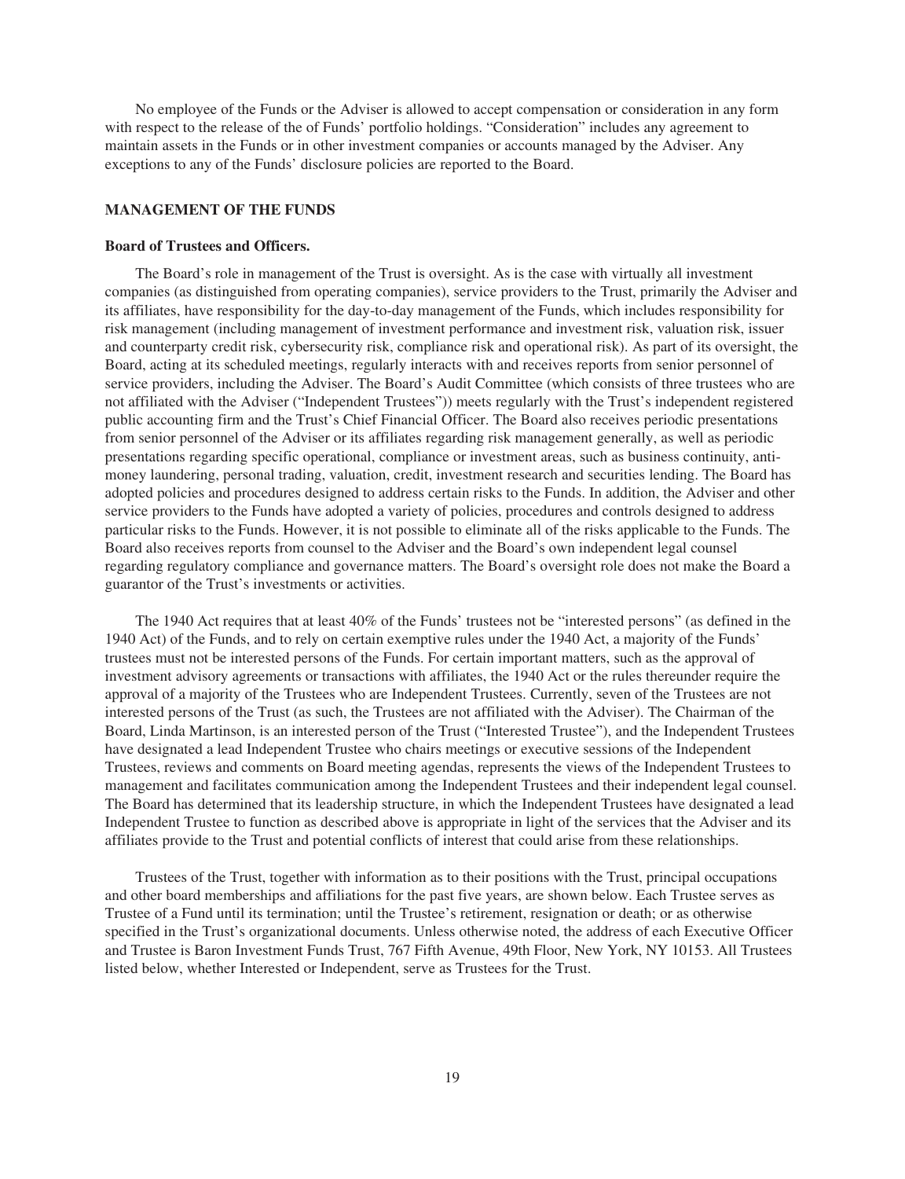No employee of the Funds or the Adviser is allowed to accept compensation or consideration in any form with respect to the release of the of Funds' portfolio holdings. "Consideration" includes any agreement to maintain assets in the Funds or in other investment companies or accounts managed by the Adviser. Any exceptions to any of the Funds' disclosure policies are reported to the Board.

## MANAGEMENT OF THE FUNDS

### Board of Trustees and Officers.

The Board's role in management of the Trust is oversight. As is the case with virtually all investment companies (as distinguished from operating companies), service providers to the Trust, primarily the Adviser and its affiliates, have responsibility for the day-to-day management of the Funds, which includes responsibility for risk management (including management of investment performance and investment risk, valuation risk, issuer and counterparty credit risk, cybersecurity risk, compliance risk and operational risk). As part of its oversight, the Board, acting at its scheduled meetings, regularly interacts with and receives reports from senior personnel of service providers, including the Adviser. The Board's Audit Committee (which consists of three trustees who are not affiliated with the Adviser ("Independent Trustees")) meets regularly with the Trust's independent registered public accounting firm and the Trust's Chief Financial Officer. The Board also receives periodic presentations from senior personnel of the Adviser or its affiliates regarding risk management generally, as well as periodic presentations regarding specific operational, compliance or investment areas, such as business continuity, anti-money laundering, personal trading, valuation, credit, investment research and securities lending. The Board has adopted policies and procedures designed to address certain risks to the Funds. In addition, the Adviser and other service providers to the Funds have adopted a variety of policies, procedures and controls designed to address particular risks to the Funds. However, it is not possible to eliminate all of the risks applicable to the Funds. The Board also receives reports from counsel to the Adviser and the Board's own independent legal counsel regarding regulatory compliance and governance matters. The Board's oversight role does not make the Board a guarantor of the Trust's investments or activities.

The 1940 Act requires that at least 40% of the Funds' trustees not be "interested persons" (as defined in the 1940 Act) of the Funds, and to rely on certain exemptive rules under the 1940 Act, a majority of the Funds' trustees must not be interested persons of the Funds. For certain important matters, such as the approval of investment advisory agreements or transactions with affiliates, the 1940 Act or the rules thereunder require the approval of a majority of the Trustees who are Independent Trustees. Currently, seven of the Trustees are not interested persons of the Trust (as such, the Trustees are not affiliated with the Adviser). The Chairman of the Board, Linda Martinson, is an interested person of the Trust ("Interested Trustee"), and the Independent Trustees have designated a lead Independent Trustee who chairs meetings or executive sessions of the Independent Trustees, reviews and comments on Board meeting agendas, represents the views of the Independent Trustees to management and facilitates communication among the Independent Trustees and their independent legal counsel. The Board has determined that its leadership structure, in which the Independent Trustees have designated a lead Independent Trustee to function as described above is appropriate in light of the services that the Adviser and its affiliates provide to the Trust and potential conflicts of interest that could arise from these relationships.

Trustees of the Trust, together with information as to their positions with the Trust, principal occupations and other board memberships and affiliations for the past five years, are shown below. Each Trustee serves as Trustee of a Fund until its termination; until the Trustee's retirement, resignation or death; or as otherwise specified in the Trust's organizational documents. Unless otherwise noted, the address of each Executive Officer and Trustee is Baron Investment Funds Trust, 767 Fifth Avenue, 49th Floor, New York, NY 10153. All Trustees listed below, whether Interested or Independent, serve as Trustees for the Trust.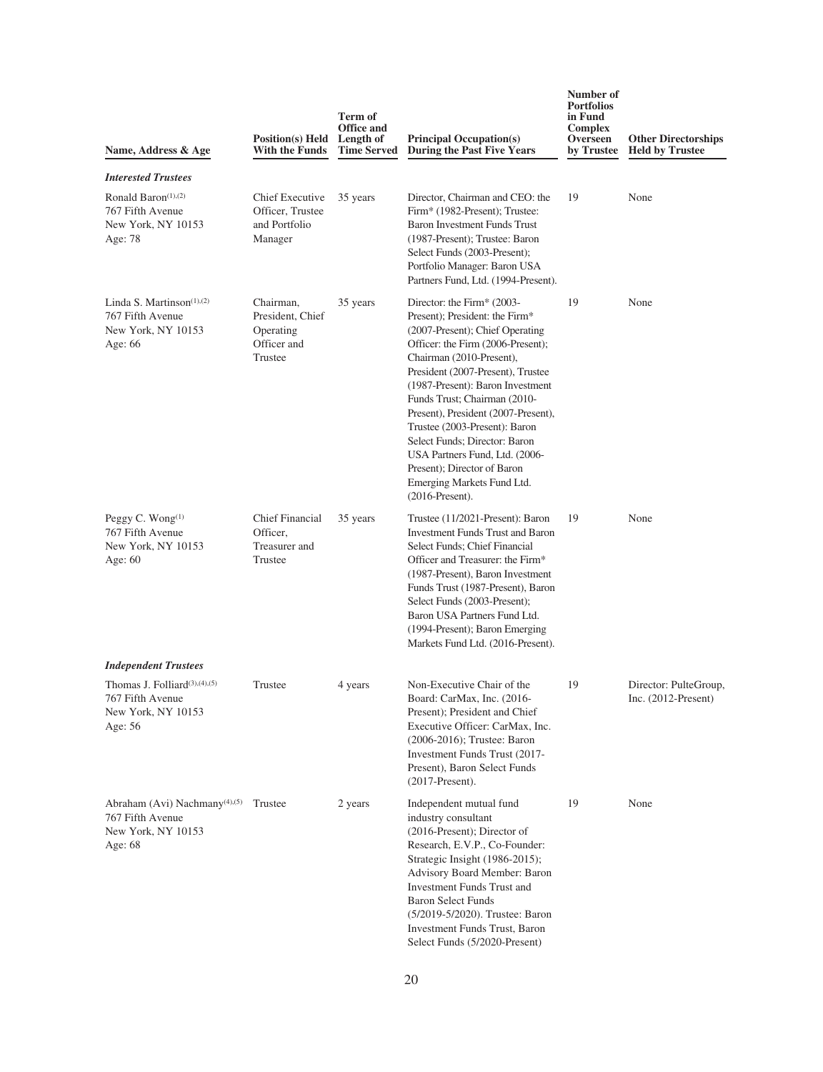| Name, Address & Age | Position(s) Held With the Funds | Term of Office and Length of Time Served | Principal Occupation(s) During the Past Five Years | Number of Portfolios in Fund Complex Overseen by Trustee | Other Directorships Held by Trustee |
|---|---|---|---|---|---|
| ***Interested Trustees*** | | | | | |
| Ronald Baron[(1),(2)] 767 Fifth Avenue New York, NY 10153 Age: 78 | Chief Executive Officer, Trustee and Portfolio Manager | 35 years | Director, Chairman and CEO: the Firm* (1982-Present); Trustee: Baron Investment Funds Trust (1987-Present); Trustee: Baron Select Funds (2003-Present); Portfolio Manager: Baron USA Partners Fund, Ltd. (1994-Present). | 19 | None |
| Linda S. Martinson[(1),(2)] 767 Fifth Avenue New York, NY 10153 Age: 66 | Chairman, President, Chief Operating Officer and Trustee | 35 years | Director: the Firm* (2003-Present); President: the Firm* (2007-Present); Chief Operating Officer: the Firm (2006-Present); Chairman (2010-Present), President (2007-Present), Trustee (1987-Present): Baron Investment Funds Trust; Chairman (2010-Present), President (2007-Present), Trustee (2003-Present): Baron Select Funds; Director: Baron USA Partners Fund, Ltd. (2006-Present); Director of Baron Emerging Markets Fund Ltd. (2016-Present). | 19 | None |
| Peggy C. Wong[(1)] 767 Fifth Avenue New York, NY 10153 Age: 60 | Chief Financial Officer, Treasurer and Trustee | 35 years | Trustee (11/2021-Present): Baron Investment Funds Trust and Baron Select Funds; Chief Financial Officer and Treasurer: the Firm* (1987-Present), Baron Investment Funds Trust (1987-Present), Baron Select Funds (2003-Present); Baron USA Partners Fund Ltd. (1994-Present); Baron Emerging Markets Fund Ltd. (2016-Present). | 19 | None |
| ***Independent Trustees*** | | | | | |
| Thomas J. Folliard[(3),(4),(5)] 767 Fifth Avenue New York, NY 10153 Age: 56 | Trustee | 4 years | Non-Executive Chair of the Board: CarMax, Inc. (2016-Present); President and Chief Executive Officer: CarMax, Inc. (2006-2016); Trustee: Baron Investment Funds Trust (2017-Present), Baron Select Funds (2017-Present). | 19 | Director: PulteGroup, Inc. (2012-Present) |
| Abraham (Avi) Nachmany[(4),(5)] 767 Fifth Avenue New York, NY 10153 Age: 68 | Trustee | 2 years | Independent mutual fund industry consultant (2016-Present); Director of Research, E.V.P., Co-Founder: Strategic Insight (1986-2015); Advisory Board Member: Baron Investment Funds Trust and Baron Select Funds (5/2019-5/2020). Trustee: Baron Investment Funds Trust, Baron Select Funds (5/2020-Present) | 19 | None |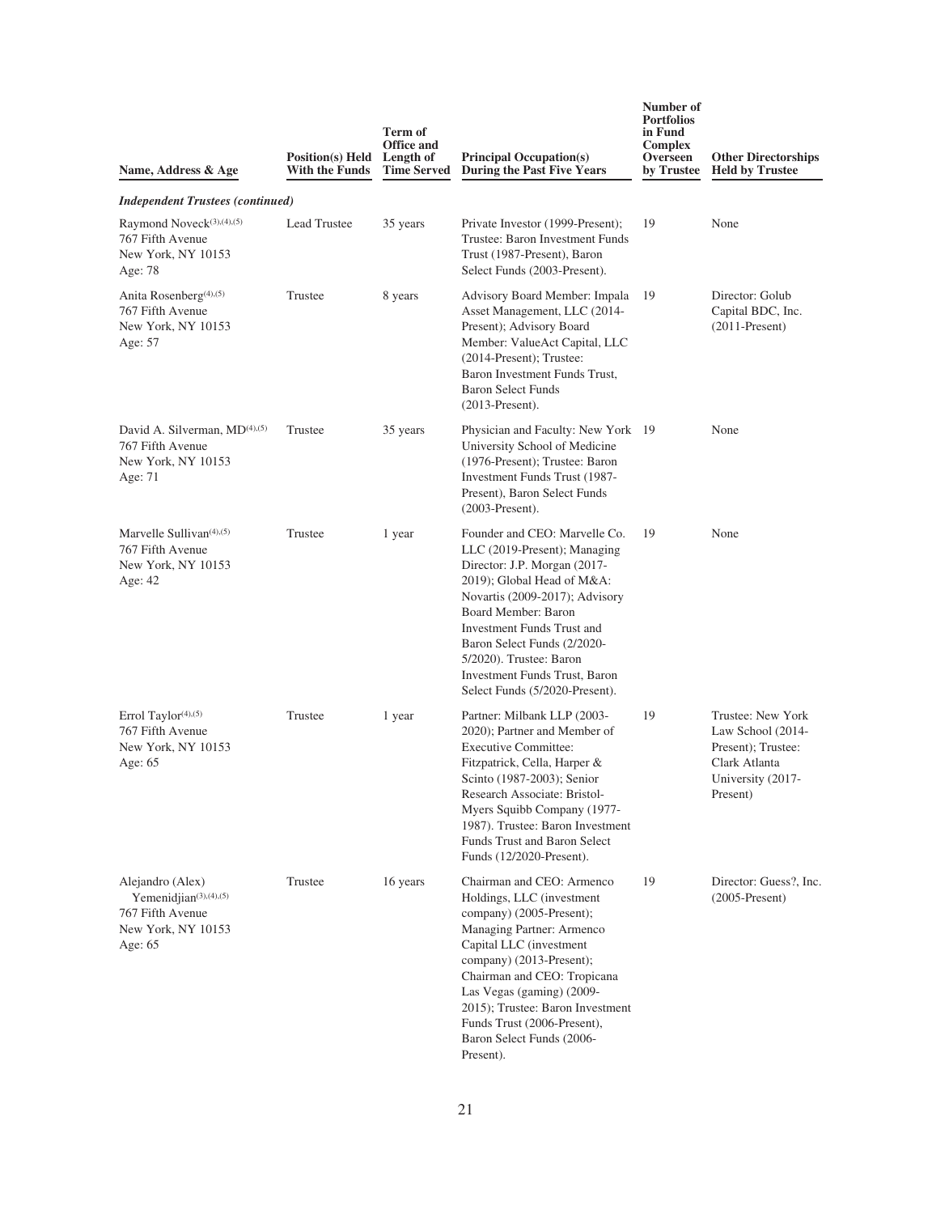| Name, Address & Age | Position(s) Held With the Funds | Term of Office and Length of Time Served | Principal Occupation(s) During the Past Five Years | Number of Portfolios in Fund Complex Overseen by Trustee | Other Directorships Held by Trustee |
|---|---|---|---|---|---|
| ***Independent Trustees (continued)*** | | | | | |
| Raymond Noveck[(3),(4),(5)] 767 Fifth Avenue New York, NY 10153 Age: 78 | Lead Trustee | 35 years | Private Investor (1999-Present); Trustee: Baron Investment Funds Trust (1987-Present), Baron Select Funds (2003-Present). | 19 | None |
| Anita Rosenberg[(4),(5)] 767 Fifth Avenue New York, NY 10153 Age: 57 | Trustee | 8 years | Advisory Board Member: Impala Asset Management, LLC (2014-Present); Advisory Board Member: ValueAct Capital, LLC (2014-Present); Trustee: Baron Investment Funds Trust, Baron Select Funds (2013-Present). | 19 | Director: Golub Capital BDC, Inc. (2011-Present) |
| David A. Silverman, MD[(4),(5)] 767 Fifth Avenue New York, NY 10153 Age: 71 | Trustee | 35 years | Physician and Faculty: New York University School of Medicine (1976-Present); Trustee: Baron Investment Funds Trust (1987-Present), Baron Select Funds (2003-Present). | 19 | None |
| Marvelle Sullivan[(4),(5)] 767 Fifth Avenue New York, NY 10153 Age: 42 | Trustee | 1 year | Founder and CEO: Marvelle Co. LLC (2019-Present); Managing Director: J.P. Morgan (2017-2019); Global Head of M&A: Novartis (2009-2017); Advisory Board Member: Baron Investment Funds Trust and Baron Select Funds (2/2020-5/2020). Trustee: Baron Investment Funds Trust, Baron Select Funds (5/2020-Present). | 19 | None |
| Errol Taylor[(4),(5)] 767 Fifth Avenue New York, NY 10153 Age: 65 | Trustee | 1 year | Partner: Milbank LLP (2003-2020); Partner and Member of Executive Committee: Fitzpatrick, Cella, Harper & Scinto (1987-2003); Senior Research Associate: Bristol-Myers Squibb Company (1977-1987). Trustee: Baron Investment Funds Trust and Baron Select Funds (12/2020-Present). | 19 | Trustee: New York Law School (2014-Present); Trustee: Clark Atlanta University (2017-Present) |
| Alejandro (Alex) Yemenidjian[(3),(4),(5)] 767 Fifth Avenue New York, NY 10153 Age: 65 | Trustee | 16 years | Chairman and CEO: Armenco Holdings, LLC (investment company) (2005-Present); Managing Partner: Armenco Capital LLC (investment company) (2013-Present); Chairman and CEO: Tropicana Las Vegas (gaming) (2009-2015); Trustee: Baron Investment Funds Trust (2006-Present), Baron Select Funds (2006-Present). | 19 | Director: Guess?, Inc. (2005-Present) |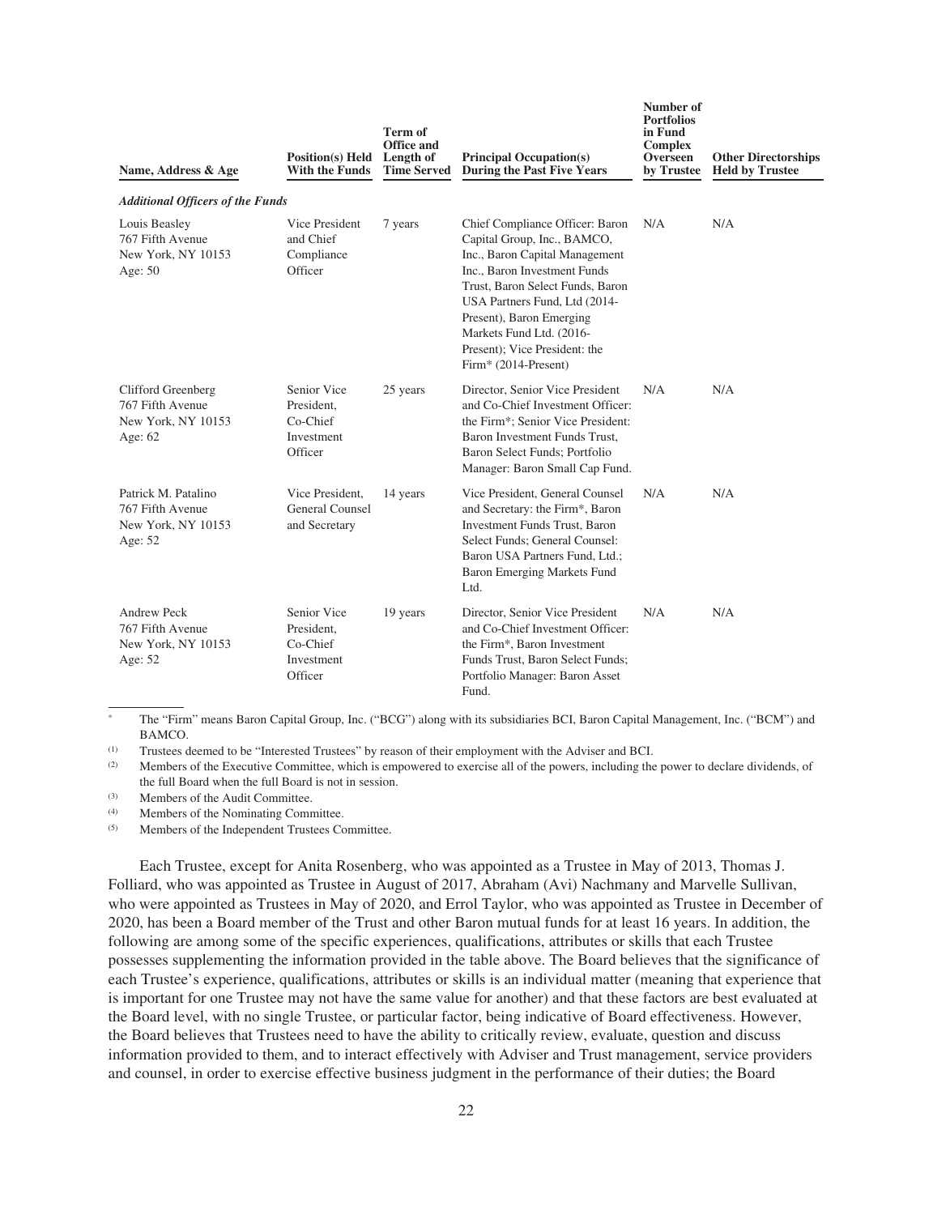| Name, Address & Age | Position(s) Held With the Funds | Term of Office and Length of Time Served | Principal Occupation(s) During the Past Five Years | Number of Portfolios in Fund Complex Overseen by Trustee | Other Directorships Held by Trustee |
|---|---|---|---|---|---|
| ***Additional Officers of the Funds*** | | | | | |
| Louis Beasley<br>767 Fifth Avenue<br>New York, NY 10153<br>Age: 50 | Vice President and Chief Compliance Officer | 7 years | Chief Compliance Officer: Baron Capital Group, Inc., BAMCO, Inc., Baron Capital Management Inc., Baron Investment Funds Trust, Baron Select Funds, Baron USA Partners Fund, Ltd (2014-Present), Baron Emerging Markets Fund Ltd. (2016-Present); Vice President: the Firm* (2014-Present) | N/A | N/A |
| Clifford Greenberg<br>767 Fifth Avenue<br>New York, NY 10153<br>Age: 62 | Senior Vice President, Co-Chief Investment Officer | 25 years | Director, Senior Vice President and Co-Chief Investment Officer: the Firm*; Senior Vice President: Baron Investment Funds Trust, Baron Select Funds; Portfolio Manager: Baron Small Cap Fund. | N/A | N/A |
| Patrick M. Patalino<br>767 Fifth Avenue<br>New York, NY 10153<br>Age: 52 | Vice President, General Counsel and Secretary | 14 years | Vice President, General Counsel and Secretary: the Firm*, Baron Investment Funds Trust, Baron Select Funds; General Counsel: Baron USA Partners Fund, Ltd.; Baron Emerging Markets Fund Ltd. | N/A | N/A |
| Andrew Peck<br>767 Fifth Avenue<br>New York, NY 10153<br>Age: 52 | Senior Vice President, Co-Chief Investment Officer | 19 years | Director, Senior Vice President and Co-Chief Investment Officer: the Firm*, Baron Investment Funds Trust, Baron Select Funds; Portfolio Manager: Baron Asset Fund. | N/A | N/A |

\* The "Firm" means Baron Capital Group, Inc. ("BCG") along with its subsidiaries BCI, Baron Capital Management, Inc. ("BCM") and BAMCO.

(1) Trustees deemed to be "Interested Trustees" by reason of their employment with the Adviser and BCI.

(2) Members of the Executive Committee, which is empowered to exercise all of the powers, including the power to declare dividends, of the full Board when the full Board is not in session.

(3) Members of the Audit Committee.

(4) Members of the Nominating Committee.

(5) Members of the Independent Trustees Committee.

Each Trustee, except for Anita Rosenberg, who was appointed as a Trustee in May of 2013, Thomas J. Folliard, who was appointed as Trustee in August of 2017, Abraham (Avi) Nachmany and Marvelle Sullivan, who were appointed as Trustees in May of 2020, and Errol Taylor, who was appointed as Trustee in December of 2020, has been a Board member of the Trust and other Baron mutual funds for at least 16 years. In addition, the following are among some of the specific experiences, qualifications, attributes or skills that each Trustee possesses supplementing the information provided in the table above. The Board believes that the significance of each Trustee's experience, qualifications, attributes or skills is an individual matter (meaning that experience that is important for one Trustee may not have the same value for another) and that these factors are best evaluated at the Board level, with no single Trustee, or particular factor, being indicative of Board effectiveness. However, the Board believes that Trustees need to have the ability to critically review, evaluate, question and discuss information provided to them, and to interact effectively with Adviser and Trust management, service providers and counsel, in order to exercise effective business judgment in the performance of their duties; the Board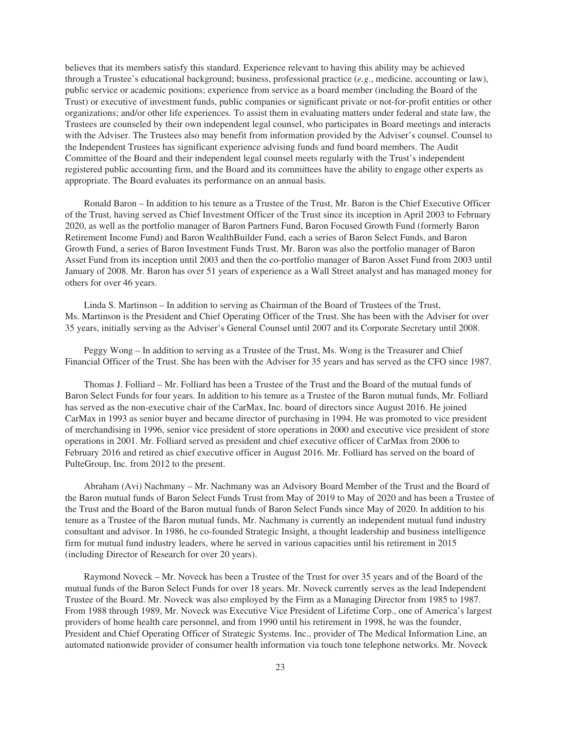believes that its members satisfy this standard. Experience relevant to having this ability may be achieved through a Trustee's educational background; business, professional practice (*e.g*., medicine, accounting or law), public service or academic positions; experience from service as a board member (including the Board of the Trust) or executive of investment funds, public companies or significant private or not-for-profit entities or other organizations; and/or other life experiences. To assist them in evaluating matters under federal and state law, the Trustees are counseled by their own independent legal counsel, who participates in Board meetings and interacts with the Adviser. The Trustees also may benefit from information provided by the Adviser's counsel. Counsel to the Independent Trustees has significant experience advising funds and fund board members. The Audit Committee of the Board and their independent legal counsel meets regularly with the Trust's independent registered public accounting firm, and the Board and its committees have the ability to engage other experts as appropriate. The Board evaluates its performance on an annual basis.

Ronald Baron – In addition to his tenure as a Trustee of the Trust, Mr. Baron is the Chief Executive Officer of the Trust, having served as Chief Investment Officer of the Trust since its inception in April 2003 to February 2020, as well as the portfolio manager of Baron Partners Fund, Baron Focused Growth Fund (formerly Baron Retirement Income Fund) and Baron WealthBuilder Fund, each a series of Baron Select Funds, and Baron Growth Fund, a series of Baron Investment Funds Trust. Mr. Baron was also the portfolio manager of Baron Asset Fund from its inception until 2003 and then the co-portfolio manager of Baron Asset Fund from 2003 until January of 2008. Mr. Baron has over 51 years of experience as a Wall Street analyst and has managed money for others for over 46 years.

Linda S. Martinson – In addition to serving as Chairman of the Board of Trustees of the Trust, Ms. Martinson is the President and Chief Operating Officer of the Trust. She has been with the Adviser for over 35 years, initially serving as the Adviser's General Counsel until 2007 and its Corporate Secretary until 2008.

Peggy Wong – In addition to serving as a Trustee of the Trust, Ms. Wong is the Treasurer and Chief Financial Officer of the Trust. She has been with the Adviser for 35 years and has served as the CFO since 1987.

Thomas J. Folliard – Mr. Folliard has been a Trustee of the Trust and the Board of the mutual funds of Baron Select Funds for four years. In addition to his tenure as a Trustee of the Baron mutual funds, Mr. Folliard has served as the non-executive chair of the CarMax, Inc. board of directors since August 2016. He joined CarMax in 1993 as senior buyer and became director of purchasing in 1994. He was promoted to vice president of merchandising in 1996, senior vice president of store operations in 2000 and executive vice president of store operations in 2001. Mr. Folliard served as president and chief executive officer of CarMax from 2006 to February 2016 and retired as chief executive officer in August 2016. Mr. Folliard has served on the board of PulteGroup, Inc. from 2012 to the present.

Abraham (Avi) Nachmany – Mr. Nachmany was an Advisory Board Member of the Trust and the Board of the Baron mutual funds of Baron Select Funds Trust from May of 2019 to May of 2020 and has been a Trustee of the Trust and the Board of the Baron mutual funds of Baron Select Funds since May of 2020. In addition to his tenure as a Trustee of the Baron mutual funds, Mr. Nachmany is currently an independent mutual fund industry consultant and advisor. In 1986, he co-founded Strategic Insight, a thought leadership and business intelligence firm for mutual fund industry leaders, where he served in various capacities until his retirement in 2015 (including Director of Research for over 20 years).

Raymond Noveck – Mr. Noveck has been a Trustee of the Trust for over 35 years and of the Board of the mutual funds of the Baron Select Funds for over 18 years. Mr. Noveck currently serves as the lead Independent Trustee of the Board. Mr. Noveck was also employed by the Firm as a Managing Director from 1985 to 1987. From 1988 through 1989, Mr. Noveck was Executive Vice President of Lifetime Corp., one of America's largest providers of home health care personnel, and from 1990 until his retirement in 1998, he was the founder, President and Chief Operating Officer of Strategic Systems. Inc., provider of The Medical Information Line, an automated nationwide provider of consumer health information via touch tone telephone networks. Mr. Noveck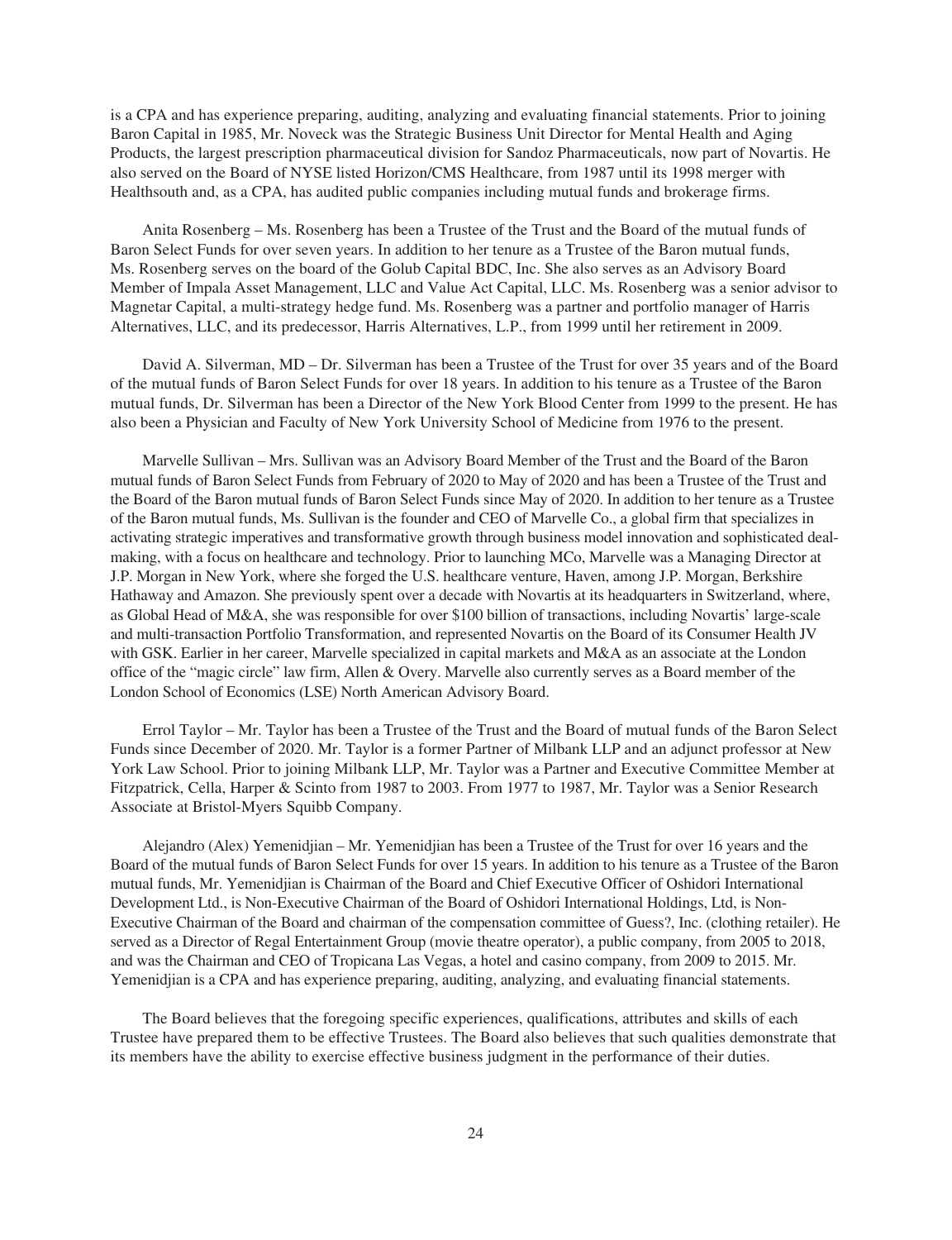is a CPA and has experience preparing, auditing, analyzing and evaluating financial statements. Prior to joining Baron Capital in 1985, Mr. Noveck was the Strategic Business Unit Director for Mental Health and Aging Products, the largest prescription pharmaceutical division for Sandoz Pharmaceuticals, now part of Novartis. He also served on the Board of NYSE listed Horizon/CMS Healthcare, from 1987 until its 1998 merger with Healthsouth and, as a CPA, has audited public companies including mutual funds and brokerage firms.

Anita Rosenberg – Ms. Rosenberg has been a Trustee of the Trust and the Board of the mutual funds of Baron Select Funds for over seven years. In addition to her tenure as a Trustee of the Baron mutual funds, Ms. Rosenberg serves on the board of the Golub Capital BDC, Inc. She also serves as an Advisory Board Member of Impala Asset Management, LLC and Value Act Capital, LLC. Ms. Rosenberg was a senior advisor to Magnetar Capital, a multi-strategy hedge fund. Ms. Rosenberg was a partner and portfolio manager of Harris Alternatives, LLC, and its predecessor, Harris Alternatives, L.P., from 1999 until her retirement in 2009.

David A. Silverman, MD – Dr. Silverman has been a Trustee of the Trust for over 35 years and of the Board of the mutual funds of Baron Select Funds for over 18 years. In addition to his tenure as a Trustee of the Baron mutual funds, Dr. Silverman has been a Director of the New York Blood Center from 1999 to the present. He has also been a Physician and Faculty of New York University School of Medicine from 1976 to the present.

Marvelle Sullivan – Mrs. Sullivan was an Advisory Board Member of the Trust and the Board of the Baron mutual funds of Baron Select Funds from February of 2020 to May of 2020 and has been a Trustee of the Trust and the Board of the Baron mutual funds of Baron Select Funds since May of 2020. In addition to her tenure as a Trustee of the Baron mutual funds, Ms. Sullivan is the founder and CEO of Marvelle Co., a global firm that specializes in activating strategic imperatives and transformative growth through business model innovation and sophisticated deal-making, with a focus on healthcare and technology. Prior to launching MCo, Marvelle was a Managing Director at J.P. Morgan in New York, where she forged the U.S. healthcare venture, Haven, among J.P. Morgan, Berkshire Hathaway and Amazon. She previously spent over a decade with Novartis at its headquarters in Switzerland, where, as Global Head of M&A, she was responsible for over $100 billion of transactions, including Novartis' large-scale and multi-transaction Portfolio Transformation, and represented Novartis on the Board of its Consumer Health JV with GSK. Earlier in her career, Marvelle specialized in capital markets and M&A as an associate at the London office of the "magic circle" law firm, Allen & Overy. Marvelle also currently serves as a Board member of the London School of Economics (LSE) North American Advisory Board.

Errol Taylor – Mr. Taylor has been a Trustee of the Trust and the Board of mutual funds of the Baron Select Funds since December of 2020. Mr. Taylor is a former Partner of Milbank LLP and an adjunct professor at New York Law School. Prior to joining Milbank LLP, Mr. Taylor was a Partner and Executive Committee Member at Fitzpatrick, Cella, Harper & Scinto from 1987 to 2003. From 1977 to 1987, Mr. Taylor was a Senior Research Associate at Bristol-Myers Squibb Company.

Alejandro (Alex) Yemenidjian – Mr. Yemenidjian has been a Trustee of the Trust for over 16 years and the Board of the mutual funds of Baron Select Funds for over 15 years. In addition to his tenure as a Trustee of the Baron mutual funds, Mr. Yemenidjian is Chairman of the Board and Chief Executive Officer of Oshidori International Development Ltd., is Non-Executive Chairman of the Board of Oshidori International Holdings, Ltd, is Non-Executive Chairman of the Board and chairman of the compensation committee of Guess?, Inc. (clothing retailer). He served as a Director of Regal Entertainment Group (movie theatre operator), a public company, from 2005 to 2018, and was the Chairman and CEO of Tropicana Las Vegas, a hotel and casino company, from 2009 to 2015. Mr. Yemenidjian is a CPA and has experience preparing, auditing, analyzing, and evaluating financial statements.

The Board believes that the foregoing specific experiences, qualifications, attributes and skills of each Trustee have prepared them to be effective Trustees. The Board also believes that such qualities demonstrate that its members have the ability to exercise effective business judgment in the performance of their duties.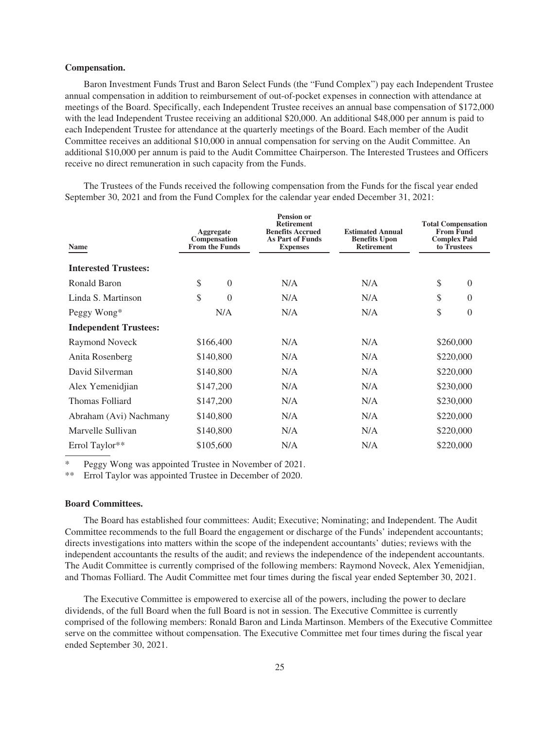**Compensation.**

Baron Investment Funds Trust and Baron Select Funds (the "Fund Complex") pay each Independent Trustee annual compensation in addition to reimbursement of out-of-pocket expenses in connection with attendance at meetings of the Board. Specifically, each Independent Trustee receives an annual base compensation of $172,000 with the lead Independent Trustee receiving an additional $20,000. An additional $48,000 per annum is paid to each Independent Trustee for attendance at the quarterly meetings of the Board. Each member of the Audit Committee receives an additional $10,000 in annual compensation for serving on the Audit Committee. An additional $10,000 per annum is paid to the Audit Committee Chairperson. The Interested Trustees and Officers receive no direct remuneration in such capacity from the Funds.

The Trustees of the Funds received the following compensation from the Funds for the fiscal year ended September 30, 2021 and from the Fund Complex for the calendar year ended December 31, 2021:

| Name | Aggregate Compensation From the Funds | Pension or Retirement Benefits Accrued As Part of Funds Expenses | Estimated Annual Benefits Upon Retirement | Total Compensation From Fund Complex Paid to Trustees |
|---|---|---|---|---|
| **Interested Trustees:** | | | | |
| Ronald Baron | $ 0 | N/A | N/A | $ 0 |
| Linda S. Martinson | $ 0 | N/A | N/A | $ 0 |
| Peggy Wong* | N/A | N/A | N/A | $ 0 |
| **Independent Trustees:** | | | | |
| Raymond Noveck | $166,400 | N/A | N/A | $260,000 |
| Anita Rosenberg | $140,800 | N/A | N/A | $220,000 |
| David Silverman | $140,800 | N/A | N/A | $220,000 |
| Alex Yemenidjian | $147,200 | N/A | N/A | $230,000 |
| Thomas Folliard | $147,200 | N/A | N/A | $230,000 |
| Abraham (Avi) Nachmany | $140,800 | N/A | N/A | $220,000 |
| Marvelle Sullivan | $140,800 | N/A | N/A | $220,000 |
| Errol Taylor** | $105,600 | N/A | N/A | $220,000 |

\* Peggy Wong was appointed Trustee in November of 2021.

\** Errol Taylor was appointed Trustee in December of 2020.

**Board Committees.**

The Board has established four committees: Audit; Executive; Nominating; and Independent. The Audit Committee recommends to the full Board the engagement or discharge of the Funds' independent accountants; directs investigations into matters within the scope of the independent accountants' duties; reviews with the independent accountants the results of the audit; and reviews the independence of the independent accountants. The Audit Committee is currently comprised of the following members: Raymond Noveck, Alex Yemenidjian, and Thomas Folliard. The Audit Committee met four times during the fiscal year ended September 30, 2021.

The Executive Committee is empowered to exercise all of the powers, including the power to declare dividends, of the full Board when the full Board is not in session. The Executive Committee is currently comprised of the following members: Ronald Baron and Linda Martinson. Members of the Executive Committee serve on the committee without compensation. The Executive Committee met four times during the fiscal year ended September 30, 2021.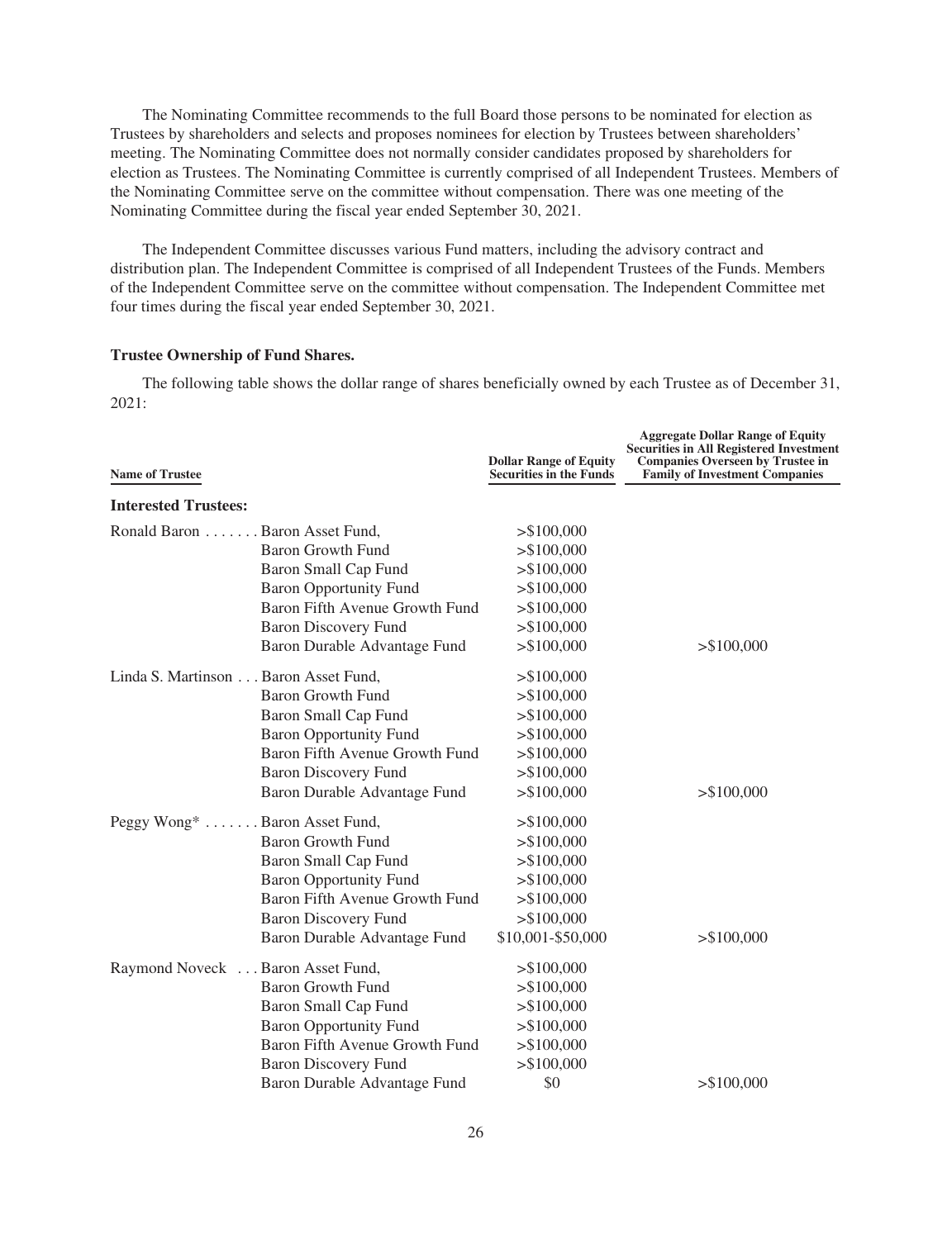The Nominating Committee recommends to the full Board those persons to be nominated for election as Trustees by shareholders and selects and proposes nominees for election by Trustees between shareholders' meeting. The Nominating Committee does not normally consider candidates proposed by shareholders for election as Trustees. The Nominating Committee is currently comprised of all Independent Trustees. Members of the Nominating Committee serve on the committee without compensation. There was one meeting of the Nominating Committee during the fiscal year ended September 30, 2021.

The Independent Committee discusses various Fund matters, including the advisory contract and distribution plan. The Independent Committee is comprised of all Independent Trustees of the Funds. Members of the Independent Committee serve on the committee without compensation. The Independent Committee met four times during the fiscal year ended September 30, 2021.

**Trustee Ownership of Fund Shares.**

The following table shows the dollar range of shares beneficially owned by each Trustee as of December 31, 2021:

| Name of Trustee | | Dollar Range of Equity Securities in the Funds | Aggregate Dollar Range of Equity Securities in All Registered Investment Companies Overseen by Trustee in Family of Investment Companies |
|---|---|---|---|
| **Interested Trustees:** | | | |
| Ronald Baron | Baron Asset Fund, | >$100,000 | |
| | Baron Growth Fund | >$100,000 | |
| | Baron Small Cap Fund | >$100,000 | |
| | Baron Opportunity Fund | >$100,000 | |
| | Baron Fifth Avenue Growth Fund | >$100,000 | |
| | Baron Discovery Fund | >$100,000 | |
| | Baron Durable Advantage Fund | >$100,000 | >$100,000 |
| Linda S. Martinson | Baron Asset Fund, | >$100,000 | |
| | Baron Growth Fund | >$100,000 | |
| | Baron Small Cap Fund | >$100,000 | |
| | Baron Opportunity Fund | >$100,000 | |
| | Baron Fifth Avenue Growth Fund | >$100,000 | |
| | Baron Discovery Fund | >$100,000 | |
| | Baron Durable Advantage Fund | >$100,000 | >$100,000 |
| Peggy Wong* | Baron Asset Fund, | >$100,000 | |
| | Baron Growth Fund | >$100,000 | |
| | Baron Small Cap Fund | >$100,000 | |
| | Baron Opportunity Fund | >$100,000 | |
| | Baron Fifth Avenue Growth Fund | >$100,000 | |
| | Baron Discovery Fund | >$100,000 | |
| | Baron Durable Advantage Fund | $10,001-$50,000 | >$100,000 |
| Raymond Noveck | Baron Asset Fund, | >$100,000 | |
| | Baron Growth Fund | >$100,000 | |
| | Baron Small Cap Fund | >$100,000 | |
| | Baron Opportunity Fund | >$100,000 | |
| | Baron Fifth Avenue Growth Fund | >$100,000 | |
| | Baron Discovery Fund | >$100,000 | |
| | Baron Durable Advantage Fund | $0 | >$100,000 |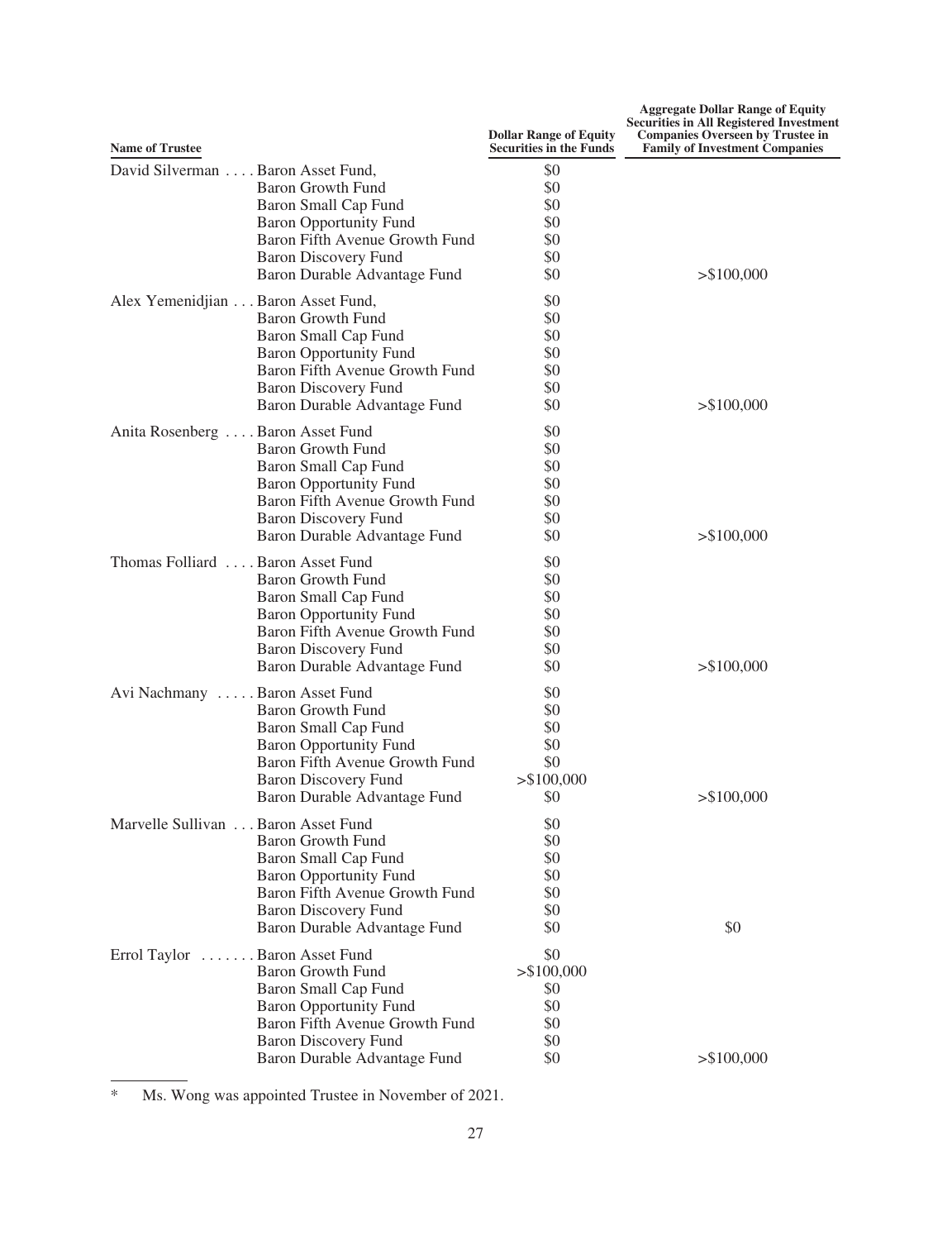| Name of Trustee | | Dollar Range of Equity Securities in the Funds | Aggregate Dollar Range of Equity Securities in All Registered Investment Companies Overseen by Trustee in Family of Investment Companies |
|---|---|---|---|
| David Silverman | Baron Asset Fund, | $0 | |
| | Baron Growth Fund | $0 | |
| | Baron Small Cap Fund | $0 | |
| | Baron Opportunity Fund | $0 | |
| | Baron Fifth Avenue Growth Fund | $0 | |
| | Baron Discovery Fund | $0 | |
| | Baron Durable Advantage Fund | $0 | >$100,000 |
| Alex Yemenidjian | Baron Asset Fund, | $0 | |
| | Baron Growth Fund | $0 | |
| | Baron Small Cap Fund | $0 | |
| | Baron Opportunity Fund | $0 | |
| | Baron Fifth Avenue Growth Fund | $0 | |
| | Baron Discovery Fund | $0 | |
| | Baron Durable Advantage Fund | $0 | >$100,000 |
| Anita Rosenberg | Baron Asset Fund | $0 | |
| | Baron Growth Fund | $0 | |
| | Baron Small Cap Fund | $0 | |
| | Baron Opportunity Fund | $0 | |
| | Baron Fifth Avenue Growth Fund | $0 | |
| | Baron Discovery Fund | $0 | |
| | Baron Durable Advantage Fund | $0 | >$100,000 |
| Thomas Folliard | Baron Asset Fund | $0 | |
| | Baron Growth Fund | $0 | |
| | Baron Small Cap Fund | $0 | |
| | Baron Opportunity Fund | $0 | |
| | Baron Fifth Avenue Growth Fund | $0 | |
| | Baron Discovery Fund | $0 | |
| | Baron Durable Advantage Fund | $0 | >$100,000 |
| Avi Nachmany | Baron Asset Fund | $0 | |
| | Baron Growth Fund | $0 | |
| | Baron Small Cap Fund | $0 | |
| | Baron Opportunity Fund | $0 | |
| | Baron Fifth Avenue Growth Fund | $0 | |
| | Baron Discovery Fund | >$100,000 | |
| | Baron Durable Advantage Fund | $0 | >$100,000 |
| Marvelle Sullivan | Baron Asset Fund | $0 | |
| | Baron Growth Fund | $0 | |
| | Baron Small Cap Fund | $0 | |
| | Baron Opportunity Fund | $0 | |
| | Baron Fifth Avenue Growth Fund | $0 | |
| | Baron Discovery Fund | $0 | |
| | Baron Durable Advantage Fund | $0 | $0 |
| Errol Taylor | Baron Asset Fund | $0 | |
| | Baron Growth Fund | >$100,000 | |
| | Baron Small Cap Fund | $0 | |
| | Baron Opportunity Fund | $0 | |
| | Baron Fifth Avenue Growth Fund | $0 | |
| | Baron Discovery Fund | $0 | |
| | Baron Durable Advantage Fund | $0 | >$100,000 |

* Ms. Wong was appointed Trustee in November of 2021.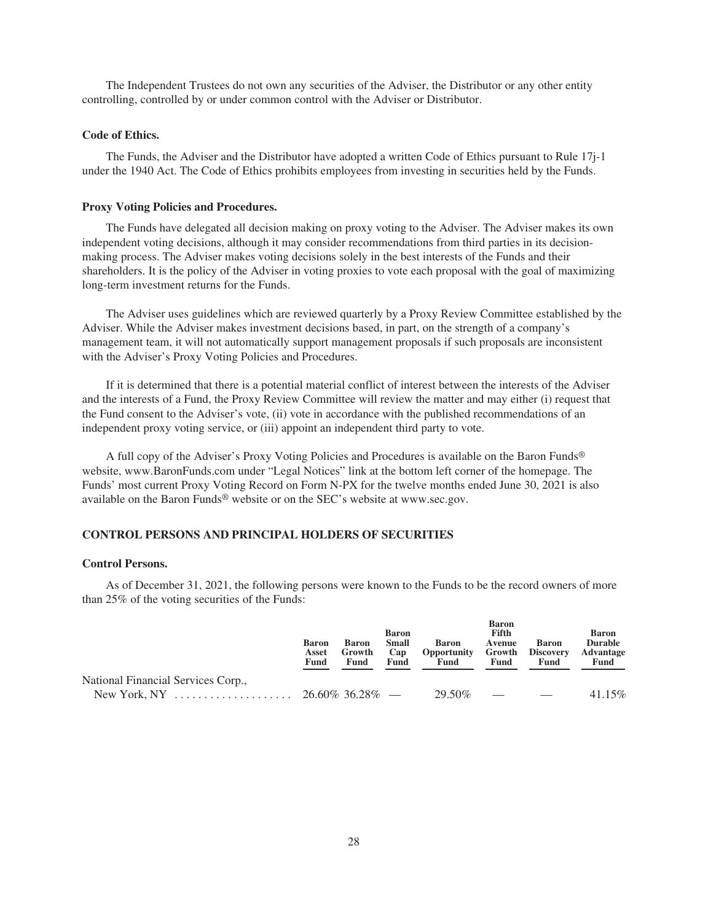The Independent Trustees do not own any securities of the Adviser, the Distributor or any other entity controlling, controlled by or under common control with the Adviser or Distributor.

**Code of Ethics.**

The Funds, the Adviser and the Distributor have adopted a written Code of Ethics pursuant to Rule 17j-1 under the 1940 Act. The Code of Ethics prohibits employees from investing in securities held by the Funds.

**Proxy Voting Policies and Procedures.**

The Funds have delegated all decision making on proxy voting to the Adviser. The Adviser makes its own independent voting decisions, although it may consider recommendations from third parties in its decision-making process. The Adviser makes voting decisions solely in the best interests of the Funds and their shareholders. It is the policy of the Adviser in voting proxies to vote each proposal with the goal of maximizing long-term investment returns for the Funds.

The Adviser uses guidelines which are reviewed quarterly by a Proxy Review Committee established by the Adviser. While the Adviser makes investment decisions based, in part, on the strength of a company's management team, it will not automatically support management proposals if such proposals are inconsistent with the Adviser's Proxy Voting Policies and Procedures.

If it is determined that there is a potential material conflict of interest between the interests of the Adviser and the interests of a Fund, the Proxy Review Committee will review the matter and may either (i) request that the Fund consent to the Adviser's vote, (ii) vote in accordance with the published recommendations of an independent proxy voting service, or (iii) appoint an independent third party to vote.

A full copy of the Adviser's Proxy Voting Policies and Procedures is available on the Baron Funds® website, www.BaronFunds.com under "Legal Notices" link at the bottom left corner of the homepage. The Funds' most current Proxy Voting Record on Form N-PX for the twelve months ended June 30, 2021 is also available on the Baron Funds® website or on the SEC's website at www.sec.gov.

## CONTROL PERSONS AND PRINCIPAL HOLDERS OF SECURITIES

**Control Persons.**

As of December 31, 2021, the following persons were known to the Funds to be the record owners of more than 25% of the voting securities of the Funds:

| | Baron Asset Fund | Baron Growth Fund | Baron Small Cap Fund | Baron Opportunity Fund | Baron Fifth Avenue Growth Fund | Baron Discovery Fund | Baron Durable Advantage Fund |
|---|---|---|---|---|---|---|---|
| National Financial Services Corp., New York, NY | 26.60% | 36.28% | — | 29.50% | — | — | 41.15% |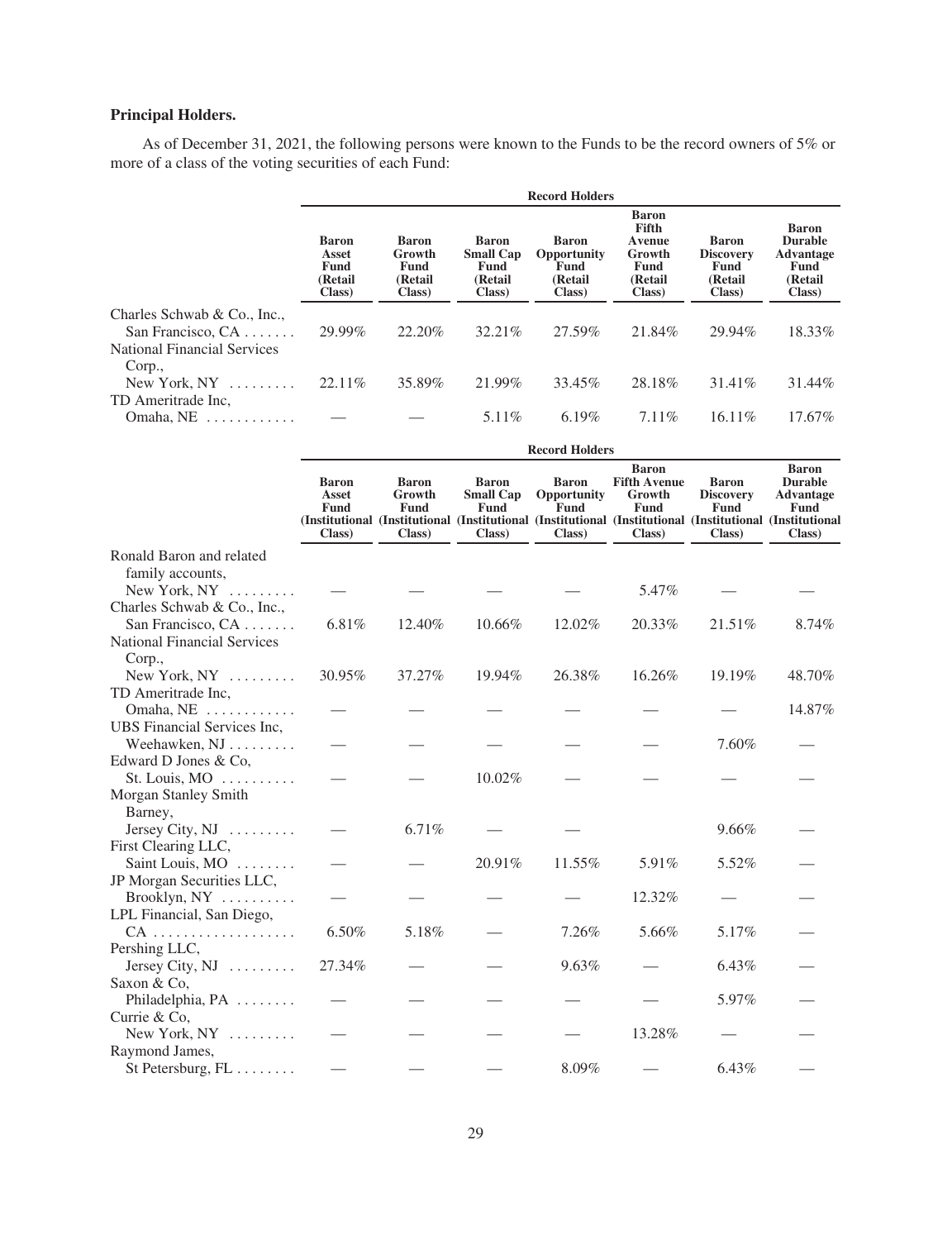**Principal Holders.**

As of December 31, 2021, the following persons were known to the Funds to be the record owners of 5% or more of a class of the voting securities of each Fund:

| | Record Holders | | | | | | |
|---|---|---|---|---|---|---|---|
| | Baron Asset Fund (Retail Class) | Baron Growth Fund (Retail Class) | Baron Small Cap Fund (Retail Class) | Baron Opportunity Fund (Retail Class) | Baron Fifth Avenue Growth Fund (Retail Class) | Baron Discovery Fund (Retail Class) | Baron Durable Advantage Fund (Retail Class) |
| Charles Schwab & Co., Inc., San Francisco, CA | 29.99% | 22.20% | 32.21% | 27.59% | 21.84% | 29.94% | 18.33% |
| National Financial Services Corp., New York, NY | 22.11% | 35.89% | 21.99% | 33.45% | 28.18% | 31.41% | 31.44% |
| TD Ameritrade Inc, Omaha, NE | — | — | 5.11% | 6.19% | 7.11% | 16.11% | 17.67% |

| | Record Holders | | | | | | |
|---|---|---|---|---|---|---|---|
| | Baron Asset Fund (Institutional Class) | Baron Growth Fund (Institutional Class) | Baron Small Cap Fund (Institutional Class) | Baron Opportunity Fund (Institutional Class) | Baron Fifth Avenue Growth Fund (Institutional Class) | Baron Discovery Fund (Institutional Class) | Baron Durable Advantage Fund (Institutional Class) |
| Ronald Baron and related family accounts, New York, NY | — | — | — | — | 5.47% | — | — |
| Charles Schwab & Co., Inc., San Francisco, CA | 6.81% | 12.40% | 10.66% | 12.02% | 20.33% | 21.51% | 8.74% |
| National Financial Services Corp., New York, NY | 30.95% | 37.27% | 19.94% | 26.38% | 16.26% | 19.19% | 48.70% |
| TD Ameritrade Inc, Omaha, NE | — | — | — | — | — | — | 14.87% |
| UBS Financial Services Inc, Weehawken, NJ | — | — | — | — | — | 7.60% | — |
| Edward D Jones & Co, St. Louis, MO | — | — | 10.02% | — | — | — | — |
| Morgan Stanley Smith Barney, Jersey City, NJ | — | 6.71% | — | — | | 9.66% | — |
| First Clearing LLC, Saint Louis, MO | — | — | 20.91% | 11.55% | 5.91% | 5.52% | — |
| JP Morgan Securities LLC, Brooklyn, NY | — | — | — | — | 12.32% | — | — |
| LPL Financial, San Diego, CA | 6.50% | 5.18% | — | 7.26% | 5.66% | 5.17% | — |
| Pershing LLC, Jersey City, NJ | 27.34% | — | — | 9.63% | — | 6.43% | — |
| Saxon & Co, Philadelphia, PA | — | — | — | — | — | 5.97% | — |
| Currie & Co, New York, NY | — | — | — | — | 13.28% | — | — |
| Raymond James, St Petersburg, FL | — | — | — | 8.09% | — | 6.43% | — |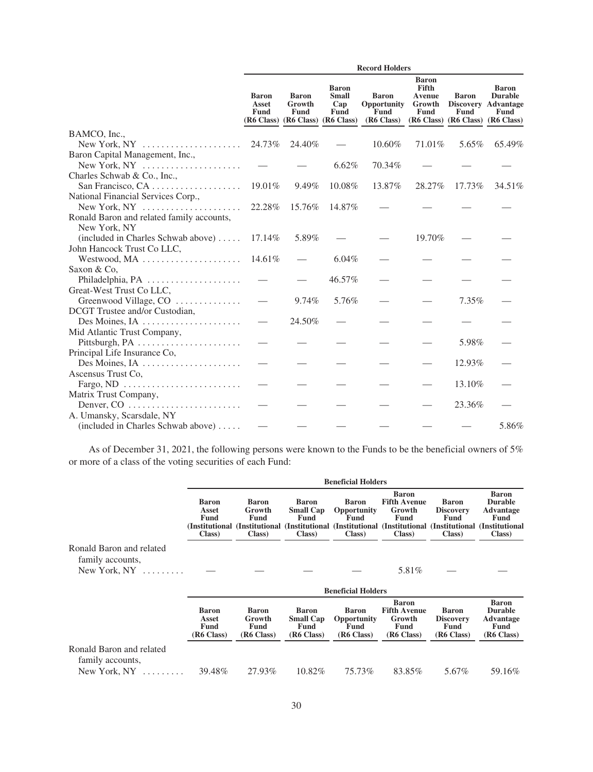| | Record Holders | | | | | | |
|---|---|---|---|---|---|---|---|
| | Baron Asset Fund (R6 Class) | Baron Growth Fund (R6 Class) | Baron Small Cap Fund (R6 Class) | Baron Opportunity Fund (R6 Class) | Baron Fifth Avenue Growth Fund (R6 Class) | Baron Discovery Fund (R6 Class) | Baron Durable Advantage Fund (R6 Class) |
| BAMCO, Inc., New York, NY | 24.73% | 24.40% | — | 10.60% | 71.01% | 5.65% | 65.49% |
| Baron Capital Management, Inc., New York, NY | — | — | 6.62% | 70.34% | — | — | — |
| Charles Schwab & Co., Inc., San Francisco, CA | 19.01% | 9.49% | 10.08% | 13.87% | 28.27% | 17.73% | 34.51% |
| National Financial Services Corp., New York, NY | 22.28% | 15.76% | 14.87% | — | — | — | — |
| Ronald Baron and related family accounts, New York, NY (included in Charles Schwab above) | 17.14% | 5.89% | — | — | 19.70% | — | — |
| John Hancock Trust Co LLC, Westwood, MA | 14.61% | — | 6.04% | — | — | — | — |
| Saxon & Co, Philadelphia, PA | — | — | 46.57% | — | — | — | — |
| Great-West Trust Co LLC, Greenwood Village, CO | — | 9.74% | 5.76% | — | — | 7.35% | — |
| DCGT Trustee and/or Custodian, Des Moines, IA | — | 24.50% | — | — | — | — | — |
| Mid Atlantic Trust Company, Pittsburgh, PA | — | — | — | — | — | 5.98% | — |
| Principal Life Insurance Co, Des Moines, IA | — | — | — | — | — | 12.93% | — |
| Ascensus Trust Co, Fargo, ND | — | — | — | — | — | 13.10% | — |
| Matrix Trust Company, Denver, CO | — | — | — | — | — | 23.36% | — |
| A. Umansky, Scarsdale, NY (included in Charles Schwab above) | — | — | — | — | — | — | 5.86% |

As of December 31, 2021, the following persons were known to the Funds to be the beneficial owners of 5% or more of a class of the voting securities of each Fund:

| | Beneficial Holders | | | | | | |
|---|---|---|---|---|---|---|---|
| | Baron Asset Fund (Institutional Class) | Baron Growth Fund (Institutional Class) | Baron Small Cap Fund (Institutional Class) | Baron Opportunity Fund (Institutional Class) | Baron Fifth Avenue Growth Fund (Institutional Class) | Baron Discovery Fund (Institutional Class) | Baron Durable Advantage Fund (Institutional Class) |
| Ronald Baron and related family accounts, New York, NY | — | — | — | — | 5.81% | — | — |

| | Beneficial Holders | | | | | | |
|---|---|---|---|---|---|---|---|
| | Baron Asset Fund (R6 Class) | Baron Growth Fund (R6 Class) | Baron Small Cap Fund (R6 Class) | Baron Opportunity Fund (R6 Class) | Baron Fifth Avenue Growth Fund (R6 Class) | Baron Discovery Fund (R6 Class) | Baron Durable Advantage Fund (R6 Class) |
| Ronald Baron and related family accounts, New York, NY | 39.48% | 27.93% | 10.82% | 75.73% | 83.85% | 5.67% | 59.16% |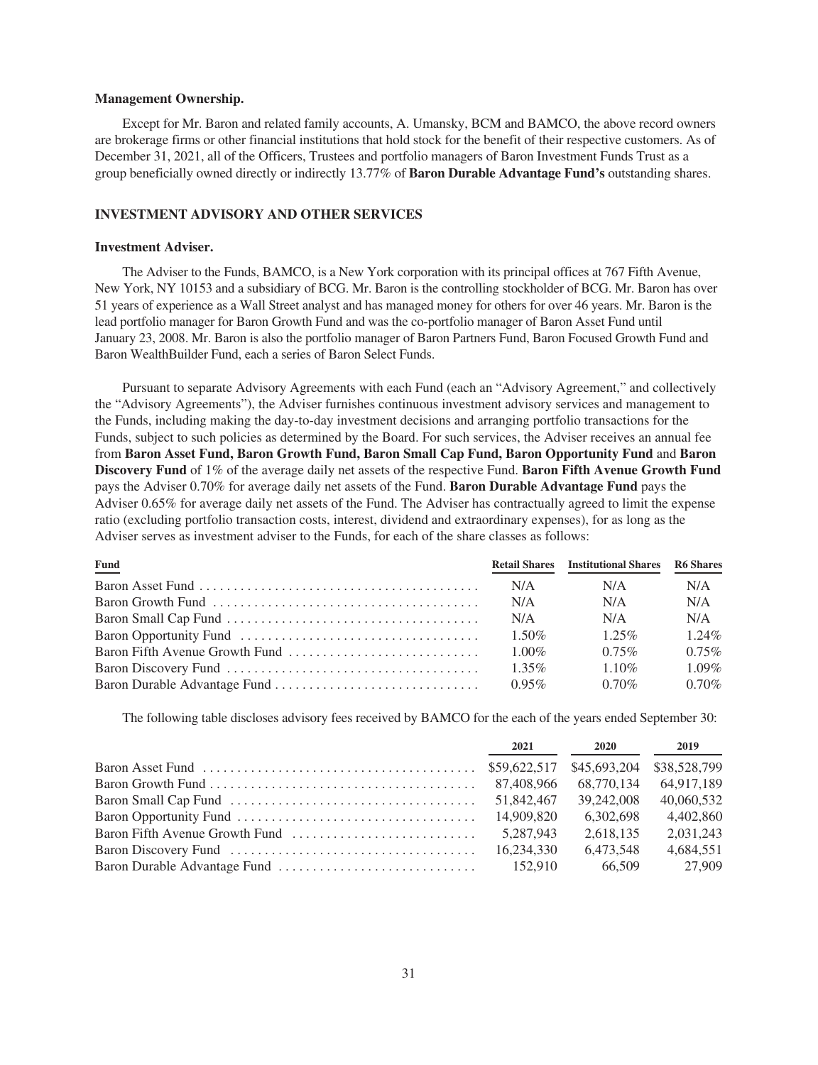**Management Ownership.**

Except for Mr. Baron and related family accounts, A. Umansky, BCM and BAMCO, the above record owners are brokerage firms or other financial institutions that hold stock for the benefit of their respective customers. As of December 31, 2021, all of the Officers, Trustees and portfolio managers of Baron Investment Funds Trust as a group beneficially owned directly or indirectly 13.77% of **Baron Durable Advantage Fund's** outstanding shares.

## INVESTMENT ADVISORY AND OTHER SERVICES

**Investment Adviser.**

The Adviser to the Funds, BAMCO, is a New York corporation with its principal offices at 767 Fifth Avenue, New York, NY 10153 and a subsidiary of BCG. Mr. Baron is the controlling stockholder of BCG. Mr. Baron has over 51 years of experience as a Wall Street analyst and has managed money for others for over 46 years. Mr. Baron is the lead portfolio manager for Baron Growth Fund and was the co-portfolio manager of Baron Asset Fund until January 23, 2008. Mr. Baron is also the portfolio manager of Baron Partners Fund, Baron Focused Growth Fund and Baron WealthBuilder Fund, each a series of Baron Select Funds.

Pursuant to separate Advisory Agreements with each Fund (each an "Advisory Agreement," and collectively the "Advisory Agreements"), the Adviser furnishes continuous investment advisory services and management to the Funds, including making the day-to-day investment decisions and arranging portfolio transactions for the Funds, subject to such policies as determined by the Board. For such services, the Adviser receives an annual fee from **Baron Asset Fund, Baron Growth Fund, Baron Small Cap Fund, Baron Opportunity Fund** and **Baron Discovery Fund** of 1% of the average daily net assets of the respective Fund. **Baron Fifth Avenue Growth Fund** pays the Adviser 0.70% for average daily net assets of the Fund. **Baron Durable Advantage Fund** pays the Adviser 0.65% for average daily net assets of the Fund. The Adviser has contractually agreed to limit the expense ratio (excluding portfolio transaction costs, interest, dividend and extraordinary expenses), for as long as the Adviser serves as investment adviser to the Funds, for each of the share classes as follows:

| Fund | Retail Shares | Institutional Shares | R6 Shares |
|---|---|---|---|
| Baron Asset Fund | N/A | N/A | N/A |
| Baron Growth Fund | N/A | N/A | N/A |
| Baron Small Cap Fund | N/A | N/A | N/A |
| Baron Opportunity Fund | 1.50% | 1.25% | 1.24% |
| Baron Fifth Avenue Growth Fund | 1.00% | 0.75% | 0.75% |
| Baron Discovery Fund | 1.35% | 1.10% | 1.09% |
| Baron Durable Advantage Fund | 0.95% | 0.70% | 0.70% |

The following table discloses advisory fees received by BAMCO for the each of the years ended September 30:

| | 2021 | 2020 | 2019 |
|---|---|---|---|
| Baron Asset Fund | $59,622,517 | $45,693,204 | $38,528,799 |
| Baron Growth Fund | 87,408,966 | 68,770,134 | 64,917,189 |
| Baron Small Cap Fund | 51,842,467 | 39,242,008 | 40,060,532 |
| Baron Opportunity Fund | 14,909,820 | 6,302,698 | 4,402,860 |
| Baron Fifth Avenue Growth Fund | 5,287,943 | 2,618,135 | 2,031,243 |
| Baron Discovery Fund | 16,234,330 | 6,473,548 | 4,684,551 |
| Baron Durable Advantage Fund | 152,910 | 66,509 | 27,909 |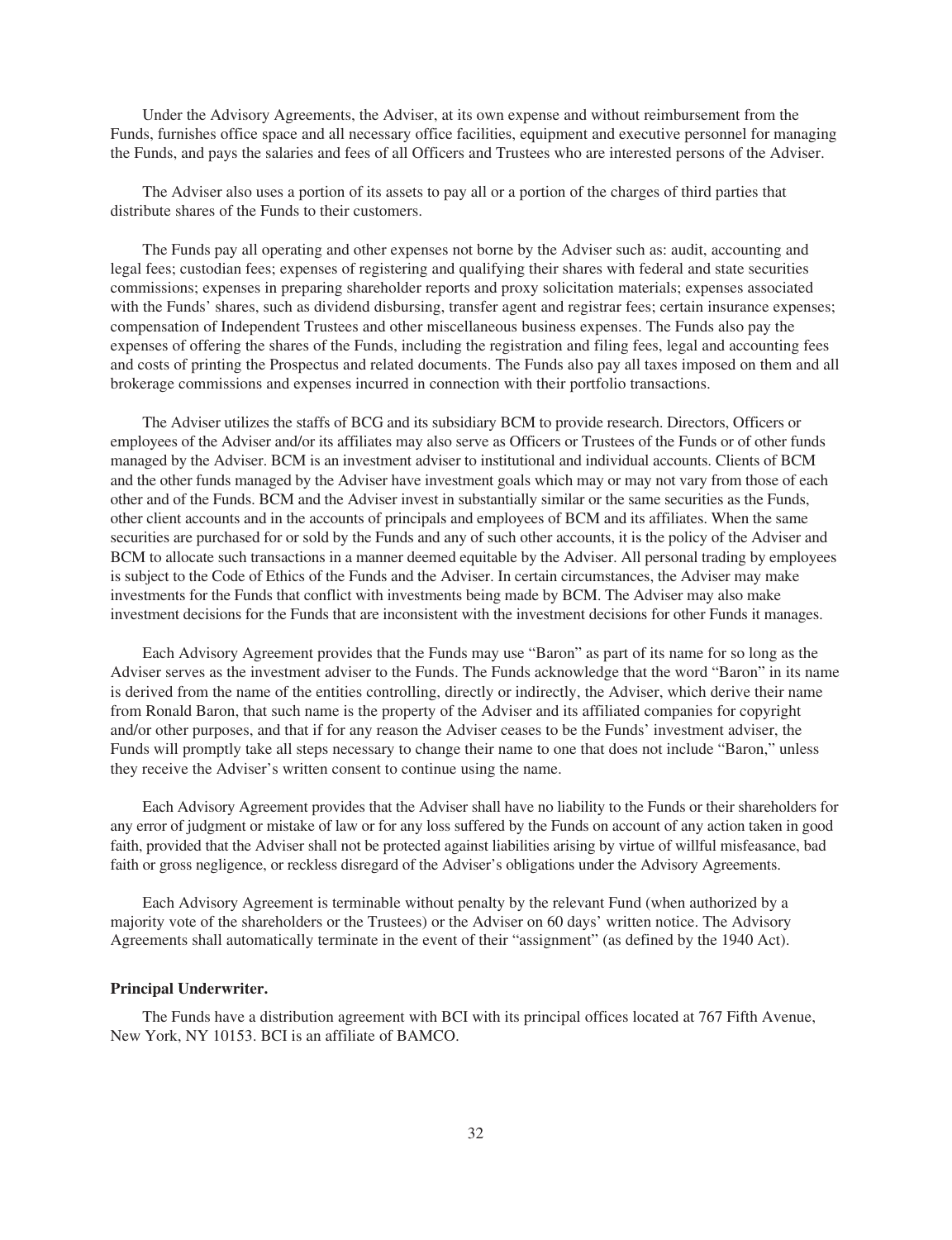Under the Advisory Agreements, the Adviser, at its own expense and without reimbursement from the Funds, furnishes office space and all necessary office facilities, equipment and executive personnel for managing the Funds, and pays the salaries and fees of all Officers and Trustees who are interested persons of the Adviser.

The Adviser also uses a portion of its assets to pay all or a portion of the charges of third parties that distribute shares of the Funds to their customers.

The Funds pay all operating and other expenses not borne by the Adviser such as: audit, accounting and legal fees; custodian fees; expenses of registering and qualifying their shares with federal and state securities commissions; expenses in preparing shareholder reports and proxy solicitation materials; expenses associated with the Funds' shares, such as dividend disbursing, transfer agent and registrar fees; certain insurance expenses; compensation of Independent Trustees and other miscellaneous business expenses. The Funds also pay the expenses of offering the shares of the Funds, including the registration and filing fees, legal and accounting fees and costs of printing the Prospectus and related documents. The Funds also pay all taxes imposed on them and all brokerage commissions and expenses incurred in connection with their portfolio transactions.

The Adviser utilizes the staffs of BCG and its subsidiary BCM to provide research. Directors, Officers or employees of the Adviser and/or its affiliates may also serve as Officers or Trustees of the Funds or of other funds managed by the Adviser. BCM is an investment adviser to institutional and individual accounts. Clients of BCM and the other funds managed by the Adviser have investment goals which may or may not vary from those of each other and of the Funds. BCM and the Adviser invest in substantially similar or the same securities as the Funds, other client accounts and in the accounts of principals and employees of BCM and its affiliates. When the same securities are purchased for or sold by the Funds and any of such other accounts, it is the policy of the Adviser and BCM to allocate such transactions in a manner deemed equitable by the Adviser. All personal trading by employees is subject to the Code of Ethics of the Funds and the Adviser. In certain circumstances, the Adviser may make investments for the Funds that conflict with investments being made by BCM. The Adviser may also make investment decisions for the Funds that are inconsistent with the investment decisions for other Funds it manages.

Each Advisory Agreement provides that the Funds may use "Baron" as part of its name for so long as the Adviser serves as the investment adviser to the Funds. The Funds acknowledge that the word "Baron" in its name is derived from the name of the entities controlling, directly or indirectly, the Adviser, which derive their name from Ronald Baron, that such name is the property of the Adviser and its affiliated companies for copyright and/or other purposes, and that if for any reason the Adviser ceases to be the Funds' investment adviser, the Funds will promptly take all steps necessary to change their name to one that does not include "Baron," unless they receive the Adviser's written consent to continue using the name.

Each Advisory Agreement provides that the Adviser shall have no liability to the Funds or their shareholders for any error of judgment or mistake of law or for any loss suffered by the Funds on account of any action taken in good faith, provided that the Adviser shall not be protected against liabilities arising by virtue of willful misfeasance, bad faith or gross negligence, or reckless disregard of the Adviser's obligations under the Advisory Agreements.

Each Advisory Agreement is terminable without penalty by the relevant Fund (when authorized by a majority vote of the shareholders or the Trustees) or the Adviser on 60 days' written notice. The Advisory Agreements shall automatically terminate in the event of their "assignment" (as defined by the 1940 Act).

**Principal Underwriter.**

The Funds have a distribution agreement with BCI with its principal offices located at 767 Fifth Avenue, New York, NY 10153. BCI is an affiliate of BAMCO.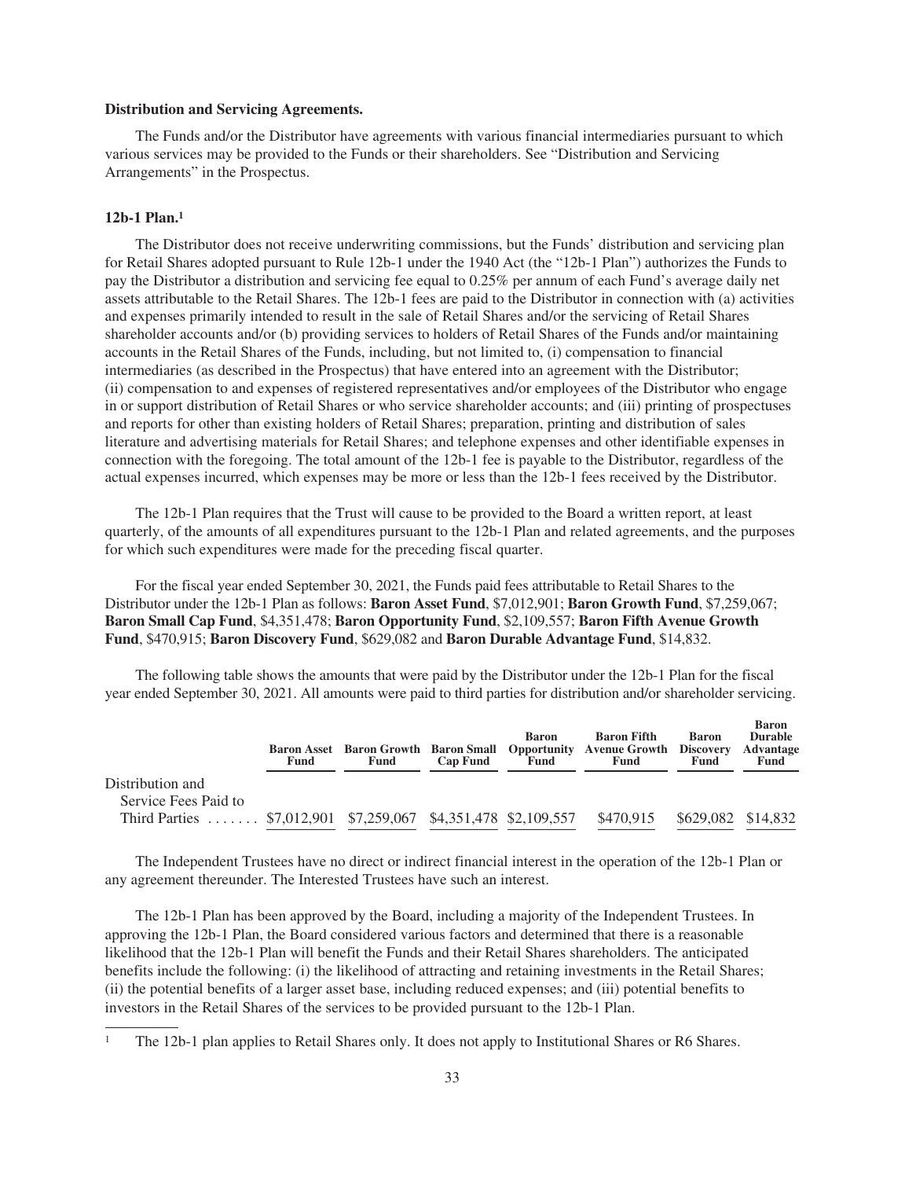**Distribution and Servicing Agreements.**

The Funds and/or the Distributor have agreements with various financial intermediaries pursuant to which various services may be provided to the Funds or their shareholders. See "Distribution and Servicing Arrangements" in the Prospectus.

**12b-1 Plan.[1]**

The Distributor does not receive underwriting commissions, but the Funds' distribution and servicing plan for Retail Shares adopted pursuant to Rule 12b-1 under the 1940 Act (the "12b-1 Plan") authorizes the Funds to pay the Distributor a distribution and servicing fee equal to 0.25% per annum of each Fund's average daily net assets attributable to the Retail Shares. The 12b-1 fees are paid to the Distributor in connection with (a) activities and expenses primarily intended to result in the sale of Retail Shares and/or the servicing of Retail Shares shareholder accounts and/or (b) providing services to holders of Retail Shares of the Funds and/or maintaining accounts in the Retail Shares of the Funds, including, but not limited to, (i) compensation to financial intermediaries (as described in the Prospectus) that have entered into an agreement with the Distributor; (ii) compensation to and expenses of registered representatives and/or employees of the Distributor who engage in or support distribution of Retail Shares or who service shareholder accounts; and (iii) printing of prospectuses and reports for other than existing holders of Retail Shares; preparation, printing and distribution of sales literature and advertising materials for Retail Shares; and telephone expenses and other identifiable expenses in connection with the foregoing. The total amount of the 12b-1 fee is payable to the Distributor, regardless of the actual expenses incurred, which expenses may be more or less than the 12b-1 fees received by the Distributor.

The 12b-1 Plan requires that the Trust will cause to be provided to the Board a written report, at least quarterly, of the amounts of all expenditures pursuant to the 12b-1 Plan and related agreements, and the purposes for which such expenditures were made for the preceding fiscal quarter.

For the fiscal year ended September 30, 2021, the Funds paid fees attributable to Retail Shares to the Distributor under the 12b-1 Plan as follows: **Baron Asset Fund**, $7,012,901; **Baron Growth Fund**, $7,259,067; **Baron Small Cap Fund**, $4,351,478; **Baron Opportunity Fund**, $2,109,557; **Baron Fifth Avenue Growth Fund**, $470,915; **Baron Discovery Fund**, $629,082 and **Baron Durable Advantage Fund**, $14,832.

The following table shows the amounts that were paid by the Distributor under the 12b-1 Plan for the fiscal year ended September 30, 2021. All amounts were paid to third parties for distribution and/or shareholder servicing.

| | Baron Asset Fund | Baron Growth Fund | Baron Small Cap Fund | Baron Opportunity Fund | Baron Fifth Avenue Growth Fund | Baron Discovery Fund | Baron Durable Advantage Fund |
|---|---|---|---|---|---|---|---|
| Distribution and Service Fees Paid to Third Parties | $7,012,901 | $7,259,067 | $4,351,478 | $2,109,557 | $470,915 | $629,082 | $14,832 |

The Independent Trustees have no direct or indirect financial interest in the operation of the 12b-1 Plan or any agreement thereunder. The Interested Trustees have such an interest.

The 12b-1 Plan has been approved by the Board, including a majority of the Independent Trustees. In approving the 12b-1 Plan, the Board considered various factors and determined that there is a reasonable likelihood that the 12b-1 Plan will benefit the Funds and their Retail Shares shareholders. The anticipated benefits include the following: (i) the likelihood of attracting and retaining investments in the Retail Shares; (ii) the potential benefits of a larger asset base, including reduced expenses; and (iii) potential benefits to investors in the Retail Shares of the services to be provided pursuant to the 12b-1 Plan.

[1] The 12b-1 plan applies to Retail Shares only. It does not apply to Institutional Shares or R6 Shares.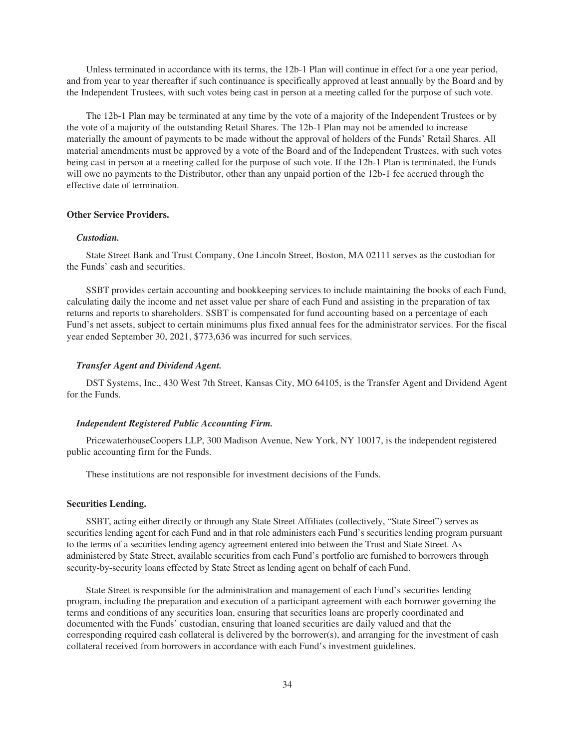Unless terminated in accordance with its terms, the 12b-1 Plan will continue in effect for a one year period, and from year to year thereafter if such continuance is specifically approved at least annually by the Board and by the Independent Trustees, with such votes being cast in person at a meeting called for the purpose of such vote.

The 12b-1 Plan may be terminated at any time by the vote of a majority of the Independent Trustees or by the vote of a majority of the outstanding Retail Shares. The 12b-1 Plan may not be amended to increase materially the amount of payments to be made without the approval of holders of the Funds' Retail Shares. All material amendments must be approved by a vote of the Board and of the Independent Trustees, with such votes being cast in person at a meeting called for the purpose of such vote. If the 12b-1 Plan is terminated, the Funds will owe no payments to the Distributor, other than any unpaid portion of the 12b-1 fee accrued through the effective date of termination.

**Other Service Providers.**

***Custodian.***

State Street Bank and Trust Company, One Lincoln Street, Boston, MA 02111 serves as the custodian for the Funds' cash and securities.

SSBT provides certain accounting and bookkeeping services to include maintaining the books of each Fund, calculating daily the income and net asset value per share of each Fund and assisting in the preparation of tax returns and reports to shareholders. SSBT is compensated for fund accounting based on a percentage of each Fund's net assets, subject to certain minimums plus fixed annual fees for the administrator services. For the fiscal year ended September 30, 2021, $773,636 was incurred for such services.

***Transfer Agent and Dividend Agent.***

DST Systems, Inc., 430 West 7th Street, Kansas City, MO 64105, is the Transfer Agent and Dividend Agent for the Funds.

***Independent Registered Public Accounting Firm.***

PricewaterhouseCoopers LLP, 300 Madison Avenue, New York, NY 10017, is the independent registered public accounting firm for the Funds.

These institutions are not responsible for investment decisions of the Funds.

**Securities Lending.**

SSBT, acting either directly or through any State Street Affiliates (collectively, "State Street") serves as securities lending agent for each Fund and in that role administers each Fund's securities lending program pursuant to the terms of a securities lending agency agreement entered into between the Trust and State Street. As administered by State Street, available securities from each Fund's portfolio are furnished to borrowers through security-by-security loans effected by State Street as lending agent on behalf of each Fund.

State Street is responsible for the administration and management of each Fund's securities lending program, including the preparation and execution of a participant agreement with each borrower governing the terms and conditions of any securities loan, ensuring that securities loans are properly coordinated and documented with the Funds' custodian, ensuring that loaned securities are daily valued and that the corresponding required cash collateral is delivered by the borrower(s), and arranging for the investment of cash collateral received from borrowers in accordance with each Fund's investment guidelines.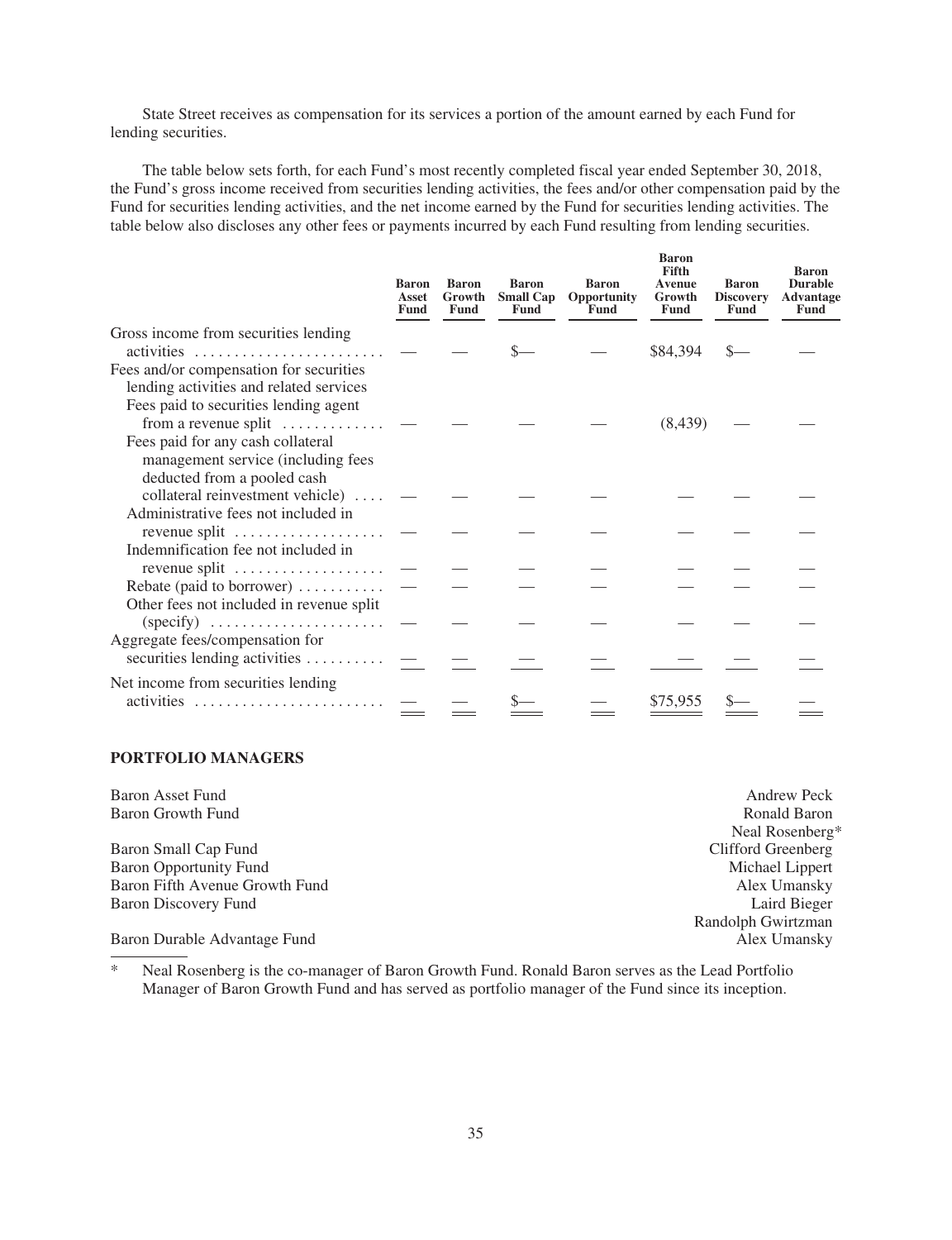State Street receives as compensation for its services a portion of the amount earned by each Fund for lending securities.

The table below sets forth, for each Fund's most recently completed fiscal year ended September 30, 2018, the Fund's gross income received from securities lending activities, the fees and/or other compensation paid by the Fund for securities lending activities, and the net income earned by the Fund for securities lending activities. The table below also discloses any other fees or payments incurred by each Fund resulting from lending securities.

| | Baron Asset Fund | Baron Growth Fund | Baron Small Cap Fund | Baron Opportunity Fund | Baron Fifth Avenue Growth Fund | Baron Discovery Fund | Baron Durable Advantage Fund |
|---|---|---|---|---|---|---|---|
| Gross income from securities lending activities | — | — | $— | — | $84,394 | $— | — |
| Fees and/or compensation for securities lending activities and related services | | | | | | | |
| Fees paid to securities lending agent from a revenue split | — | — | — | — | (8,439) | — | — |
| Fees paid for any cash collateral management service (including fees deducted from a pooled cash collateral reinvestment vehicle) | — | — | — | — | — | — | — |
| Administrative fees not included in revenue split | — | — | — | — | — | — | — |
| Indemnification fee not included in revenue split | — | — | — | — | — | — | — |
| Rebate (paid to borrower) | — | — | — | — | — | — | — |
| Other fees not included in revenue split (specify) | — | — | — | — | — | — | — |
| Aggregate fees/compensation for securities lending activities | — | — | — | — | — | — | — |
| Net income from securities lending activities | — | — | $— | — | $75,955 | $— | — |

**PORTFOLIO MANAGERS**

| | |
|---|---|
| Baron Asset Fund | Andrew Peck |
| Baron Growth Fund | Ronald Baron<br>Neal Rosenberg* |
| Baron Small Cap Fund | Clifford Greenberg |
| Baron Opportunity Fund | Michael Lippert |
| Baron Fifth Avenue Growth Fund | Alex Umansky |
| Baron Discovery Fund | Laird Bieger<br>Randolph Gwirtzman |
| Baron Durable Advantage Fund | Alex Umansky |

\* Neal Rosenberg is the co-manager of Baron Growth Fund. Ronald Baron serves as the Lead Portfolio Manager of Baron Growth Fund and has served as portfolio manager of the Fund since its inception.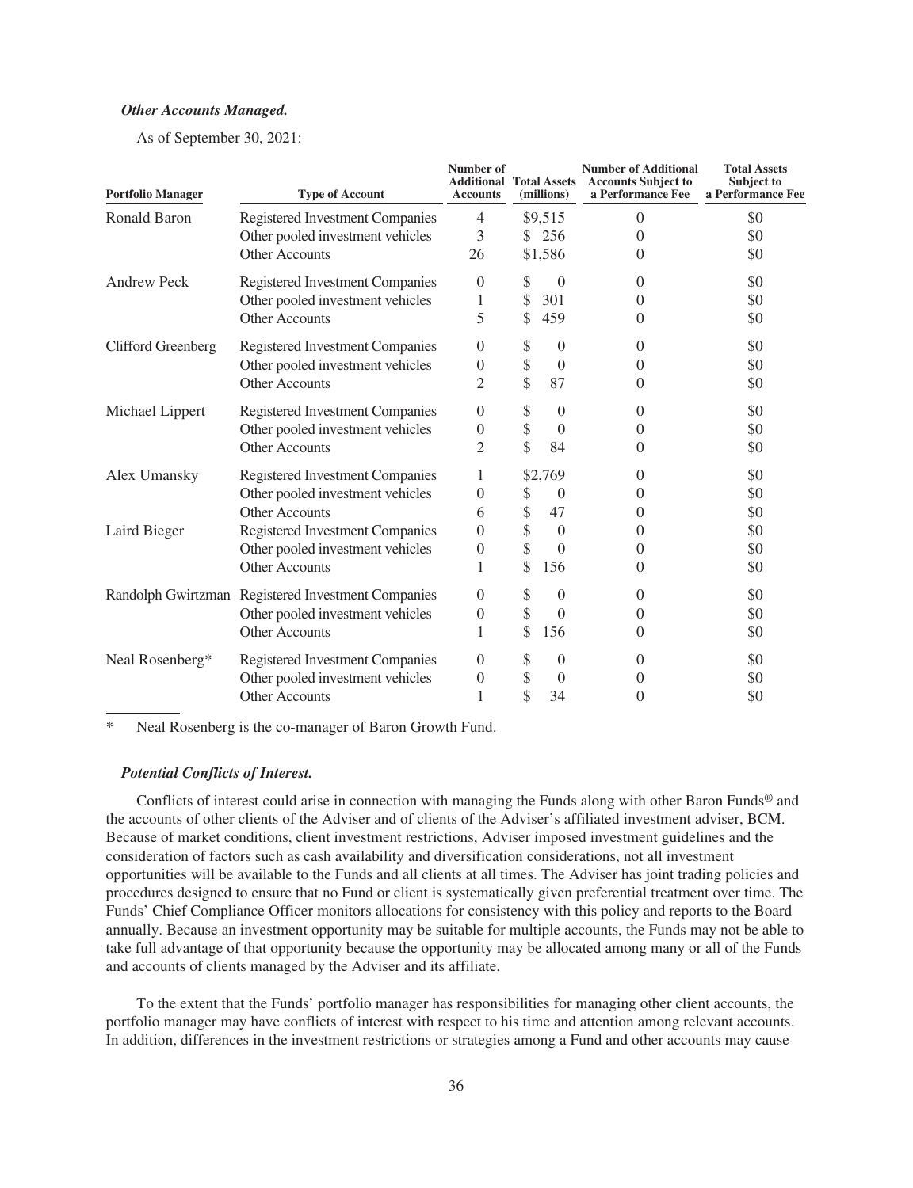***Other Accounts Managed.***

As of September 30, 2021:

| Portfolio Manager | Type of Account | Number of Additional Accounts | Total Assets (millions) | Number of Additional Accounts Subject to a Performance Fee | Total Assets Subject to a Performance Fee |
|---|---|---|---|---|---|
| Ronald Baron | Registered Investment Companies | 4 | $9,515 | 0 | $0 |
| | Other pooled investment vehicles | 3 | $ 256 | 0 | $0 |
| | Other Accounts | 26 | $1,586 | 0 | $0 |
| Andrew Peck | Registered Investment Companies | 0 | $ 0 | 0 | $0 |
| | Other pooled investment vehicles | 1 | $ 301 | 0 | $0 |
| | Other Accounts | 5 | $ 459 | 0 | $0 |
| Clifford Greenberg | Registered Investment Companies | 0 | $ 0 | 0 | $0 |
| | Other pooled investment vehicles | 0 | $ 0 | 0 | $0 |
| | Other Accounts | 2 | $ 87 | 0 | $0 |
| Michael Lippert | Registered Investment Companies | 0 | $ 0 | 0 | $0 |
| | Other pooled investment vehicles | 0 | $ 0 | 0 | $0 |
| | Other Accounts | 2 | $ 84 | 0 | $0 |
| Alex Umansky | Registered Investment Companies | 1 | $2,769 | 0 | $0 |
| | Other pooled investment vehicles | 0 | $ 0 | 0 | $0 |
| | Other Accounts | 6 | $ 47 | 0 | $0 |
| Laird Bieger | Registered Investment Companies | 0 | $ 0 | 0 | $0 |
| | Other pooled investment vehicles | 0 | $ 0 | 0 | $0 |
| | Other Accounts | 1 | $ 156 | 0 | $0 |
| Randolph Gwirtzman | Registered Investment Companies | 0 | $ 0 | 0 | $0 |
| | Other pooled investment vehicles | 0 | $ 0 | 0 | $0 |
| | Other Accounts | 1 | $ 156 | 0 | $0 |
| Neal Rosenberg* | Registered Investment Companies | 0 | $ 0 | 0 | $0 |
| | Other pooled investment vehicles | 0 | $ 0 | 0 | $0 |
| | Other Accounts | 1 | $ 34 | 0 | $0 |

\* Neal Rosenberg is the co-manager of Baron Growth Fund.

***Potential Conflicts of Interest.***

Conflicts of interest could arise in connection with managing the Funds along with other Baron Funds® and the accounts of other clients of the Adviser and of clients of the Adviser's affiliated investment adviser, BCM. Because of market conditions, client investment restrictions, Adviser imposed investment guidelines and the consideration of factors such as cash availability and diversification considerations, not all investment opportunities will be available to the Funds and all clients at all times. The Adviser has joint trading policies and procedures designed to ensure that no Fund or client is systematically given preferential treatment over time. The Funds' Chief Compliance Officer monitors allocations for consistency with this policy and reports to the Board annually. Because an investment opportunity may be suitable for multiple accounts, the Funds may not be able to take full advantage of that opportunity because the opportunity may be allocated among many or all of the Funds and accounts of clients managed by the Adviser and its affiliate.

To the extent that the Funds' portfolio manager has responsibilities for managing other client accounts, the portfolio manager may have conflicts of interest with respect to his time and attention among relevant accounts. In addition, differences in the investment restrictions or strategies among a Fund and other accounts may cause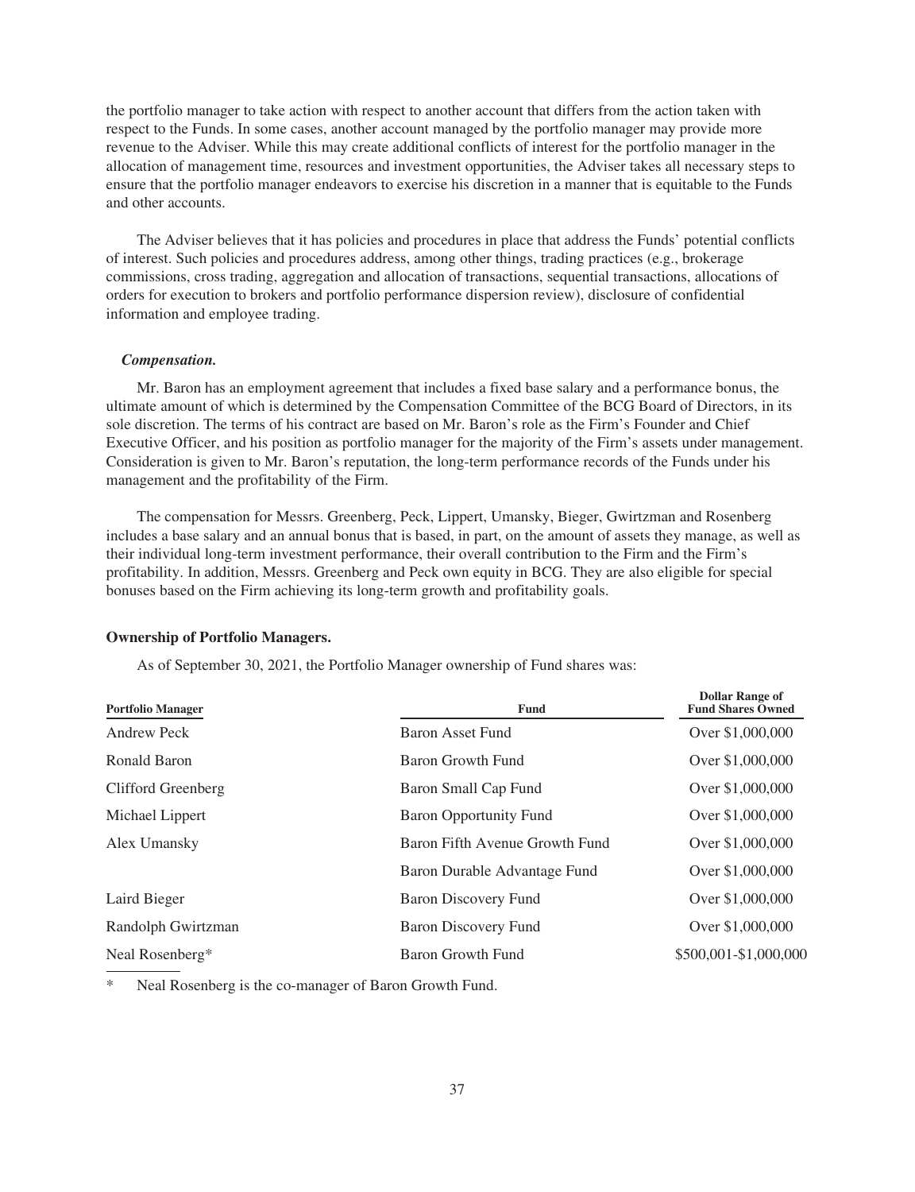the portfolio manager to take action with respect to another account that differs from the action taken with respect to the Funds. In some cases, another account managed by the portfolio manager may provide more revenue to the Adviser. While this may create additional conflicts of interest for the portfolio manager in the allocation of management time, resources and investment opportunities, the Adviser takes all necessary steps to ensure that the portfolio manager endeavors to exercise his discretion in a manner that is equitable to the Funds and other accounts.

The Adviser believes that it has policies and procedures in place that address the Funds' potential conflicts of interest. Such policies and procedures address, among other things, trading practices (e.g., brokerage commissions, cross trading, aggregation and allocation of transactions, sequential transactions, allocations of orders for execution to brokers and portfolio performance dispersion review), disclosure of confidential information and employee trading.

***Compensation.***

Mr. Baron has an employment agreement that includes a fixed base salary and a performance bonus, the ultimate amount of which is determined by the Compensation Committee of the BCG Board of Directors, in its sole discretion. The terms of his contract are based on Mr. Baron's role as the Firm's Founder and Chief Executive Officer, and his position as portfolio manager for the majority of the Firm's assets under management. Consideration is given to Mr. Baron's reputation, the long-term performance records of the Funds under his management and the profitability of the Firm.

The compensation for Messrs. Greenberg, Peck, Lippert, Umansky, Bieger, Gwirtzman and Rosenberg includes a base salary and an annual bonus that is based, in part, on the amount of assets they manage, as well as their individual long-term investment performance, their overall contribution to the Firm and the Firm's profitability. In addition, Messrs. Greenberg and Peck own equity in BCG. They are also eligible for special bonuses based on the Firm achieving its long-term growth and profitability goals.

**Ownership of Portfolio Managers.**

As of September 30, 2021, the Portfolio Manager ownership of Fund shares was:

| Portfolio Manager | Fund | Dollar Range of Fund Shares Owned |
|---|---|---|
| Andrew Peck | Baron Asset Fund | Over $1,000,000 |
| Ronald Baron | Baron Growth Fund | Over $1,000,000 |
| Clifford Greenberg | Baron Small Cap Fund | Over $1,000,000 |
| Michael Lippert | Baron Opportunity Fund | Over $1,000,000 |
| Alex Umansky | Baron Fifth Avenue Growth Fund | Over $1,000,000 |
| | Baron Durable Advantage Fund | Over $1,000,000 |
| Laird Bieger | Baron Discovery Fund | Over $1,000,000 |
| Randolph Gwirtzman | Baron Discovery Fund | Over $1,000,000 |
| Neal Rosenberg* | Baron Growth Fund | $500,001-$1,000,000 |

\* Neal Rosenberg is the co-manager of Baron Growth Fund.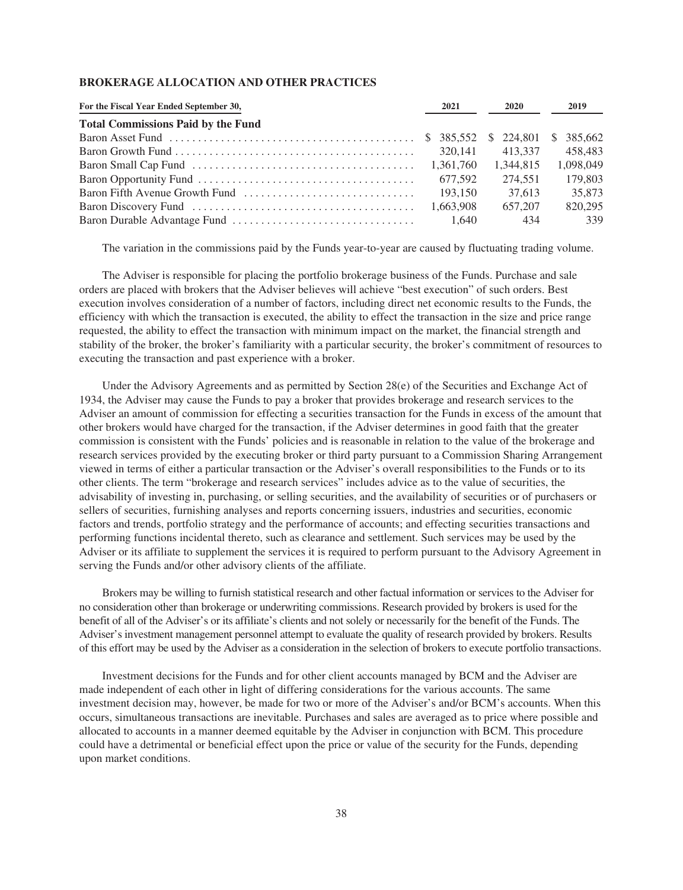## BROKERAGE ALLOCATION AND OTHER PRACTICES

| For the Fiscal Year Ended September 30, | 2021 | 2020 | 2019 |
|---|---|---|---|
| **Total Commissions Paid by the Fund** | | | |
| Baron Asset Fund | $ 385,552 | $ 224,801 | $ 385,662 |
| Baron Growth Fund | 320,141 | 413,337 | 458,483 |
| Baron Small Cap Fund | 1,361,760 | 1,344,815 | 1,098,049 |
| Baron Opportunity Fund | 677,592 | 274,551 | 179,803 |
| Baron Fifth Avenue Growth Fund | 193,150 | 37,613 | 35,873 |
| Baron Discovery Fund | 1,663,908 | 657,207 | 820,295 |
| Baron Durable Advantage Fund | 1,640 | 434 | 339 |

The variation in the commissions paid by the Funds year-to-year are caused by fluctuating trading volume.

The Adviser is responsible for placing the portfolio brokerage business of the Funds. Purchase and sale orders are placed with brokers that the Adviser believes will achieve "best execution" of such orders. Best execution involves consideration of a number of factors, including direct net economic results to the Funds, the efficiency with which the transaction is executed, the ability to effect the transaction in the size and price range requested, the ability to effect the transaction with minimum impact on the market, the financial strength and stability of the broker, the broker's familiarity with a particular security, the broker's commitment of resources to executing the transaction and past experience with a broker.

Under the Advisory Agreements and as permitted by Section 28(e) of the Securities and Exchange Act of 1934, the Adviser may cause the Funds to pay a broker that provides brokerage and research services to the Adviser an amount of commission for effecting a securities transaction for the Funds in excess of the amount that other brokers would have charged for the transaction, if the Adviser determines in good faith that the greater commission is consistent with the Funds' policies and is reasonable in relation to the value of the brokerage and research services provided by the executing broker or third party pursuant to a Commission Sharing Arrangement viewed in terms of either a particular transaction or the Adviser's overall responsibilities to the Funds or to its other clients. The term "brokerage and research services" includes advice as to the value of securities, the advisability of investing in, purchasing, or selling securities, and the availability of securities or of purchasers or sellers of securities, furnishing analyses and reports concerning issuers, industries and securities, economic factors and trends, portfolio strategy and the performance of accounts; and effecting securities transactions and performing functions incidental thereto, such as clearance and settlement. Such services may be used by the Adviser or its affiliate to supplement the services it is required to perform pursuant to the Advisory Agreement in serving the Funds and/or other advisory clients of the affiliate.

Brokers may be willing to furnish statistical research and other factual information or services to the Adviser for no consideration other than brokerage or underwriting commissions. Research provided by brokers is used for the benefit of all of the Adviser's or its affiliate's clients and not solely or necessarily for the benefit of the Funds. The Adviser's investment management personnel attempt to evaluate the quality of research provided by brokers. Results of this effort may be used by the Adviser as a consideration in the selection of brokers to execute portfolio transactions.

Investment decisions for the Funds and for other client accounts managed by BCM and the Adviser are made independent of each other in light of differing considerations for the various accounts. The same investment decision may, however, be made for two or more of the Adviser's and/or BCM's accounts. When this occurs, simultaneous transactions are inevitable. Purchases and sales are averaged as to price where possible and allocated to accounts in a manner deemed equitable by the Adviser in conjunction with BCM. This procedure could have a detrimental or beneficial effect upon the price or value of the security for the Funds, depending upon market conditions.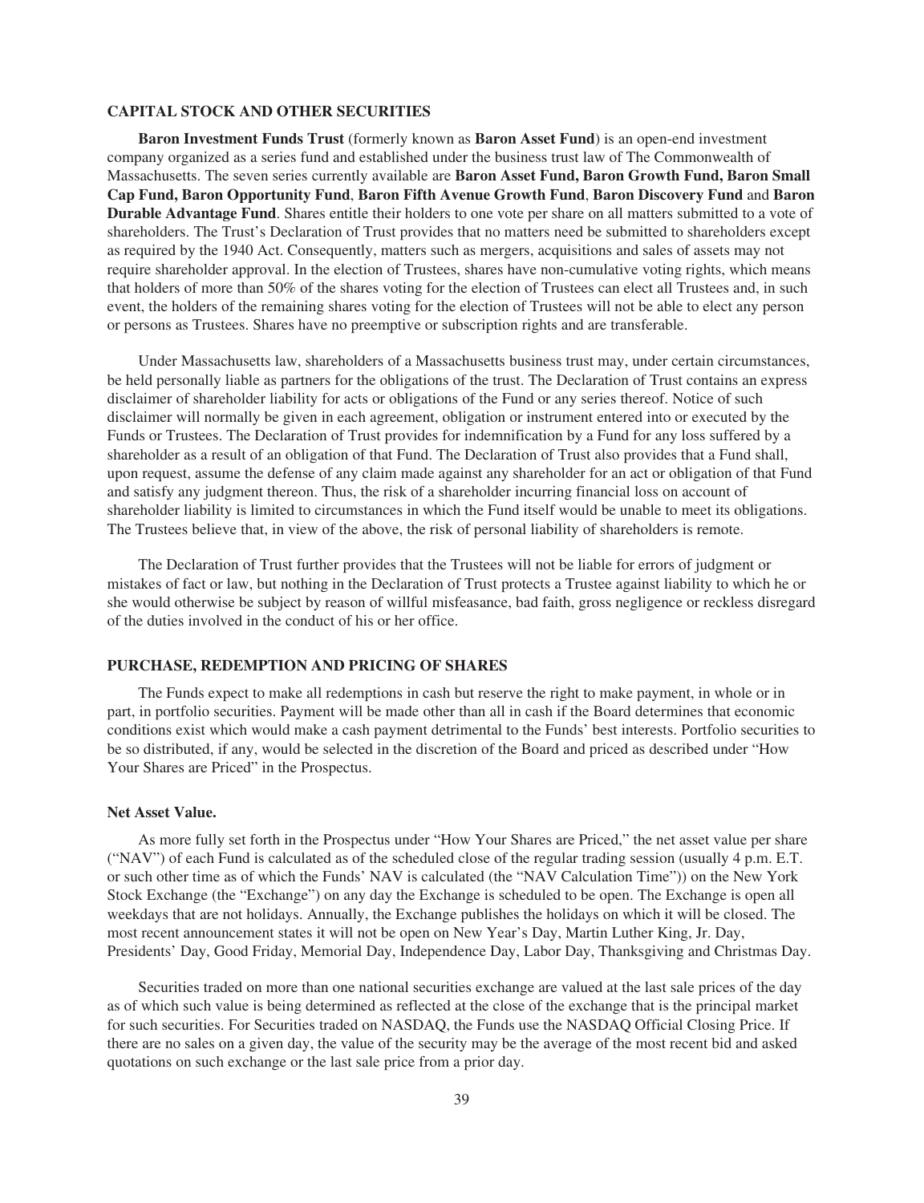## CAPITAL STOCK AND OTHER SECURITIES

**Baron Investment Funds Trust** (formerly known as **Baron Asset Fund**) is an open-end investment company organized as a series fund and established under the business trust law of The Commonwealth of Massachusetts. The seven series currently available are **Baron Asset Fund, Baron Growth Fund, Baron Small Cap Fund, Baron Opportunity Fund**, **Baron Fifth Avenue Growth Fund**, **Baron Discovery Fund** and **Baron Durable Advantage Fund**. Shares entitle their holders to one vote per share on all matters submitted to a vote of shareholders. The Trust's Declaration of Trust provides that no matters need be submitted to shareholders except as required by the 1940 Act. Consequently, matters such as mergers, acquisitions and sales of assets may not require shareholder approval. In the election of Trustees, shares have non-cumulative voting rights, which means that holders of more than 50% of the shares voting for the election of Trustees can elect all Trustees and, in such event, the holders of the remaining shares voting for the election of Trustees will not be able to elect any person or persons as Trustees. Shares have no preemptive or subscription rights and are transferable.

Under Massachusetts law, shareholders of a Massachusetts business trust may, under certain circumstances, be held personally liable as partners for the obligations of the trust. The Declaration of Trust contains an express disclaimer of shareholder liability for acts or obligations of the Fund or any series thereof. Notice of such disclaimer will normally be given in each agreement, obligation or instrument entered into or executed by the Funds or Trustees. The Declaration of Trust provides for indemnification by a Fund for any loss suffered by a shareholder as a result of an obligation of that Fund. The Declaration of Trust also provides that a Fund shall, upon request, assume the defense of any claim made against any shareholder for an act or obligation of that Fund and satisfy any judgment thereon. Thus, the risk of a shareholder incurring financial loss on account of shareholder liability is limited to circumstances in which the Fund itself would be unable to meet its obligations. The Trustees believe that, in view of the above, the risk of personal liability of shareholders is remote.

The Declaration of Trust further provides that the Trustees will not be liable for errors of judgment or mistakes of fact or law, but nothing in the Declaration of Trust protects a Trustee against liability to which he or she would otherwise be subject by reason of willful misfeasance, bad faith, gross negligence or reckless disregard of the duties involved in the conduct of his or her office.

## PURCHASE, REDEMPTION AND PRICING OF SHARES

The Funds expect to make all redemptions in cash but reserve the right to make payment, in whole or in part, in portfolio securities. Payment will be made other than all in cash if the Board determines that economic conditions exist which would make a cash payment detrimental to the Funds' best interests. Portfolio securities to be so distributed, if any, would be selected in the discretion of the Board and priced as described under "How Your Shares are Priced" in the Prospectus.

### Net Asset Value.

As more fully set forth in the Prospectus under "How Your Shares are Priced," the net asset value per share ("NAV") of each Fund is calculated as of the scheduled close of the regular trading session (usually 4 p.m. E.T. or such other time as of which the Funds' NAV is calculated (the "NAV Calculation Time")) on the New York Stock Exchange (the "Exchange") on any day the Exchange is scheduled to be open. The Exchange is open all weekdays that are not holidays. Annually, the Exchange publishes the holidays on which it will be closed. The most recent announcement states it will not be open on New Year's Day, Martin Luther King, Jr. Day, Presidents' Day, Good Friday, Memorial Day, Independence Day, Labor Day, Thanksgiving and Christmas Day.

Securities traded on more than one national securities exchange are valued at the last sale prices of the day as of which such value is being determined as reflected at the close of the exchange that is the principal market for such securities. For Securities traded on NASDAQ, the Funds use the NASDAQ Official Closing Price. If there are no sales on a given day, the value of the security may be the average of the most recent bid and asked quotations on such exchange or the last sale price from a prior day.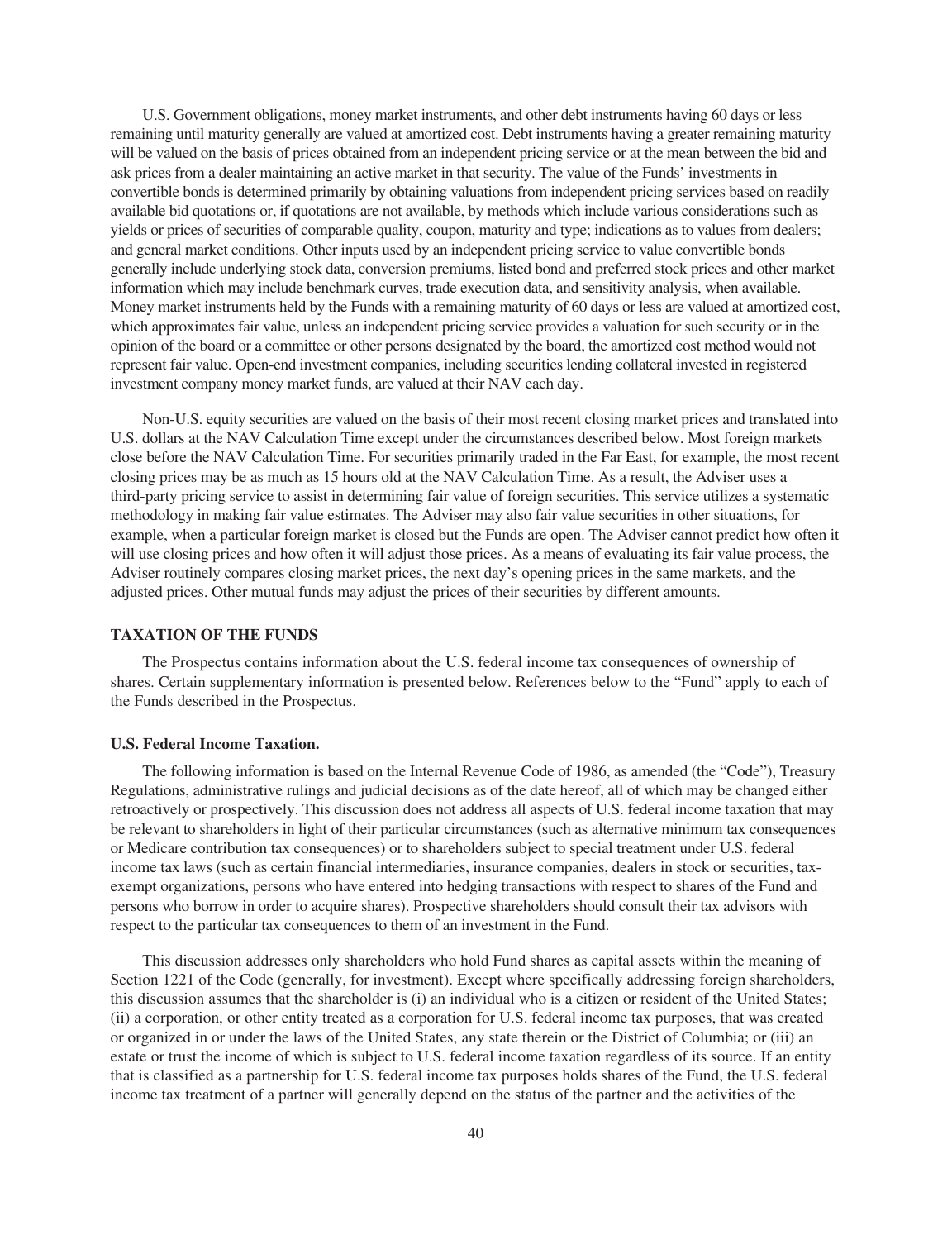U.S. Government obligations, money market instruments, and other debt instruments having 60 days or less remaining until maturity generally are valued at amortized cost. Debt instruments having a greater remaining maturity will be valued on the basis of prices obtained from an independent pricing service or at the mean between the bid and ask prices from a dealer maintaining an active market in that security. The value of the Funds' investments in convertible bonds is determined primarily by obtaining valuations from independent pricing services based on readily available bid quotations or, if quotations are not available, by methods which include various considerations such as yields or prices of securities of comparable quality, coupon, maturity and type; indications as to values from dealers; and general market conditions. Other inputs used by an independent pricing service to value convertible bonds generally include underlying stock data, conversion premiums, listed bond and preferred stock prices and other market information which may include benchmark curves, trade execution data, and sensitivity analysis, when available. Money market instruments held by the Funds with a remaining maturity of 60 days or less are valued at amortized cost, which approximates fair value, unless an independent pricing service provides a valuation for such security or in the opinion of the board or a committee or other persons designated by the board, the amortized cost method would not represent fair value. Open-end investment companies, including securities lending collateral invested in registered investment company money market funds, are valued at their NAV each day.

Non-U.S. equity securities are valued on the basis of their most recent closing market prices and translated into U.S. dollars at the NAV Calculation Time except under the circumstances described below. Most foreign markets close before the NAV Calculation Time. For securities primarily traded in the Far East, for example, the most recent closing prices may be as much as 15 hours old at the NAV Calculation Time. As a result, the Adviser uses a third-party pricing service to assist in determining fair value of foreign securities. This service utilizes a systematic methodology in making fair value estimates. The Adviser may also fair value securities in other situations, for example, when a particular foreign market is closed but the Funds are open. The Adviser cannot predict how often it will use closing prices and how often it will adjust those prices. As a means of evaluating its fair value process, the Adviser routinely compares closing market prices, the next day's opening prices in the same markets, and the adjusted prices. Other mutual funds may adjust the prices of their securities by different amounts.

## TAXATION OF THE FUNDS

The Prospectus contains information about the U.S. federal income tax consequences of ownership of shares. Certain supplementary information is presented below. References below to the "Fund" apply to each of the Funds described in the Prospectus.

### U.S. Federal Income Taxation.

The following information is based on the Internal Revenue Code of 1986, as amended (the "Code"), Treasury Regulations, administrative rulings and judicial decisions as of the date hereof, all of which may be changed either retroactively or prospectively. This discussion does not address all aspects of U.S. federal income taxation that may be relevant to shareholders in light of their particular circumstances (such as alternative minimum tax consequences or Medicare contribution tax consequences) or to shareholders subject to special treatment under U.S. federal income tax laws (such as certain financial intermediaries, insurance companies, dealers in stock or securities, tax-exempt organizations, persons who have entered into hedging transactions with respect to shares of the Fund and persons who borrow in order to acquire shares). Prospective shareholders should consult their tax advisors with respect to the particular tax consequences to them of an investment in the Fund.

This discussion addresses only shareholders who hold Fund shares as capital assets within the meaning of Section 1221 of the Code (generally, for investment). Except where specifically addressing foreign shareholders, this discussion assumes that the shareholder is (i) an individual who is a citizen or resident of the United States; (ii) a corporation, or other entity treated as a corporation for U.S. federal income tax purposes, that was created or organized in or under the laws of the United States, any state therein or the District of Columbia; or (iii) an estate or trust the income of which is subject to U.S. federal income taxation regardless of its source. If an entity that is classified as a partnership for U.S. federal income tax purposes holds shares of the Fund, the U.S. federal income tax treatment of a partner will generally depend on the status of the partner and the activities of the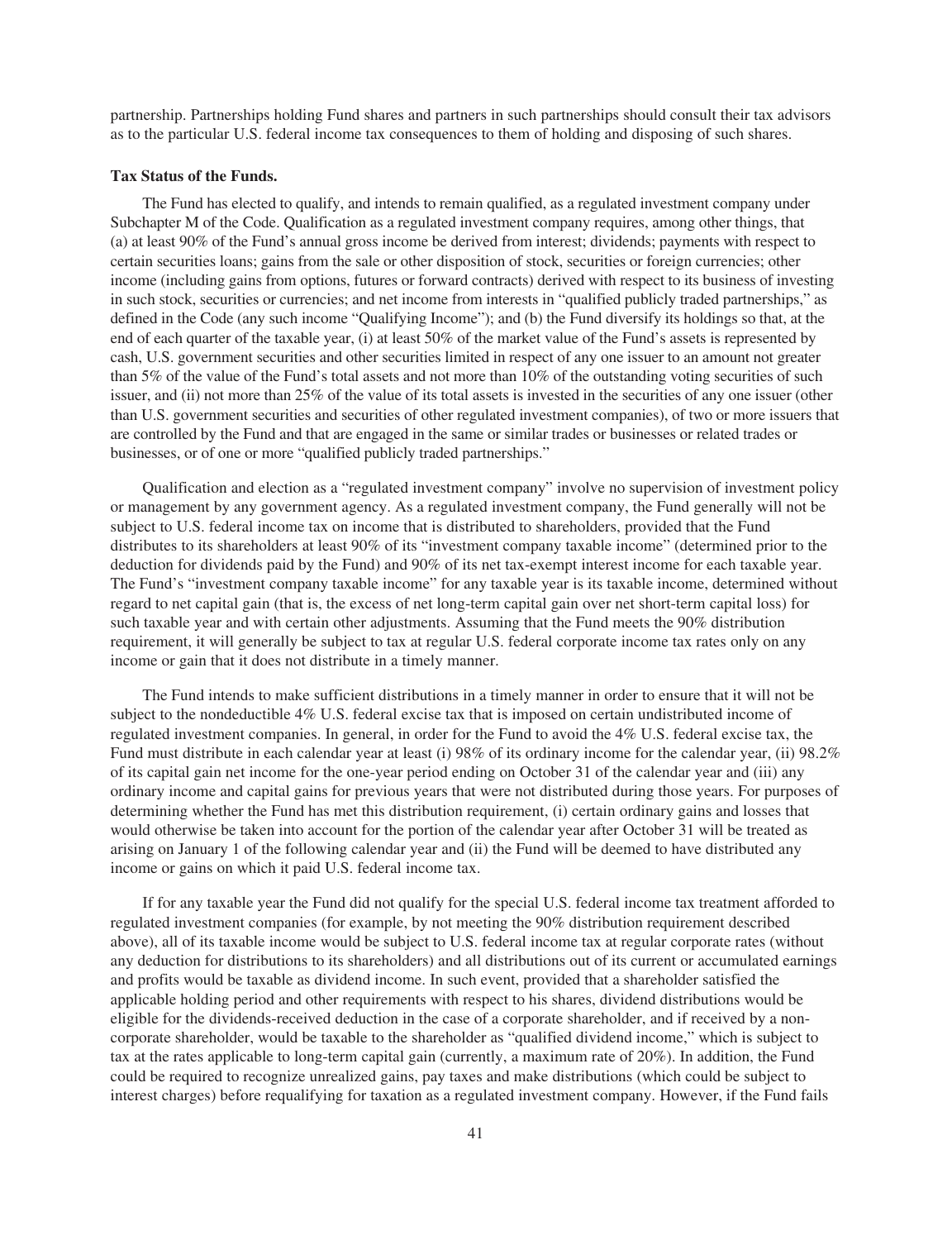partnership. Partnerships holding Fund shares and partners in such partnerships should consult their tax advisors as to the particular U.S. federal income tax consequences to them of holding and disposing of such shares.

**Tax Status of the Funds.**

The Fund has elected to qualify, and intends to remain qualified, as a regulated investment company under Subchapter M of the Code. Qualification as a regulated investment company requires, among other things, that (a) at least 90% of the Fund's annual gross income be derived from interest; dividends; payments with respect to certain securities loans; gains from the sale or other disposition of stock, securities or foreign currencies; other income (including gains from options, futures or forward contracts) derived with respect to its business of investing in such stock, securities or currencies; and net income from interests in "qualified publicly traded partnerships," as defined in the Code (any such income "Qualifying Income"); and (b) the Fund diversify its holdings so that, at the end of each quarter of the taxable year, (i) at least 50% of the market value of the Fund's assets is represented by cash, U.S. government securities and other securities limited in respect of any one issuer to an amount not greater than 5% of the value of the Fund's total assets and not more than 10% of the outstanding voting securities of such issuer, and (ii) not more than 25% of the value of its total assets is invested in the securities of any one issuer (other than U.S. government securities and securities of other regulated investment companies), of two or more issuers that are controlled by the Fund and that are engaged in the same or similar trades or businesses or related trades or businesses, or of one or more "qualified publicly traded partnerships."

Qualification and election as a "regulated investment company" involve no supervision of investment policy or management by any government agency. As a regulated investment company, the Fund generally will not be subject to U.S. federal income tax on income that is distributed to shareholders, provided that the Fund distributes to its shareholders at least 90% of its "investment company taxable income" (determined prior to the deduction for dividends paid by the Fund) and 90% of its net tax-exempt interest income for each taxable year. The Fund's "investment company taxable income" for any taxable year is its taxable income, determined without regard to net capital gain (that is, the excess of net long-term capital gain over net short-term capital loss) for such taxable year and with certain other adjustments. Assuming that the Fund meets the 90% distribution requirement, it will generally be subject to tax at regular U.S. federal corporate income tax rates only on any income or gain that it does not distribute in a timely manner.

The Fund intends to make sufficient distributions in a timely manner in order to ensure that it will not be subject to the nondeductible 4% U.S. federal excise tax that is imposed on certain undistributed income of regulated investment companies. In general, in order for the Fund to avoid the 4% U.S. federal excise tax, the Fund must distribute in each calendar year at least (i) 98% of its ordinary income for the calendar year, (ii) 98.2% of its capital gain net income for the one-year period ending on October 31 of the calendar year and (iii) any ordinary income and capital gains for previous years that were not distributed during those years. For purposes of determining whether the Fund has met this distribution requirement, (i) certain ordinary gains and losses that would otherwise be taken into account for the portion of the calendar year after October 31 will be treated as arising on January 1 of the following calendar year and (ii) the Fund will be deemed to have distributed any income or gains on which it paid U.S. federal income tax.

If for any taxable year the Fund did not qualify for the special U.S. federal income tax treatment afforded to regulated investment companies (for example, by not meeting the 90% distribution requirement described above), all of its taxable income would be subject to U.S. federal income tax at regular corporate rates (without any deduction for distributions to its shareholders) and all distributions out of its current or accumulated earnings and profits would be taxable as dividend income. In such event, provided that a shareholder satisfied the applicable holding period and other requirements with respect to his shares, dividend distributions would be eligible for the dividends-received deduction in the case of a corporate shareholder, and if received by a non-corporate shareholder, would be taxable to the shareholder as "qualified dividend income," which is subject to tax at the rates applicable to long-term capital gain (currently, a maximum rate of 20%). In addition, the Fund could be required to recognize unrealized gains, pay taxes and make distributions (which could be subject to interest charges) before requalifying for taxation as a regulated investment company. However, if the Fund fails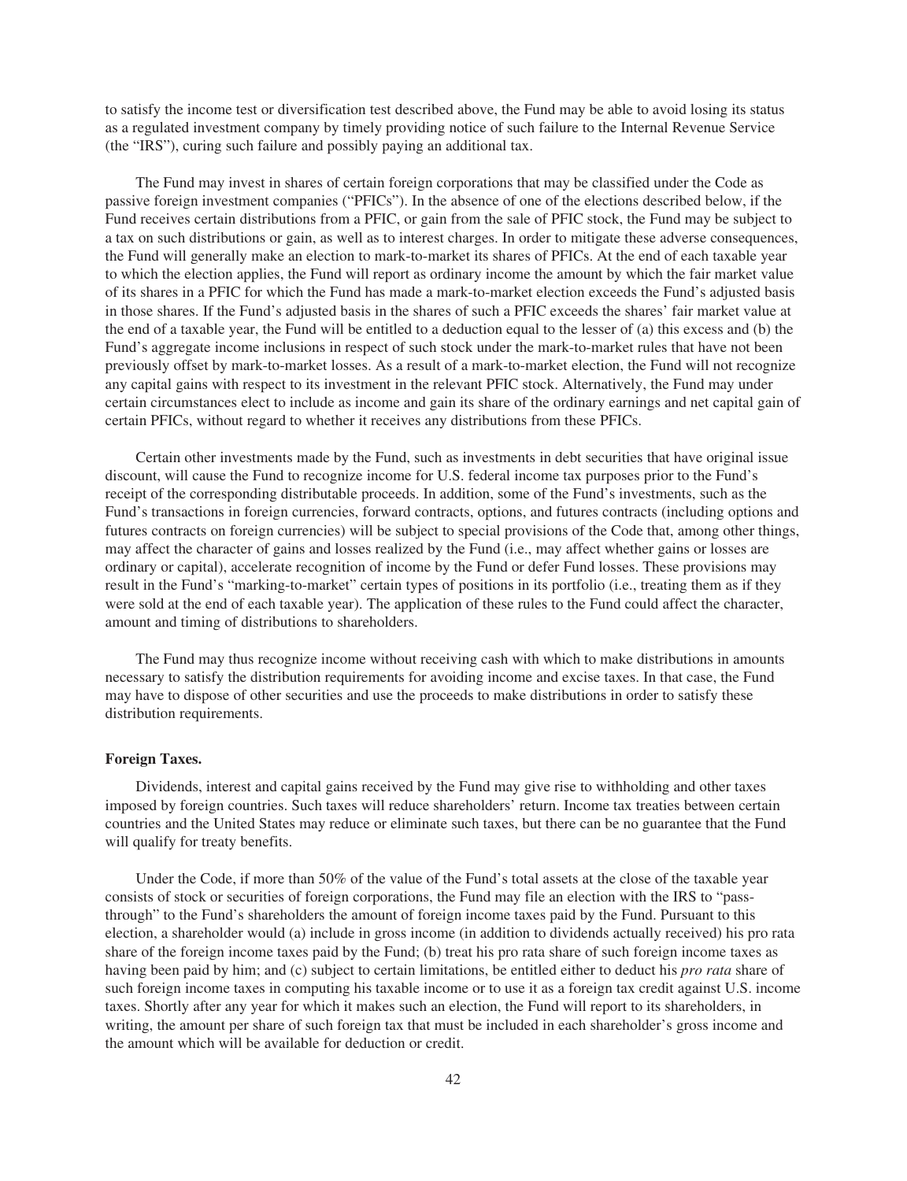to satisfy the income test or diversification test described above, the Fund may be able to avoid losing its status as a regulated investment company by timely providing notice of such failure to the Internal Revenue Service (the "IRS"), curing such failure and possibly paying an additional tax.

The Fund may invest in shares of certain foreign corporations that may be classified under the Code as passive foreign investment companies ("PFICs"). In the absence of one of the elections described below, if the Fund receives certain distributions from a PFIC, or gain from the sale of PFIC stock, the Fund may be subject to a tax on such distributions or gain, as well as to interest charges. In order to mitigate these adverse consequences, the Fund will generally make an election to mark-to-market its shares of PFICs. At the end of each taxable year to which the election applies, the Fund will report as ordinary income the amount by which the fair market value of its shares in a PFIC for which the Fund has made a mark-to-market election exceeds the Fund's adjusted basis in those shares. If the Fund's adjusted basis in the shares of such a PFIC exceeds the shares' fair market value at the end of a taxable year, the Fund will be entitled to a deduction equal to the lesser of (a) this excess and (b) the Fund's aggregate income inclusions in respect of such stock under the mark-to-market rules that have not been previously offset by mark-to-market losses. As a result of a mark-to-market election, the Fund will not recognize any capital gains with respect to its investment in the relevant PFIC stock. Alternatively, the Fund may under certain circumstances elect to include as income and gain its share of the ordinary earnings and net capital gain of certain PFICs, without regard to whether it receives any distributions from these PFICs.

Certain other investments made by the Fund, such as investments in debt securities that have original issue discount, will cause the Fund to recognize income for U.S. federal income tax purposes prior to the Fund's receipt of the corresponding distributable proceeds. In addition, some of the Fund's investments, such as the Fund's transactions in foreign currencies, forward contracts, options, and futures contracts (including options and futures contracts on foreign currencies) will be subject to special provisions of the Code that, among other things, may affect the character of gains and losses realized by the Fund (i.e., may affect whether gains or losses are ordinary or capital), accelerate recognition of income by the Fund or defer Fund losses. These provisions may result in the Fund's "marking-to-market" certain types of positions in its portfolio (i.e., treating them as if they were sold at the end of each taxable year). The application of these rules to the Fund could affect the character, amount and timing of distributions to shareholders.

The Fund may thus recognize income without receiving cash with which to make distributions in amounts necessary to satisfy the distribution requirements for avoiding income and excise taxes. In that case, the Fund may have to dispose of other securities and use the proceeds to make distributions in order to satisfy these distribution requirements.

**Foreign Taxes.**

Dividends, interest and capital gains received by the Fund may give rise to withholding and other taxes imposed by foreign countries. Such taxes will reduce shareholders' return. Income tax treaties between certain countries and the United States may reduce or eliminate such taxes, but there can be no guarantee that the Fund will qualify for treaty benefits.

Under the Code, if more than 50% of the value of the Fund's total assets at the close of the taxable year consists of stock or securities of foreign corporations, the Fund may file an election with the IRS to "pass-through" to the Fund's shareholders the amount of foreign income taxes paid by the Fund. Pursuant to this election, a shareholder would (a) include in gross income (in addition to dividends actually received) his pro rata share of the foreign income taxes paid by the Fund; (b) treat his pro rata share of such foreign income taxes as having been paid by him; and (c) subject to certain limitations, be entitled either to deduct his *pro rata* share of such foreign income taxes in computing his taxable income or to use it as a foreign tax credit against U.S. income taxes. Shortly after any year for which it makes such an election, the Fund will report to its shareholders, in writing, the amount per share of such foreign tax that must be included in each shareholder's gross income and the amount which will be available for deduction or credit.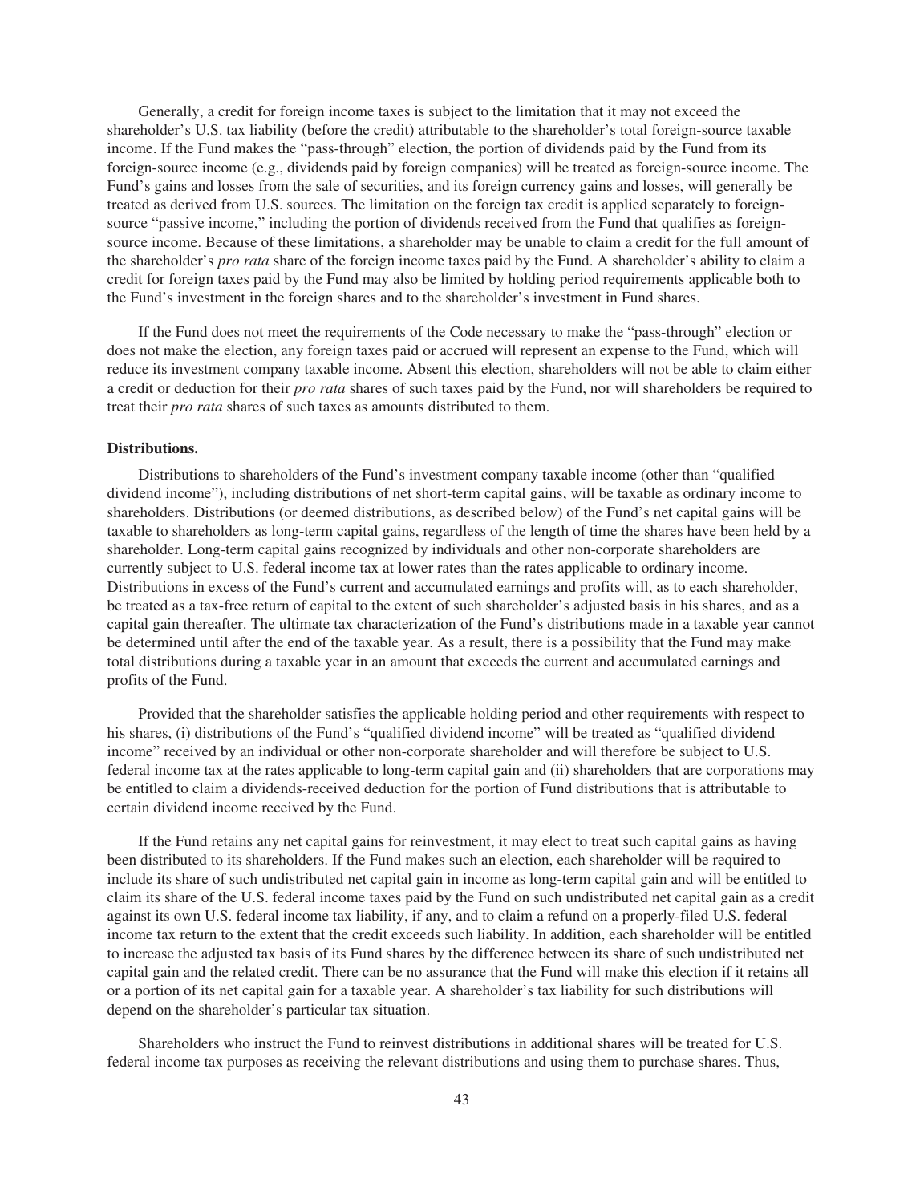Generally, a credit for foreign income taxes is subject to the limitation that it may not exceed the shareholder's U.S. tax liability (before the credit) attributable to the shareholder's total foreign-source taxable income. If the Fund makes the "pass-through" election, the portion of dividends paid by the Fund from its foreign-source income (e.g., dividends paid by foreign companies) will be treated as foreign-source income. The Fund's gains and losses from the sale of securities, and its foreign currency gains and losses, will generally be treated as derived from U.S. sources. The limitation on the foreign tax credit is applied separately to foreign-source "passive income," including the portion of dividends received from the Fund that qualifies as foreign-source income. Because of these limitations, a shareholder may be unable to claim a credit for the full amount of the shareholder's *pro rata* share of the foreign income taxes paid by the Fund. A shareholder's ability to claim a credit for foreign taxes paid by the Fund may also be limited by holding period requirements applicable both to the Fund's investment in the foreign shares and to the shareholder's investment in Fund shares.

If the Fund does not meet the requirements of the Code necessary to make the "pass-through" election or does not make the election, any foreign taxes paid or accrued will represent an expense to the Fund, which will reduce its investment company taxable income. Absent this election, shareholders will not be able to claim either a credit or deduction for their *pro rata* shares of such taxes paid by the Fund, nor will shareholders be required to treat their *pro rata* shares of such taxes as amounts distributed to them.

**Distributions.**

Distributions to shareholders of the Fund's investment company taxable income (other than "qualified dividend income"), including distributions of net short-term capital gains, will be taxable as ordinary income to shareholders. Distributions (or deemed distributions, as described below) of the Fund's net capital gains will be taxable to shareholders as long-term capital gains, regardless of the length of time the shares have been held by a shareholder. Long-term capital gains recognized by individuals and other non-corporate shareholders are currently subject to U.S. federal income tax at lower rates than the rates applicable to ordinary income. Distributions in excess of the Fund's current and accumulated earnings and profits will, as to each shareholder, be treated as a tax-free return of capital to the extent of such shareholder's adjusted basis in his shares, and as a capital gain thereafter. The ultimate tax characterization of the Fund's distributions made in a taxable year cannot be determined until after the end of the taxable year. As a result, there is a possibility that the Fund may make total distributions during a taxable year in an amount that exceeds the current and accumulated earnings and profits of the Fund.

Provided that the shareholder satisfies the applicable holding period and other requirements with respect to his shares, (i) distributions of the Fund's "qualified dividend income" will be treated as "qualified dividend income" received by an individual or other non-corporate shareholder and will therefore be subject to U.S. federal income tax at the rates applicable to long-term capital gain and (ii) shareholders that are corporations may be entitled to claim a dividends-received deduction for the portion of Fund distributions that is attributable to certain dividend income received by the Fund.

If the Fund retains any net capital gains for reinvestment, it may elect to treat such capital gains as having been distributed to its shareholders. If the Fund makes such an election, each shareholder will be required to include its share of such undistributed net capital gain in income as long-term capital gain and will be entitled to claim its share of the U.S. federal income taxes paid by the Fund on such undistributed net capital gain as a credit against its own U.S. federal income tax liability, if any, and to claim a refund on a properly-filed U.S. federal income tax return to the extent that the credit exceeds such liability. In addition, each shareholder will be entitled to increase the adjusted tax basis of its Fund shares by the difference between its share of such undistributed net capital gain and the related credit. There can be no assurance that the Fund will make this election if it retains all or a portion of its net capital gain for a taxable year. A shareholder's tax liability for such distributions will depend on the shareholder's particular tax situation.

Shareholders who instruct the Fund to reinvest distributions in additional shares will be treated for U.S. federal income tax purposes as receiving the relevant distributions and using them to purchase shares. Thus,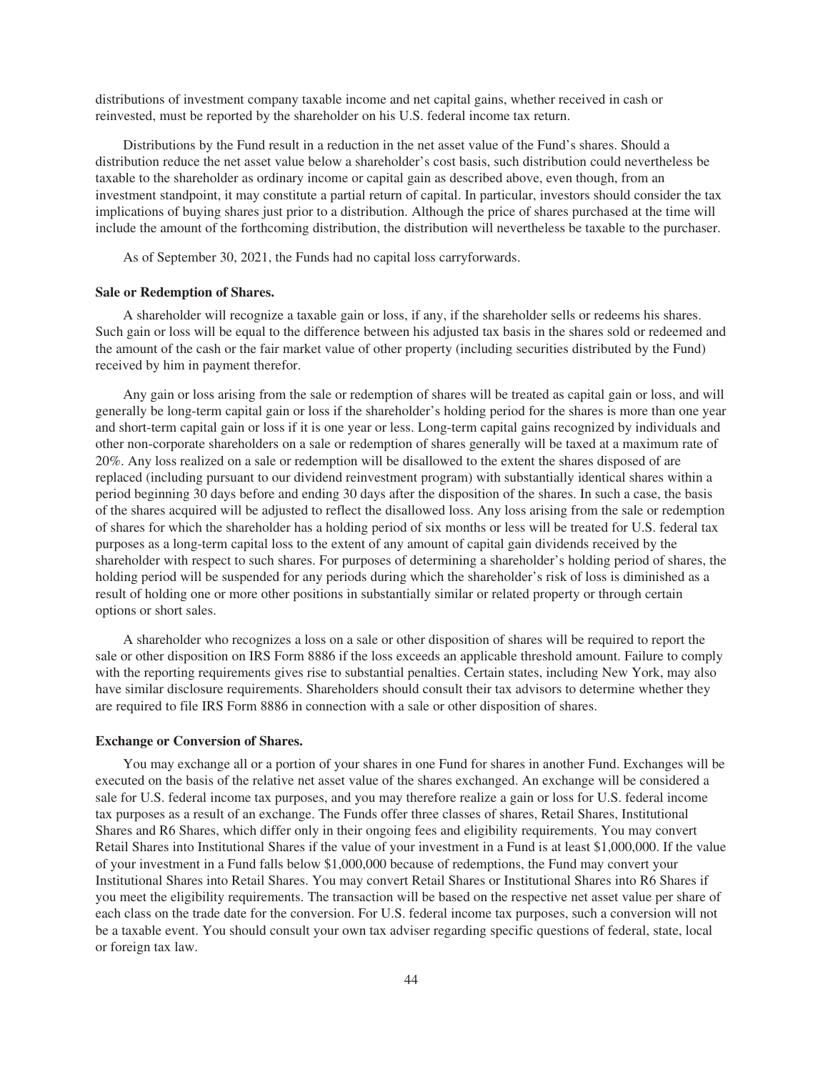distributions of investment company taxable income and net capital gains, whether received in cash or reinvested, must be reported by the shareholder on his U.S. federal income tax return.

Distributions by the Fund result in a reduction in the net asset value of the Fund's shares. Should a distribution reduce the net asset value below a shareholder's cost basis, such distribution could nevertheless be taxable to the shareholder as ordinary income or capital gain as described above, even though, from an investment standpoint, it may constitute a partial return of capital. In particular, investors should consider the tax implications of buying shares just prior to a distribution. Although the price of shares purchased at the time will include the amount of the forthcoming distribution, the distribution will nevertheless be taxable to the purchaser.

As of September 30, 2021, the Funds had no capital loss carryforwards.

**Sale or Redemption of Shares.**

A shareholder will recognize a taxable gain or loss, if any, if the shareholder sells or redeems his shares. Such gain or loss will be equal to the difference between his adjusted tax basis in the shares sold or redeemed and the amount of the cash or the fair market value of other property (including securities distributed by the Fund) received by him in payment therefor.

Any gain or loss arising from the sale or redemption of shares will be treated as capital gain or loss, and will generally be long-term capital gain or loss if the shareholder's holding period for the shares is more than one year and short-term capital gain or loss if it is one year or less. Long-term capital gains recognized by individuals and other non-corporate shareholders on a sale or redemption of shares generally will be taxed at a maximum rate of 20%. Any loss realized on a sale or redemption will be disallowed to the extent the shares disposed of are replaced (including pursuant to our dividend reinvestment program) with substantially identical shares within a period beginning 30 days before and ending 30 days after the disposition of the shares. In such a case, the basis of the shares acquired will be adjusted to reflect the disallowed loss. Any loss arising from the sale or redemption of shares for which the shareholder has a holding period of six months or less will be treated for U.S. federal tax purposes as a long-term capital loss to the extent of any amount of capital gain dividends received by the shareholder with respect to such shares. For purposes of determining a shareholder's holding period of shares, the holding period will be suspended for any periods during which the shareholder's risk of loss is diminished as a result of holding one or more other positions in substantially similar or related property or through certain options or short sales.

A shareholder who recognizes a loss on a sale or other disposition of shares will be required to report the sale or other disposition on IRS Form 8886 if the loss exceeds an applicable threshold amount. Failure to comply with the reporting requirements gives rise to substantial penalties. Certain states, including New York, may also have similar disclosure requirements. Shareholders should consult their tax advisors to determine whether they are required to file IRS Form 8886 in connection with a sale or other disposition of shares.

**Exchange or Conversion of Shares.**

You may exchange all or a portion of your shares in one Fund for shares in another Fund. Exchanges will be executed on the basis of the relative net asset value of the shares exchanged. An exchange will be considered a sale for U.S. federal income tax purposes, and you may therefore realize a gain or loss for U.S. federal income tax purposes as a result of an exchange. The Funds offer three classes of shares, Retail Shares, Institutional Shares and R6 Shares, which differ only in their ongoing fees and eligibility requirements. You may convert Retail Shares into Institutional Shares if the value of your investment in a Fund is at least $1,000,000. If the value of your investment in a Fund falls below $1,000,000 because of redemptions, the Fund may convert your Institutional Shares into Retail Shares. You may convert Retail Shares or Institutional Shares into R6 Shares if you meet the eligibility requirements. The transaction will be based on the respective net asset value per share of each class on the trade date for the conversion. For U.S. federal income tax purposes, such a conversion will not be a taxable event. You should consult your own tax adviser regarding specific questions of federal, state, local or foreign tax law.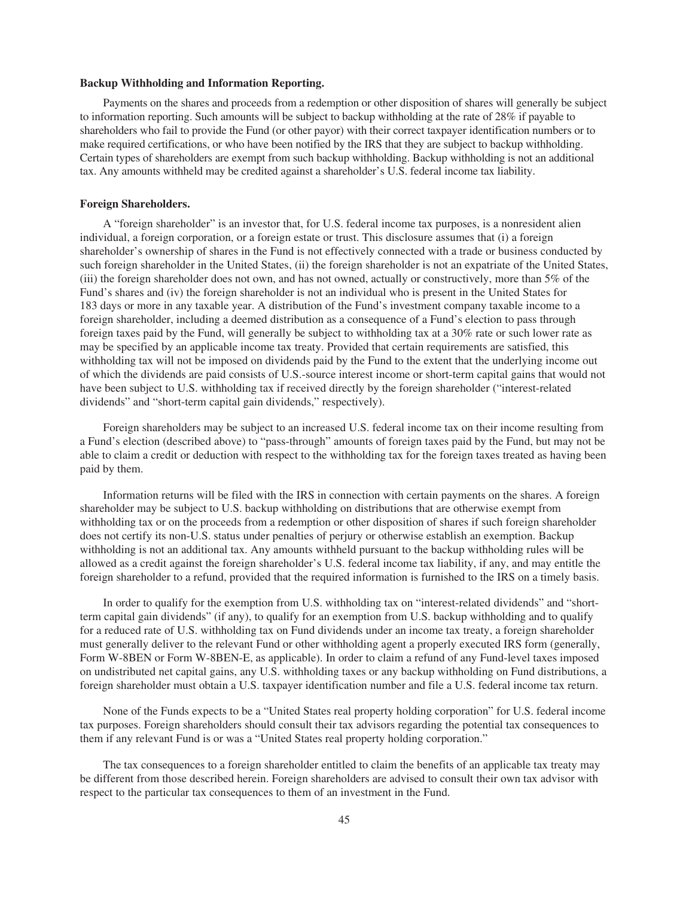**Backup Withholding and Information Reporting.**

Payments on the shares and proceeds from a redemption or other disposition of shares will generally be subject to information reporting. Such amounts will be subject to backup withholding at the rate of 28% if payable to shareholders who fail to provide the Fund (or other payor) with their correct taxpayer identification numbers or to make required certifications, or who have been notified by the IRS that they are subject to backup withholding. Certain types of shareholders are exempt from such backup withholding. Backup withholding is not an additional tax. Any amounts withheld may be credited against a shareholder's U.S. federal income tax liability.

**Foreign Shareholders.**

A "foreign shareholder" is an investor that, for U.S. federal income tax purposes, is a nonresident alien individual, a foreign corporation, or a foreign estate or trust. This disclosure assumes that (i) a foreign shareholder's ownership of shares in the Fund is not effectively connected with a trade or business conducted by such foreign shareholder in the United States, (ii) the foreign shareholder is not an expatriate of the United States, (iii) the foreign shareholder does not own, and has not owned, actually or constructively, more than 5% of the Fund's shares and (iv) the foreign shareholder is not an individual who is present in the United States for 183 days or more in any taxable year. A distribution of the Fund's investment company taxable income to a foreign shareholder, including a deemed distribution as a consequence of a Fund's election to pass through foreign taxes paid by the Fund, will generally be subject to withholding tax at a 30% rate or such lower rate as may be specified by an applicable income tax treaty. Provided that certain requirements are satisfied, this withholding tax will not be imposed on dividends paid by the Fund to the extent that the underlying income out of which the dividends are paid consists of U.S.-source interest income or short-term capital gains that would not have been subject to U.S. withholding tax if received directly by the foreign shareholder ("interest-related dividends" and "short-term capital gain dividends," respectively).

Foreign shareholders may be subject to an increased U.S. federal income tax on their income resulting from a Fund's election (described above) to "pass-through" amounts of foreign taxes paid by the Fund, but may not be able to claim a credit or deduction with respect to the withholding tax for the foreign taxes treated as having been paid by them.

Information returns will be filed with the IRS in connection with certain payments on the shares. A foreign shareholder may be subject to U.S. backup withholding on distributions that are otherwise exempt from withholding tax or on the proceeds from a redemption or other disposition of shares if such foreign shareholder does not certify its non-U.S. status under penalties of perjury or otherwise establish an exemption. Backup withholding is not an additional tax. Any amounts withheld pursuant to the backup withholding rules will be allowed as a credit against the foreign shareholder's U.S. federal income tax liability, if any, and may entitle the foreign shareholder to a refund, provided that the required information is furnished to the IRS on a timely basis.

In order to qualify for the exemption from U.S. withholding tax on "interest-related dividends" and "short-term capital gain dividends" (if any), to qualify for an exemption from U.S. backup withholding and to qualify for a reduced rate of U.S. withholding tax on Fund dividends under an income tax treaty, a foreign shareholder must generally deliver to the relevant Fund or other withholding agent a properly executed IRS form (generally, Form W-8BEN or Form W-8BEN-E, as applicable). In order to claim a refund of any Fund-level taxes imposed on undistributed net capital gains, any U.S. withholding taxes or any backup withholding on Fund distributions, a foreign shareholder must obtain a U.S. taxpayer identification number and file a U.S. federal income tax return.

None of the Funds expects to be a "United States real property holding corporation" for U.S. federal income tax purposes. Foreign shareholders should consult their tax advisors regarding the potential tax consequences to them if any relevant Fund is or was a "United States real property holding corporation."

The tax consequences to a foreign shareholder entitled to claim the benefits of an applicable tax treaty may be different from those described herein. Foreign shareholders are advised to consult their own tax advisor with respect to the particular tax consequences to them of an investment in the Fund.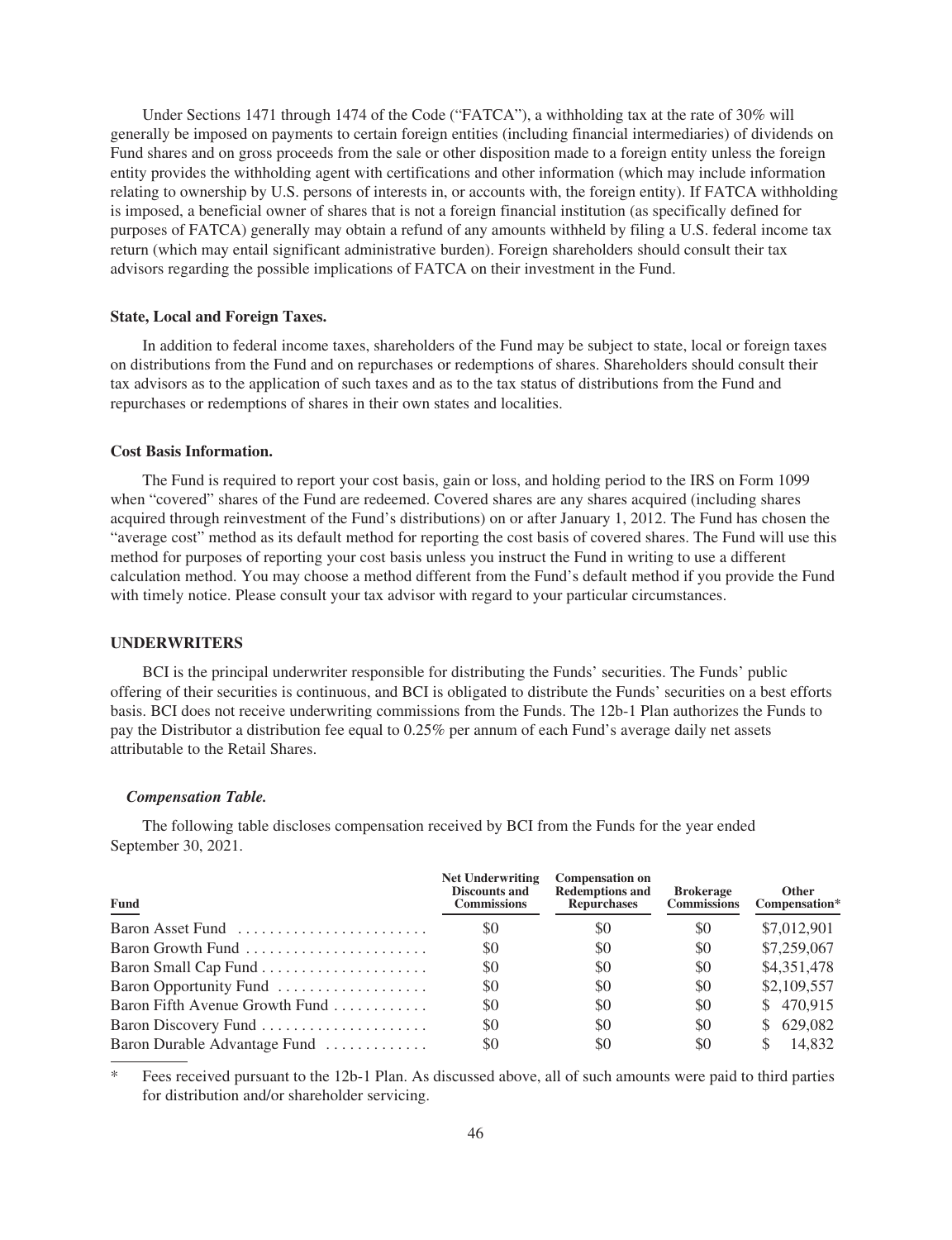Under Sections 1471 through 1474 of the Code ("FATCA"), a withholding tax at the rate of 30% will generally be imposed on payments to certain foreign entities (including financial intermediaries) of dividends on Fund shares and on gross proceeds from the sale or other disposition made to a foreign entity unless the foreign entity provides the withholding agent with certifications and other information (which may include information relating to ownership by U.S. persons of interests in, or accounts with, the foreign entity). If FATCA withholding is imposed, a beneficial owner of shares that is not a foreign financial institution (as specifically defined for purposes of FATCA) generally may obtain a refund of any amounts withheld by filing a U.S. federal income tax return (which may entail significant administrative burden). Foreign shareholders should consult their tax advisors regarding the possible implications of FATCA on their investment in the Fund.

**State, Local and Foreign Taxes.**

In addition to federal income taxes, shareholders of the Fund may be subject to state, local or foreign taxes on distributions from the Fund and on repurchases or redemptions of shares. Shareholders should consult their tax advisors as to the application of such taxes and as to the tax status of distributions from the Fund and repurchases or redemptions of shares in their own states and localities.

**Cost Basis Information.**

The Fund is required to report your cost basis, gain or loss, and holding period to the IRS on Form 1099 when "covered" shares of the Fund are redeemed. Covered shares are any shares acquired (including shares acquired through reinvestment of the Fund's distributions) on or after January 1, 2012. The Fund has chosen the "average cost" method as its default method for reporting the cost basis of covered shares. The Fund will use this method for purposes of reporting your cost basis unless you instruct the Fund in writing to use a different calculation method. You may choose a method different from the Fund's default method if you provide the Fund with timely notice. Please consult your tax advisor with regard to your particular circumstances.

## UNDERWRITERS

BCI is the principal underwriter responsible for distributing the Funds' securities. The Funds' public offering of their securities is continuous, and BCI is obligated to distribute the Funds' securities on a best efforts basis. BCI does not receive underwriting commissions from the Funds. The 12b-1 Plan authorizes the Funds to pay the Distributor a distribution fee equal to 0.25% per annum of each Fund's average daily net assets attributable to the Retail Shares.

***Compensation Table.***

The following table discloses compensation received by BCI from the Funds for the year ended September 30, 2021.

| Fund | Net Underwriting Discounts and Commissions | Compensation on Redemptions and Repurchases | Brokerage Commissions | Other Compensation* |
|---|---|---|---|---|
| Baron Asset Fund | $0 | $0 | $0 | $7,012,901 |
| Baron Growth Fund | $0 | $0 | $0 | $7,259,067 |
| Baron Small Cap Fund | $0 | $0 | $0 | $4,351,478 |
| Baron Opportunity Fund | $0 | $0 | $0 | $2,109,557 |
| Baron Fifth Avenue Growth Fund | $0 | $0 | $0 | $ 470,915 |
| Baron Discovery Fund | $0 | $0 | $0 | $ 629,082 |
| Baron Durable Advantage Fund | $0 | $0 | $0 | $ 14,832 |

\* Fees received pursuant to the 12b-1 Plan. As discussed above, all of such amounts were paid to third parties for distribution and/or shareholder servicing.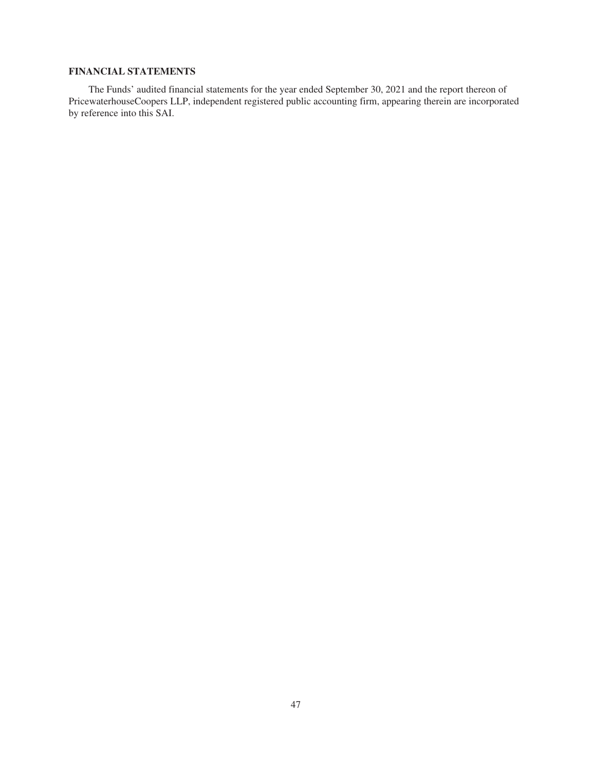## FINANCIAL STATEMENTS

The Funds' audited financial statements for the year ended September 30, 2021 and the report thereon of PricewaterhouseCoopers LLP, independent registered public accounting firm, appearing therein are incorporated by reference into this SAI.